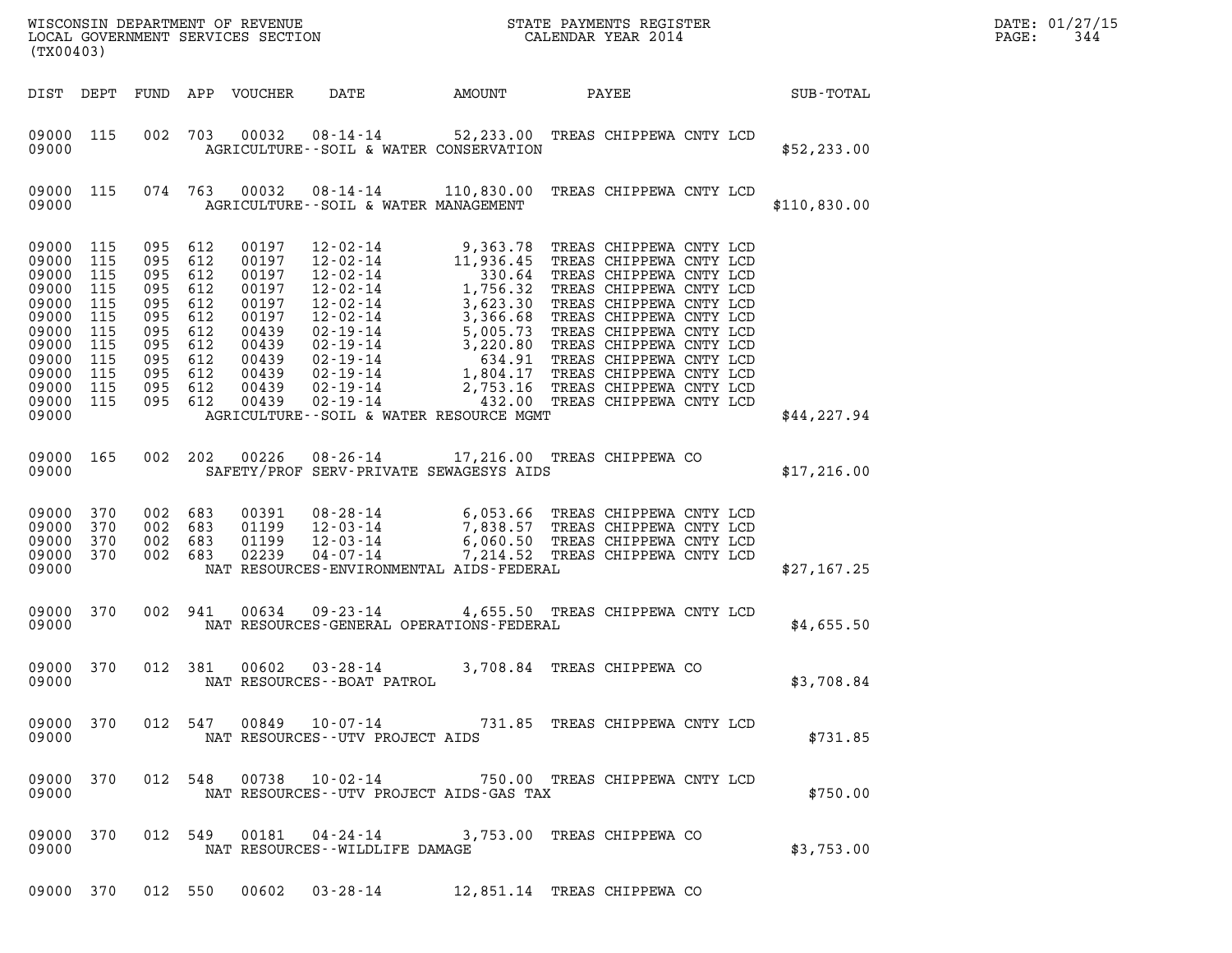WISCONSIN DEPARTMENT OF REVENUE
LOCAL GOVERNMENT SERVICES SECTION
(TX00403)

STATE PAYMENTS REGISTER
CALENDAR YEAR 2014

| DIST | DEPT | FUND | APP | VOUCHER | DATE | AMOUNT | PAYEE | SUB-TOTAL |
|---|---|---|---|---|---|---|---|---|
| 09000 | 115 | 002 | 703 | 00032 | 08-14-14 | 52,233.00 | TREAS CHIPPEWA CNTY LCD | |
| 09000 | | | | | AGRICULTURE--SOIL & WATER CONSERVATION | | | $52,233.00 |
| 09000 | 115 | 074 | 763 | 00032 | 08-14-14 | 110,830.00 | TREAS CHIPPEWA CNTY LCD | |
| 09000 | | | | | AGRICULTURE--SOIL & WATER MANAGEMENT | | | $110,830.00 |
| 09000 | 115 | 095 | 612 | 00197 | 12-02-14 | 9,363.78 | TREAS CHIPPEWA CNTY LCD | |
| 09000 | 115 | 095 | 612 | 00197 | 12-02-14 | 11,936.45 | TREAS CHIPPEWA CNTY LCD | |
| 09000 | 115 | 095 | 612 | 00197 | 12-02-14 | 330.64 | TREAS CHIPPEWA CNTY LCD | |
| 09000 | 115 | 095 | 612 | 00197 | 12-02-14 | 1,756.32 | TREAS CHIPPEWA CNTY LCD | |
| 09000 | 115 | 095 | 612 | 00197 | 12-02-14 | 3,623.30 | TREAS CHIPPEWA CNTY LCD | |
| 09000 | 115 | 095 | 612 | 00197 | 12-02-14 | 3,366.68 | TREAS CHIPPEWA CNTY LCD | |
| 09000 | 115 | 095 | 612 | 00439 | 02-19-14 | 5,005.73 | TREAS CHIPPEWA CNTY LCD | |
| 09000 | 115 | 095 | 612 | 00439 | 02-19-14 | 3,220.80 | TREAS CHIPPEWA CNTY LCD | |
| 09000 | 115 | 095 | 612 | 00439 | 02-19-14 | 634.91 | TREAS CHIPPEWA CNTY LCD | |
| 09000 | 115 | 095 | 612 | 00439 | 02-19-14 | 1,804.17 | TREAS CHIPPEWA CNTY LCD | |
| 09000 | 115 | 095 | 612 | 00439 | 02-19-14 | 2,753.16 | TREAS CHIPPEWA CNTY LCD | |
| 09000 | 115 | 095 | 612 | 00439 | 02-19-14 | 432.00 | TREAS CHIPPEWA CNTY LCD | |
| 09000 | | | | | AGRICULTURE--SOIL & WATER RESOURCE MGMT | | | $44,227.94 |
| 09000 | 165 | 002 | 202 | 00226 | 08-26-14 | 17,216.00 | TREAS CHIPPEWA CO | |
| 09000 | | | | | SAFETY/PROF SERV-PRIVATE SEWAGESYS AIDS | | | $17,216.00 |
| 09000 | 370 | 002 | 683 | 00391 | 08-28-14 | 6,053.66 | TREAS CHIPPEWA CNTY LCD | |
| 09000 | 370 | 002 | 683 | 01199 | 12-03-14 | 7,838.57 | TREAS CHIPPEWA CNTY LCD | |
| 09000 | 370 | 002 | 683 | 01199 | 12-03-14 | 6,060.50 | TREAS CHIPPEWA CNTY LCD | |
| 09000 | 370 | 002 | 683 | 02239 | 04-07-14 | 7,214.52 | TREAS CHIPPEWA CNTY LCD | |
| 09000 | | | | | NAT RESOURCES-ENVIRONMENTAL AIDS-FEDERAL | | | $27,167.25 |
| 09000 | 370 | 002 | 941 | 00634 | 09-23-14 | 4,655.50 | TREAS CHIPPEWA CNTY LCD | |
| 09000 | | | | | NAT RESOURCES-GENERAL OPERATIONS-FEDERAL | | | $4,655.50 |
| 09000 | 370 | 012 | 381 | 00602 | 03-28-14 | 3,708.84 | TREAS CHIPPEWA CO | |
| 09000 | | | | | NAT RESOURCES--BOAT PATROL | | | $3,708.84 |
| 09000 | 370 | 012 | 547 | 00849 | 10-07-14 | 731.85 | TREAS CHIPPEWA CNTY LCD | |
| 09000 | | | | | NAT RESOURCES--UTV PROJECT AIDS | | | $731.85 |
| 09000 | 370 | 012 | 548 | 00738 | 10-02-14 | 750.00 | TREAS CHIPPEWA CNTY LCD | |
| 09000 | | | | | NAT RESOURCES--UTV PROJECT AIDS-GAS TAX | | | $750.00 |
| 09000 | 370 | 012 | 549 | 00181 | 04-24-14 | 3,753.00 | TREAS CHIPPEWA CO | |
| 09000 | | | | | NAT RESOURCES--WILDLIFE DAMAGE | | | $3,753.00 |
| 09000 | 370 | 012 | 550 | 00602 | 03-28-14 | 12,851.14 | TREAS CHIPPEWA CO | |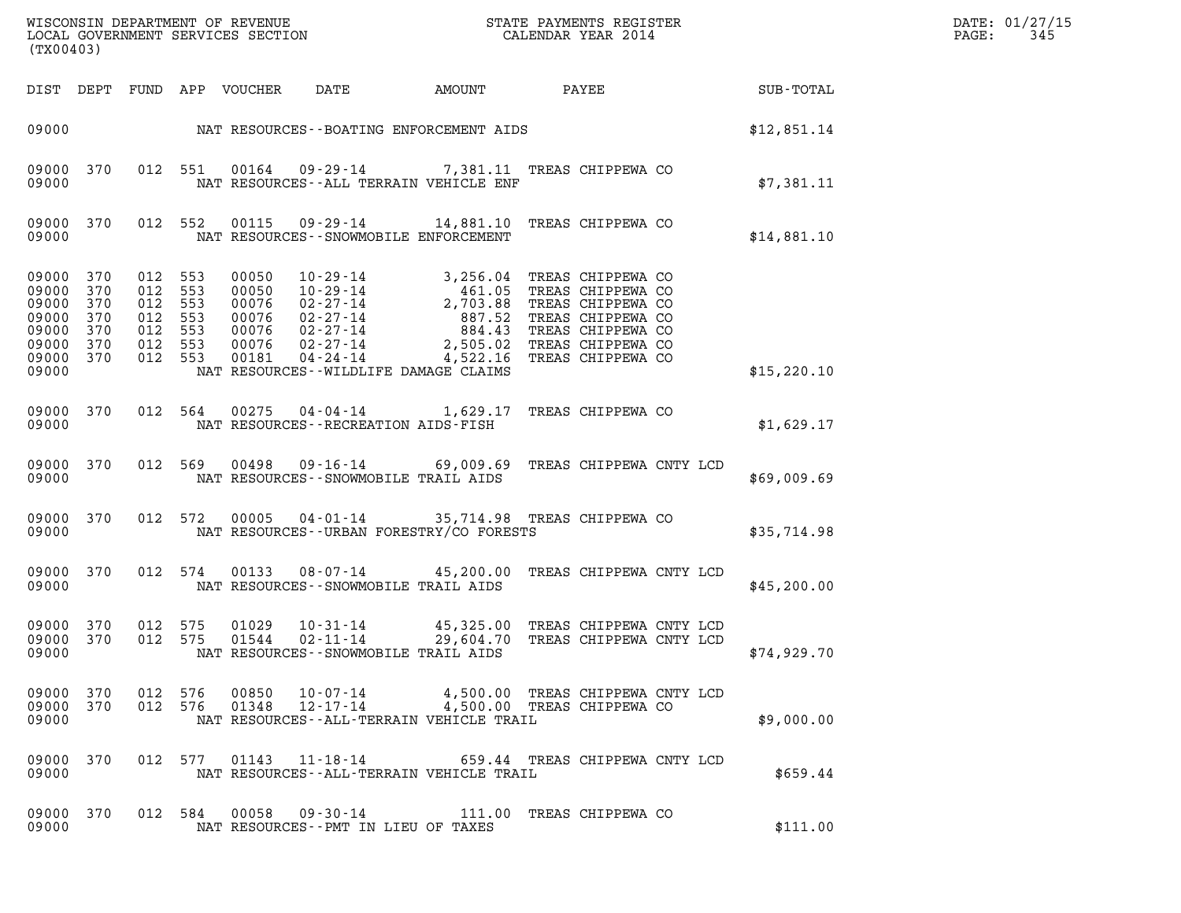WISCONSIN DEPARTMENT OF REVENUE
LOCAL GOVERNMENT SERVICES SECTION
(TX00403)

STATE PAYMENTS REGISTER
CALENDAR YEAR 2014

DATE: 01/27/15

| DIST | DEPT | FUND | APP | VOUCHER | DATE | AMOUNT | PAYEE | SUB-TOTAL |
|---|---|---|---|---|---|---|---|---|
| 09000 | | | | | | NAT RESOURCES--BOATING ENFORCEMENT AIDS | | $12,851.14 |
| 09000 | 370 | 012 | 551 | 00164 | 09-29-14 | 7,381.11 | TREAS CHIPPEWA CO | |
| 09000 | | | | | | NAT RESOURCES--ALL TERRAIN VEHICLE ENF | | $7,381.11 |
| 09000 | 370 | 012 | 552 | 00115 | 09-29-14 | 14,881.10 | TREAS CHIPPEWA CO | |
| 09000 | | | | | | NAT RESOURCES--SNOWMOBILE ENFORCEMENT | | $14,881.10 |
| 09000 | 370 | 012 | 553 | 00050 | 10-29-14 | 3,256.04 | TREAS CHIPPEWA CO | |
| 09000 | 370 | 012 | 553 | 00050 | 10-29-14 | 461.05 | TREAS CHIPPEWA CO | |
| 09000 | 370 | 012 | 553 | 00076 | 02-27-14 | 2,703.88 | TREAS CHIPPEWA CO | |
| 09000 | 370 | 012 | 553 | 00076 | 02-27-14 | 887.52 | TREAS CHIPPEWA CO | |
| 09000 | 370 | 012 | 553 | 00076 | 02-27-14 | 884.43 | TREAS CHIPPEWA CO | |
| 09000 | 370 | 012 | 553 | 00076 | 02-27-14 | 2,505.02 | TREAS CHIPPEWA CO | |
| 09000 | 370 | 012 | 553 | 00181 | 04-24-14 | 4,522.16 | TREAS CHIPPEWA CO | |
| 09000 | | | | | | NAT RESOURCES--WILDLIFE DAMAGE CLAIMS | | $15,220.10 |
| 09000 | 370 | 012 | 564 | 00275 | 04-04-14 | 1,629.17 | TREAS CHIPPEWA CO | |
| 09000 | | | | | | NAT RESOURCES--RECREATION AIDS-FISH | | $1,629.17 |
| 09000 | 370 | 012 | 569 | 00498 | 09-16-14 | 69,009.69 | TREAS CHIPPEWA CNTY LCD | |
| 09000 | | | | | | NAT RESOURCES--SNOWMOBILE TRAIL AIDS | | $69,009.69 |
| 09000 | 370 | 012 | 572 | 00005 | 04-01-14 | 35,714.98 | TREAS CHIPPEWA CO | |
| 09000 | | | | | | NAT RESOURCES--URBAN FORESTRY/CO FORESTS | | $35,714.98 |
| 09000 | 370 | 012 | 574 | 00133 | 08-07-14 | 45,200.00 | TREAS CHIPPEWA CNTY LCD | |
| 09000 | | | | | | NAT RESOURCES--SNOWMOBILE TRAIL AIDS | | $45,200.00 |
| 09000 | 370 | 012 | 575 | 01029 | 10-31-14 | 45,325.00 | TREAS CHIPPEWA CNTY LCD | |
| 09000 | 370 | 012 | 575 | 01544 | 02-11-14 | 29,604.70 | TREAS CHIPPEWA CNTY LCD | |
| 09000 | | | | | | NAT RESOURCES--SNOWMOBILE TRAIL AIDS | | $74,929.70 |
| 09000 | 370 | 012 | 576 | 00850 | 10-07-14 | 4,500.00 | TREAS CHIPPEWA CNTY LCD | |
| 09000 | 370 | 012 | 576 | 01348 | 12-17-14 | 4,500.00 | TREAS CHIPPEWA CO | |
| 09000 | | | | | | NAT RESOURCES--ALL-TERRAIN VEHICLE TRAIL | | $9,000.00 |
| 09000 | 370 | 012 | 577 | 01143 | 11-18-14 | 659.44 | TREAS CHIPPEWA CNTY LCD | |
| 09000 | | | | | | NAT RESOURCES--ALL-TERRAIN VEHICLE TRAIL | | $659.44 |
| 09000 | 370 | 012 | 584 | 00058 | 09-30-14 | 111.00 | TREAS CHIPPEWA CO | |
| 09000 | | | | | | NAT RESOURCES--PMT IN LIEU OF TAXES | | $111.00 |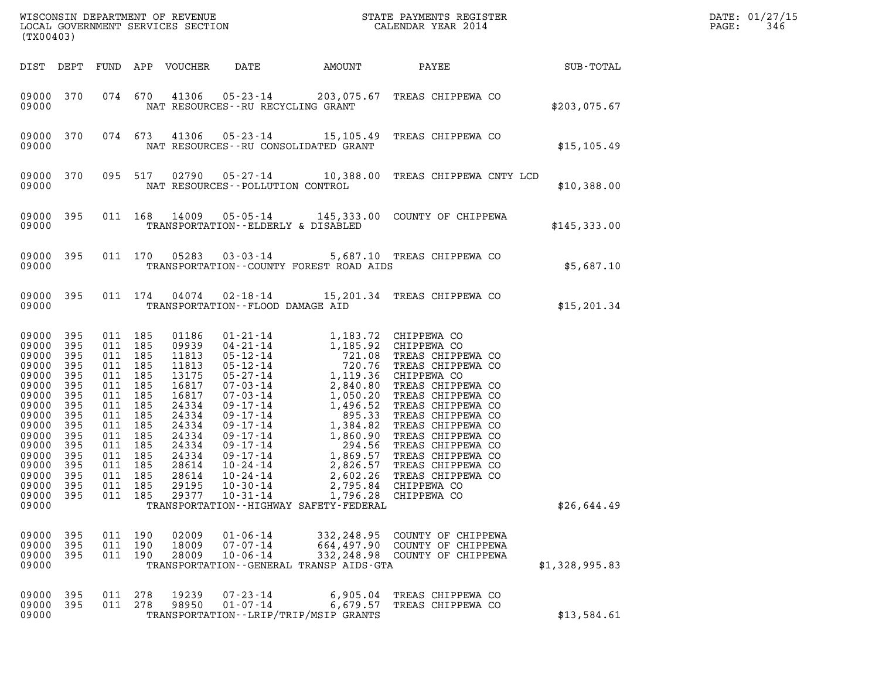WISCONSIN DEPARTMENT OF REVENUE
LOCAL GOVERNMENT SERVICES SECTION
(TX00403)

STATE PAYMENTS REGISTER
CALENDAR YEAR 2014

DATE: 01/27/15
PAGE: 346

| DIST | DEPT | FUND | APP | VOUCHER | DATE | AMOUNT | PAYEE | SUB-TOTAL |
|---|---|---|---|---|---|---|---|---|
| 09000 | 370 | 074 | 670 | 41306 | 05-23-14 | 203,075.67 | TREAS CHIPPEWA CO | |
| 09000 | | | | | NAT RESOURCES--RU RECYCLING GRANT | | | $203,075.67 |
| 09000 | 370 | 074 | 673 | 41306 | 05-23-14 | 15,105.49 | TREAS CHIPPEWA CO | |
| 09000 | | | | | NAT RESOURCES--RU CONSOLIDATED GRANT | | | $15,105.49 |
| 09000 | 370 | 095 | 517 | 02790 | 05-27-14 | 10,388.00 | TREAS CHIPPEWA CNTY LCD | |
| 09000 | | | | | NAT RESOURCES--POLLUTION CONTROL | | | $10,388.00 |
| 09000 | 395 | 011 | 168 | 14009 | 05-05-14 | 145,333.00 | COUNTY OF CHIPPEWA | |
| 09000 | | | | | TRANSPORTATION--ELDERLY & DISABLED | | | $145,333.00 |
| 09000 | 395 | 011 | 170 | 05283 | 03-03-14 | 5,687.10 | TREAS CHIPPEWA CO | |
| 09000 | | | | | TRANSPORTATION--COUNTY FOREST ROAD AIDS | | | $5,687.10 |
| 09000 | 395 | 011 | 174 | 04074 | 02-18-14 | 15,201.34 | TREAS CHIPPEWA CO | |
| 09000 | | | | | TRANSPORTATION--FLOOD DAMAGE AID | | | $15,201.34 |
| 09000 | 395 | 011 | 185 | 01186 | 01-21-14 | 1,183.72 | CHIPPEWA CO | |
| 09000 | 395 | 011 | 185 | 09939 | 04-21-14 | 1,185.92 | CHIPPEWA CO | |
| 09000 | 395 | 011 | 185 | 11813 | 05-12-14 | 721.08 | TREAS CHIPPEWA CO | |
| 09000 | 395 | 011 | 185 | 11813 | 05-12-14 | 720.76 | TREAS CHIPPEWA CO | |
| 09000 | 395 | 011 | 185 | 13175 | 05-27-14 | 1,119.36 | CHIPPEWA CO | |
| 09000 | 395 | 011 | 185 | 16817 | 07-03-14 | 2,840.80 | TREAS CHIPPEWA CO | |
| 09000 | 395 | 011 | 185 | 16817 | 07-03-14 | 1,050.20 | TREAS CHIPPEWA CO | |
| 09000 | 395 | 011 | 185 | 24334 | 09-17-14 | 1,496.52 | TREAS CHIPPEWA CO | |
| 09000 | 395 | 011 | 185 | 24334 | 09-17-14 | 895.33 | TREAS CHIPPEWA CO | |
| 09000 | 395 | 011 | 185 | 24334 | 09-17-14 | 1,384.82 | TREAS CHIPPEWA CO | |
| 09000 | 395 | 011 | 185 | 24334 | 09-17-14 | 1,860.90 | TREAS CHIPPEWA CO | |
| 09000 | 395 | 011 | 185 | 24334 | 09-17-14 | 294.56 | TREAS CHIPPEWA CO | |
| 09000 | 395 | 011 | 185 | 24334 | 09-17-14 | 1,869.57 | TREAS CHIPPEWA CO | |
| 09000 | 395 | 011 | 185 | 28614 | 10-24-14 | 2,826.57 | TREAS CHIPPEWA CO | |
| 09000 | 395 | 011 | 185 | 28614 | 10-24-14 | 2,602.26 | TREAS CHIPPEWA CO | |
| 09000 | 395 | 011 | 185 | 29195 | 10-30-14 | 2,795.84 | CHIPPEWA CO | |
| 09000 | 395 | 011 | 185 | 29377 | 10-31-14 | 1,796.28 | CHIPPEWA CO | |
| 09000 | | | | | TRANSPORTATION--HIGHWAY SAFETY-FEDERAL | | | $26,644.49 |
| 09000 | 395 | 011 | 190 | 02009 | 01-06-14 | 332,248.95 | COUNTY OF CHIPPEWA | |
| 09000 | 395 | 011 | 190 | 18009 | 07-07-14 | 664,497.90 | COUNTY OF CHIPPEWA | |
| 09000 | 395 | 011 | 190 | 28009 | 10-06-14 | 332,248.98 | COUNTY OF CHIPPEWA | |
| 09000 | | | | | TRANSPORTATION--GENERAL TRANSP AIDS-GTA | | | $1,328,995.83 |
| 09000 | 395 | 011 | 278 | 19239 | 07-23-14 | 6,905.04 | TREAS CHIPPEWA CO | |
| 09000 | 395 | 011 | 278 | 98950 | 01-07-14 | 6,679.57 | TREAS CHIPPEWA CO | |
| 09000 | | | | | TRANSPORTATION--LRIP/TRIP/MSIP GRANTS | | | $13,584.61 |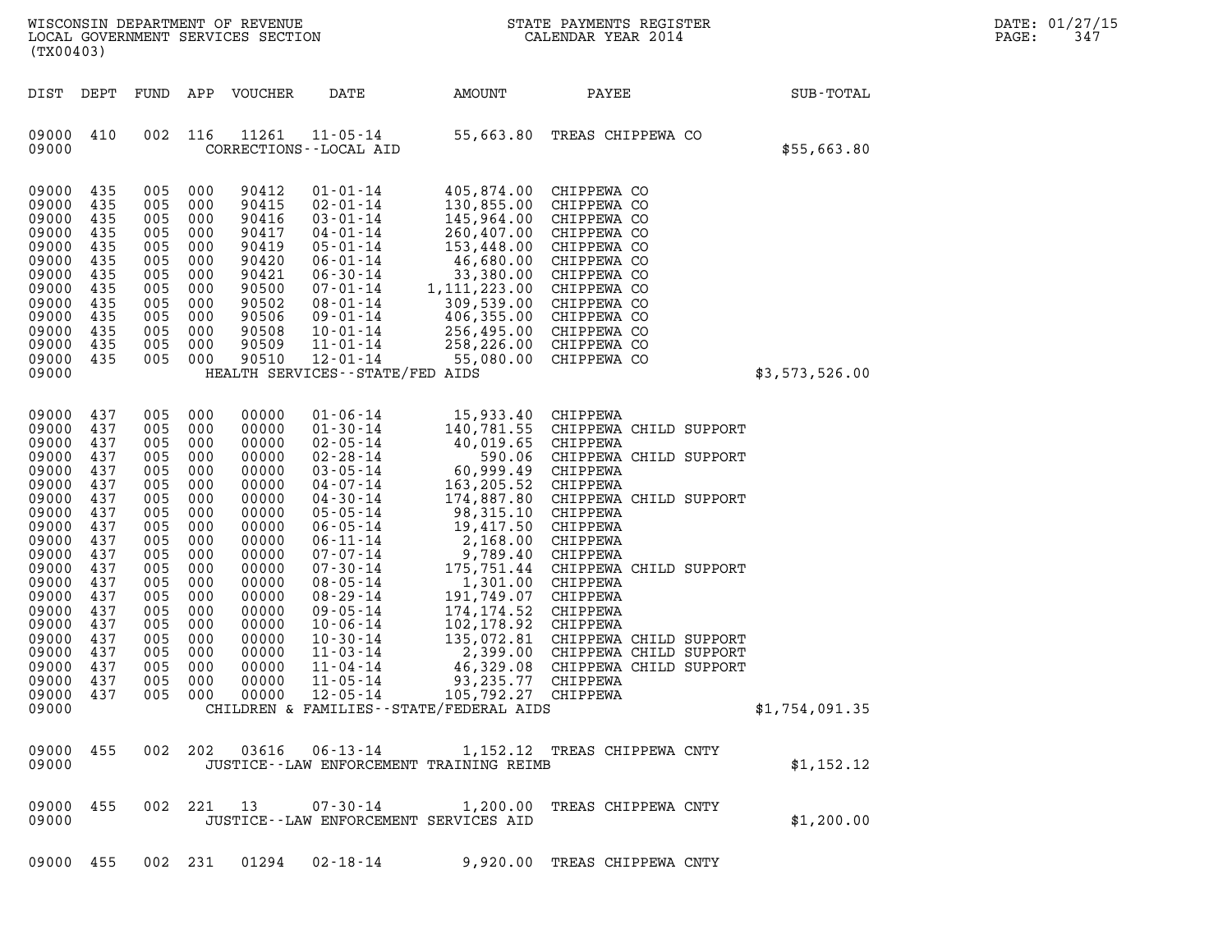WISCONSIN DEPARTMENT OF REVENUE
LOCAL GOVERNMENT SERVICES SECTION
(TX00403)

STATE PAYMENTS REGISTER
CALENDAR YEAR 2014

DATE: 01/27/15

| DIST | DEPT | FUND | APP | VOUCHER | DATE | AMOUNT | PAYEE | SUB-TOTAL |
|---|---|---|---|---|---|---|---|---|
| 09000 | 410 | 002 | 116 | 11261 | 11-05-14 | 55,663.80 | TREAS CHIPPEWA CO | |
| 09000 | | | | CORRECTIONS--LOCAL AID | | | | $55,663.80 |
| 09000 | 435 | 005 | 000 | 90412 | 01-01-14 | 405,874.00 | CHIPPEWA CO | |
| 09000 | 435 | 005 | 000 | 90415 | 02-01-14 | 130,855.00 | CHIPPEWA CO | |
| 09000 | 435 | 005 | 000 | 90416 | 03-01-14 | 145,964.00 | CHIPPEWA CO | |
| 09000 | 435 | 005 | 000 | 90417 | 04-01-14 | 260,407.00 | CHIPPEWA CO | |
| 09000 | 435 | 005 | 000 | 90419 | 05-01-14 | 153,448.00 | CHIPPEWA CO | |
| 09000 | 435 | 005 | 000 | 90420 | 06-01-14 | 46,680.00 | CHIPPEWA CO | |
| 09000 | 435 | 005 | 000 | 90421 | 06-30-14 | 33,380.00 | CHIPPEWA CO | |
| 09000 | 435 | 005 | 000 | 90500 | 07-01-14 | 1,111,223.00 | CHIPPEWA CO | |
| 09000 | 435 | 005 | 000 | 90502 | 08-01-14 | 309,539.00 | CHIPPEWA CO | |
| 09000 | 435 | 005 | 000 | 90506 | 09-01-14 | 406,355.00 | CHIPPEWA CO | |
| 09000 | 435 | 005 | 000 | 90508 | 10-01-14 | 256,495.00 | CHIPPEWA CO | |
| 09000 | 435 | 005 | 000 | 90509 | 11-01-14 | 258,226.00 | CHIPPEWA CO | |
| 09000 | 435 | 005 | 000 | 90510 | 12-01-14 | 55,080.00 | CHIPPEWA CO | |
| 09000 | | | | HEALTH SERVICES--STATE/FED AIDS | | | | $3,573,526.00 |
| 09000 | 437 | 005 | 000 | 00000 | 01-06-14 | 15,933.40 | CHIPPEWA | |
| 09000 | 437 | 005 | 000 | 00000 | 01-30-14 | 140,781.55 | CHIPPEWA CHILD SUPPORT | |
| 09000 | 437 | 005 | 000 | 00000 | 02-05-14 | 40,019.65 | CHIPPEWA | |
| 09000 | 437 | 005 | 000 | 00000 | 02-28-14 | 590.06 | CHIPPEWA CHILD SUPPORT | |
| 09000 | 437 | 005 | 000 | 00000 | 03-05-14 | 60,999.49 | CHIPPEWA | |
| 09000 | 437 | 005 | 000 | 00000 | 04-07-14 | 163,205.52 | CHIPPEWA | |
| 09000 | 437 | 005 | 000 | 00000 | 04-30-14 | 174,887.80 | CHIPPEWA CHILD SUPPORT | |
| 09000 | 437 | 005 | 000 | 00000 | 05-05-14 | 98,315.10 | CHIPPEWA | |
| 09000 | 437 | 005 | 000 | 00000 | 06-05-14 | 19,417.50 | CHIPPEWA | |
| 09000 | 437 | 005 | 000 | 00000 | 06-11-14 | 2,168.00 | CHIPPEWA | |
| 09000 | 437 | 005 | 000 | 00000 | 07-07-14 | 9,789.40 | CHIPPEWA | |
| 09000 | 437 | 005 | 000 | 00000 | 07-30-14 | 175,751.44 | CHIPPEWA CHILD SUPPORT | |
| 09000 | 437 | 005 | 000 | 00000 | 08-05-14 | 1,301.00 | CHIPPEWA | |
| 09000 | 437 | 005 | 000 | 00000 | 08-29-14 | 191,749.07 | CHIPPEWA | |
| 09000 | 437 | 005 | 000 | 00000 | 09-05-14 | 174,174.52 | CHIPPEWA | |
| 09000 | 437 | 005 | 000 | 00000 | 10-06-14 | 102,178.92 | CHIPPEWA | |
| 09000 | 437 | 005 | 000 | 00000 | 10-30-14 | 135,072.81 | CHIPPEWA CHILD SUPPORT | |
| 09000 | 437 | 005 | 000 | 00000 | 11-03-14 | 2,399.00 | CHIPPEWA CHILD SUPPORT | |
| 09000 | 437 | 005 | 000 | 00000 | 11-04-14 | 46,329.08 | CHIPPEWA CHILD SUPPORT | |
| 09000 | 437 | 005 | 000 | 00000 | 11-05-14 | 93,235.77 | CHIPPEWA | |
| 09000 | 437 | 005 | 000 | 00000 | 12-05-14 | 105,792.27 | CHIPPEWA | |
| 09000 | | | | CHILDREN & FAMILIES--STATE/FEDERAL AIDS | | | | $1,754,091.35 |
| 09000 | 455 | 002 | 202 | 03616 | 06-13-14 | 1,152.12 | TREAS CHIPPEWA CNTY | |
| 09000 | | | | JUSTICE--LAW ENFORCEMENT TRAINING REIMB | | | | $1,152.12 |
| 09000 | 455 | 002 | 221 | 13 | 07-30-14 | 1,200.00 | TREAS CHIPPEWA CNTY | |
| 09000 | | | | JUSTICE--LAW ENFORCEMENT SERVICES AID | | | | $1,200.00 |
| 09000 | 455 | 002 | 231 | 01294 | 02-18-14 | 9,920.00 | TREAS CHIPPEWA CNTY | |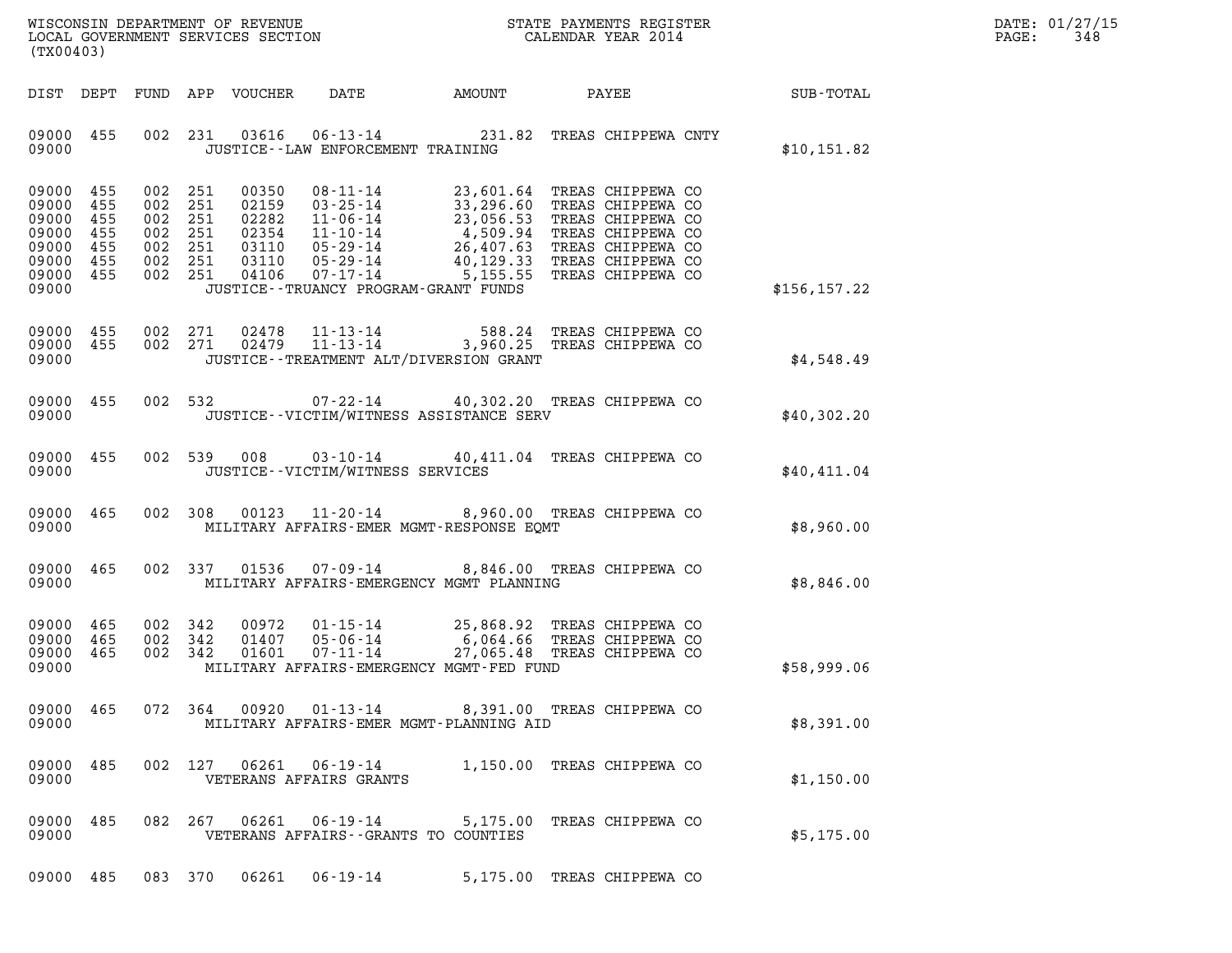WISCONSIN DEPARTMENT OF REVENUE
LOCAL GOVERNMENT SERVICES SECTION
(TX00403)

STATE PAYMENTS REGISTER
CALENDAR YEAR 2014

DATE: 01/27/15
PAGE: 348

| DIST | DEPT | FUND | APP | VOUCHER | DATE | AMOUNT | PAYEE | SUB-TOTAL |
|---|---|---|---|---|---|---|---|---|
| 09000 | 455 | 002 | 231 | 03616 | 06-13-14 | 231.82 | TREAS CHIPPEWA CNTY | |
| 09000 | | | | | JUSTICE--LAW ENFORCEMENT TRAINING | | | $10,151.82 |
| 09000 | 455 | 002 | 251 | 00350 | 08-11-14 | 23,601.64 | TREAS CHIPPEWA CO | |
| 09000 | 455 | 002 | 251 | 02159 | 03-25-14 | 33,296.60 | TREAS CHIPPEWA CO | |
| 09000 | 455 | 002 | 251 | 02282 | 11-06-14 | 23,056.53 | TREAS CHIPPEWA CO | |
| 09000 | 455 | 002 | 251 | 02354 | 11-10-14 | 4,509.94 | TREAS CHIPPEWA CO | |
| 09000 | 455 | 002 | 251 | 03110 | 05-29-14 | 26,407.63 | TREAS CHIPPEWA CO | |
| 09000 | 455 | 002 | 251 | 03110 | 05-29-14 | 40,129.33 | TREAS CHIPPEWA CO | |
| 09000 | 455 | 002 | 251 | 04106 | 07-17-14 | 5,155.55 | TREAS CHIPPEWA CO | |
| 09000 | | | | | JUSTICE--TRUANCY PROGRAM-GRANT FUNDS | | | $156,157.22 |
| 09000 | 455 | 002 | 271 | 02478 | 11-13-14 | 588.24 | TREAS CHIPPEWA CO | |
| 09000 | 455 | 002 | 271 | 02479 | 11-13-14 | 3,960.25 | TREAS CHIPPEWA CO | |
| 09000 | | | | | JUSTICE--TREATMENT ALT/DIVERSION GRANT | | | $4,548.49 |
| 09000 | 455 | 002 | 532 | | 07-22-14 | 40,302.20 | TREAS CHIPPEWA CO | |
| 09000 | | | | | JUSTICE--VICTIM/WITNESS ASSISTANCE SERV | | | $40,302.20 |
| 09000 | 455 | 002 | 539 | 008 | 03-10-14 | 40,411.04 | TREAS CHIPPEWA CO | |
| 09000 | | | | | JUSTICE--VICTIM/WITNESS SERVICES | | | $40,411.04 |
| 09000 | 465 | 002 | 308 | 00123 | 11-20-14 | 8,960.00 | TREAS CHIPPEWA CO | |
| 09000 | | | | | MILITARY AFFAIRS-EMER MGMT-RESPONSE EQMT | | | $8,960.00 |
| 09000 | 465 | 002 | 337 | 01536 | 07-09-14 | 8,846.00 | TREAS CHIPPEWA CO | |
| 09000 | | | | | MILITARY AFFAIRS-EMERGENCY MGMT PLANNING | | | $8,846.00 |
| 09000 | 465 | 002 | 342 | 00972 | 01-15-14 | 25,868.92 | TREAS CHIPPEWA CO | |
| 09000 | 465 | 002 | 342 | 01407 | 05-06-14 | 6,064.66 | TREAS CHIPPEWA CO | |
| 09000 | 465 | 002 | 342 | 01601 | 07-11-14 | 27,065.48 | TREAS CHIPPEWA CO | |
| 09000 | | | | | MILITARY AFFAIRS-EMERGENCY MGMT-FED FUND | | | $58,999.06 |
| 09000 | 465 | 072 | 364 | 00920 | 01-13-14 | 8,391.00 | TREAS CHIPPEWA CO | |
| 09000 | | | | | MILITARY AFFAIRS-EMER MGMT-PLANNING AID | | | $8,391.00 |
| 09000 | 485 | 002 | 127 | 06261 | 06-19-14 | 1,150.00 | TREAS CHIPPEWA CO | |
| 09000 | | | | | VETERANS AFFAIRS GRANTS | | | $1,150.00 |
| 09000 | 485 | 082 | 267 | 06261 | 06-19-14 | 5,175.00 | TREAS CHIPPEWA CO | |
| 09000 | | | | | VETERANS AFFAIRS--GRANTS TO COUNTIES | | | $5,175.00 |
| 09000 | 485 | 083 | 370 | 06261 | 06-19-14 | 5,175.00 | TREAS CHIPPEWA CO | |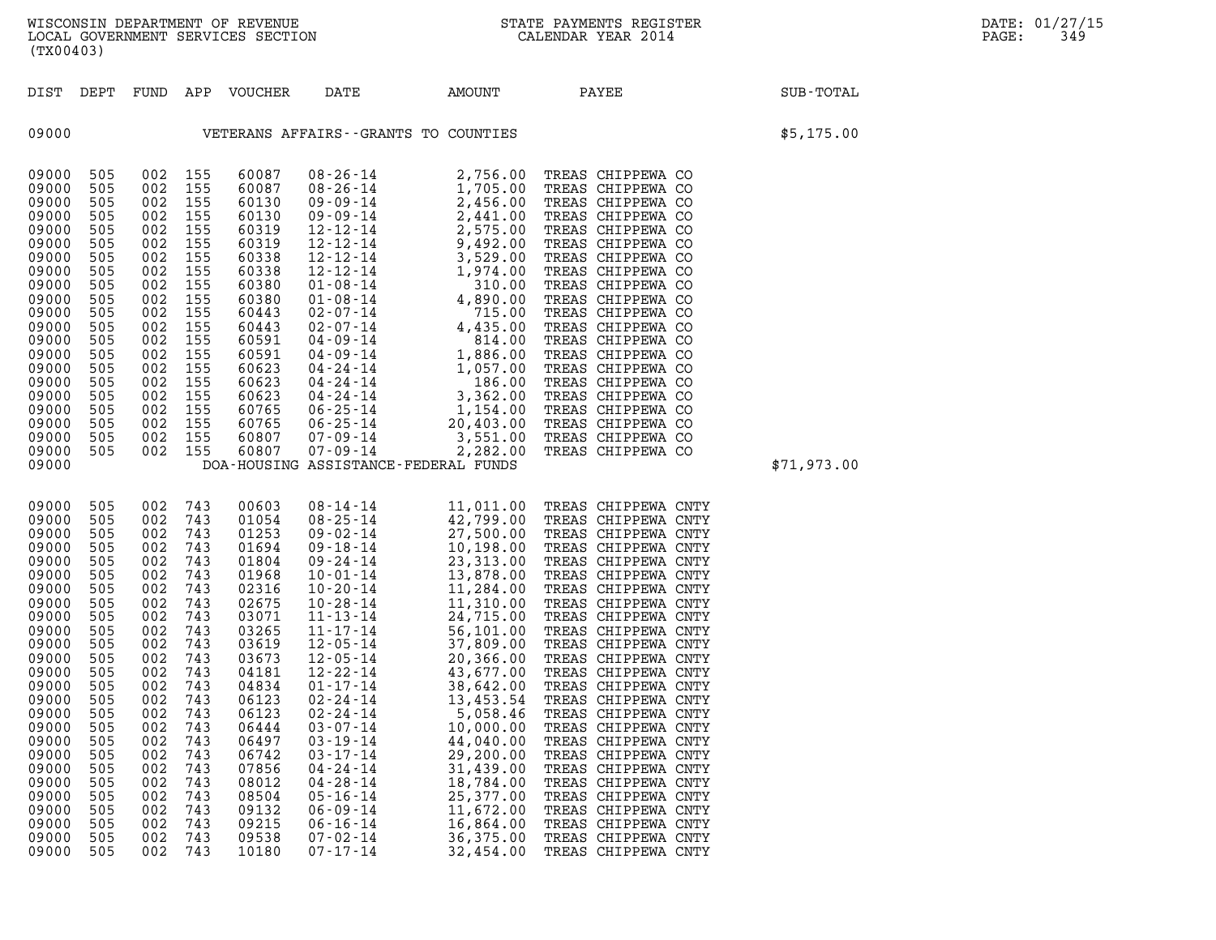| DIST | DEPT | FUND | APP | VOUCHER | DATE | AMOUNT | PAYEE | SUB-TOTAL |
|---|---|---|---|---|---|---|---|---|
| 09000 | | | | | VETERANS AFFAIRS--GRANTS TO COUNTIES | | | $5,175.00 |
| 09000 | 505 | 002 | 155 | 60087 | 08-26-14 | 2,756.00 | TREAS CHIPPEWA CO | |
| 09000 | 505 | 002 | 155 | 60087 | 08-26-14 | 1,705.00 | TREAS CHIPPEWA CO | |
| 09000 | 505 | 002 | 155 | 60130 | 09-09-14 | 2,456.00 | TREAS CHIPPEWA CO | |
| 09000 | 505 | 002 | 155 | 60130 | 09-09-14 | 2,441.00 | TREAS CHIPPEWA CO | |
| 09000 | 505 | 002 | 155 | 60319 | 12-12-14 | 2,575.00 | TREAS CHIPPEWA CO | |
| 09000 | 505 | 002 | 155 | 60319 | 12-12-14 | 9,492.00 | TREAS CHIPPEWA CO | |
| 09000 | 505 | 002 | 155 | 60338 | 12-12-14 | 3,529.00 | TREAS CHIPPEWA CO | |
| 09000 | 505 | 002 | 155 | 60338 | 12-12-14 | 1,974.00 | TREAS CHIPPEWA CO | |
| 09000 | 505 | 002 | 155 | 60380 | 01-08-14 | 310.00 | TREAS CHIPPEWA CO | |
| 09000 | 505 | 002 | 155 | 60380 | 01-08-14 | 4,890.00 | TREAS CHIPPEWA CO | |
| 09000 | 505 | 002 | 155 | 60443 | 02-07-14 | 715.00 | TREAS CHIPPEWA CO | |
| 09000 | 505 | 002 | 155 | 60443 | 02-07-14 | 4,435.00 | TREAS CHIPPEWA CO | |
| 09000 | 505 | 002 | 155 | 60591 | 04-09-14 | 814.00 | TREAS CHIPPEWA CO | |
| 09000 | 505 | 002 | 155 | 60591 | 04-09-14 | 1,886.00 | TREAS CHIPPEWA CO | |
| 09000 | 505 | 002 | 155 | 60623 | 04-24-14 | 1,057.00 | TREAS CHIPPEWA CO | |
| 09000 | 505 | 002 | 155 | 60623 | 04-24-14 | 186.00 | TREAS CHIPPEWA CO | |
| 09000 | 505 | 002 | 155 | 60623 | 04-24-14 | 3,362.00 | TREAS CHIPPEWA CO | |
| 09000 | 505 | 002 | 155 | 60765 | 06-25-14 | 1,154.00 | TREAS CHIPPEWA CO | |
| 09000 | 505 | 002 | 155 | 60765 | 06-25-14 | 20,403.00 | TREAS CHIPPEWA CO | |
| 09000 | 505 | 002 | 155 | 60807 | 07-09-14 | 3,551.00 | TREAS CHIPPEWA CO | |
| 09000 | 505 | 002 | 155 | 60807 | 07-09-14 | 2,282.00 | TREAS CHIPPEWA CO | |
| 09000 | | | | | DOA-HOUSING ASSISTANCE-FEDERAL FUNDS | | | $71,973.00 |
| 09000 | 505 | 002 | 743 | 00603 | 08-14-14 | 11,011.00 | TREAS CHIPPEWA CNTY | |
| 09000 | 505 | 002 | 743 | 01054 | 08-25-14 | 42,799.00 | TREAS CHIPPEWA CNTY | |
| 09000 | 505 | 002 | 743 | 01253 | 09-02-14 | 27,500.00 | TREAS CHIPPEWA CNTY | |
| 09000 | 505 | 002 | 743 | 01694 | 09-18-14 | 10,198.00 | TREAS CHIPPEWA CNTY | |
| 09000 | 505 | 002 | 743 | 01804 | 09-24-14 | 23,313.00 | TREAS CHIPPEWA CNTY | |
| 09000 | 505 | 002 | 743 | 01968 | 10-01-14 | 13,878.00 | TREAS CHIPPEWA CNTY | |
| 09000 | 505 | 002 | 743 | 02316 | 10-20-14 | 11,284.00 | TREAS CHIPPEWA CNTY | |
| 09000 | 505 | 002 | 743 | 02675 | 10-28-14 | 11,310.00 | TREAS CHIPPEWA CNTY | |
| 09000 | 505 | 002 | 743 | 03071 | 11-13-14 | 24,715.00 | TREAS CHIPPEWA CNTY | |
| 09000 | 505 | 002 | 743 | 03265 | 11-17-14 | 56,101.00 | TREAS CHIPPEWA CNTY | |
| 09000 | 505 | 002 | 743 | 03619 | 12-05-14 | 37,809.00 | TREAS CHIPPEWA CNTY | |
| 09000 | 505 | 002 | 743 | 03673 | 12-05-14 | 20,366.00 | TREAS CHIPPEWA CNTY | |
| 09000 | 505 | 002 | 743 | 04181 | 12-22-14 | 43,677.00 | TREAS CHIPPEWA CNTY | |
| 09000 | 505 | 002 | 743 | 04834 | 01-17-14 | 38,642.00 | TREAS CHIPPEWA CNTY | |
| 09000 | 505 | 002 | 743 | 06123 | 02-24-14 | 13,453.54 | TREAS CHIPPEWA CNTY | |
| 09000 | 505 | 002 | 743 | 06123 | 02-24-14 | 5,058.46 | TREAS CHIPPEWA CNTY | |
| 09000 | 505 | 002 | 743 | 06444 | 03-07-14 | 10,000.00 | TREAS CHIPPEWA CNTY | |
| 09000 | 505 | 002 | 743 | 06497 | 03-19-14 | 44,040.00 | TREAS CHIPPEWA CNTY | |
| 09000 | 505 | 002 | 743 | 06742 | 03-17-14 | 29,200.00 | TREAS CHIPPEWA CNTY | |
| 09000 | 505 | 002 | 743 | 07856 | 04-24-14 | 31,439.00 | TREAS CHIPPEWA CNTY | |
| 09000 | 505 | 002 | 743 | 08012 | 04-28-14 | 18,784.00 | TREAS CHIPPEWA CNTY | |
| 09000 | 505 | 002 | 743 | 08504 | 05-16-14 | 25,377.00 | TREAS CHIPPEWA CNTY | |
| 09000 | 505 | 002 | 743 | 09132 | 06-09-14 | 11,672.00 | TREAS CHIPPEWA CNTY | |
| 09000 | 505 | 002 | 743 | 09215 | 06-16-14 | 16,864.00 | TREAS CHIPPEWA CNTY | |
| 09000 | 505 | 002 | 743 | 09538 | 07-02-14 | 36,375.00 | TREAS CHIPPEWA CNTY | |
| 09000 | 505 | 002 | 743 | 10180 | 07-17-14 | 32,454.00 | TREAS CHIPPEWA CNTY | |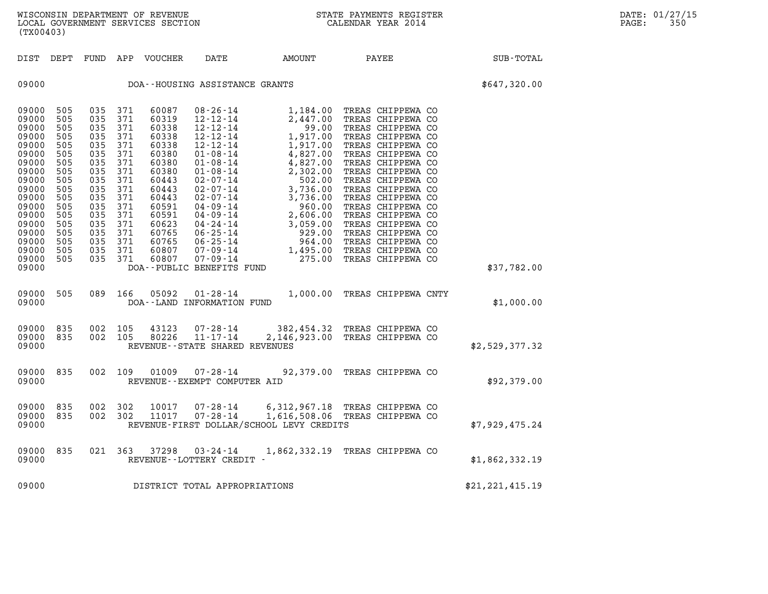WISCONSIN DEPARTMENT OF REVENUE
LOCAL GOVERNMENT SERVICES SECTION
(TX00403)

STATE PAYMENTS REGISTER
CALENDAR YEAR 2014

DATE: 01/27/15

| DIST | DEPT | FUND | APP | VOUCHER | DATE | AMOUNT | PAYEE | SUB-TOTAL |
|---|---|---|---|---|---|---|---|---|
| 09000 | | | | DOA--HOUSING ASSISTANCE GRANTS | | | | $647,320.00 |
| 09000 | 505 | 035 | 371 | 60087 | 08-26-14 | 1,184.00 | TREAS CHIPPEWA CO | |
| 09000 | 505 | 035 | 371 | 60319 | 12-12-14 | 2,447.00 | TREAS CHIPPEWA CO | |
| 09000 | 505 | 035 | 371 | 60338 | 12-12-14 | 99.00 | TREAS CHIPPEWA CO | |
| 09000 | 505 | 035 | 371 | 60338 | 12-12-14 | 1,917.00 | TREAS CHIPPEWA CO | |
| 09000 | 505 | 035 | 371 | 60338 | 12-12-14 | 1,917.00 | TREAS CHIPPEWA CO | |
| 09000 | 505 | 035 | 371 | 60380 | 01-08-14 | 4,827.00 | TREAS CHIPPEWA CO | |
| 09000 | 505 | 035 | 371 | 60380 | 01-08-14 | 4,827.00 | TREAS CHIPPEWA CO | |
| 09000 | 505 | 035 | 371 | 60380 | 01-08-14 | 2,302.00 | TREAS CHIPPEWA CO | |
| 09000 | 505 | 035 | 371 | 60443 | 02-07-14 | 502.00 | TREAS CHIPPEWA CO | |
| 09000 | 505 | 035 | 371 | 60443 | 02-07-14 | 3,736.00 | TREAS CHIPPEWA CO | |
| 09000 | 505 | 035 | 371 | 60443 | 02-07-14 | 3,736.00 | TREAS CHIPPEWA CO | |
| 09000 | 505 | 035 | 371 | 60591 | 04-09-14 | 960.00 | TREAS CHIPPEWA CO | |
| 09000 | 505 | 035 | 371 | 60591 | 04-09-14 | 2,606.00 | TREAS CHIPPEWA CO | |
| 09000 | 505 | 035 | 371 | 60623 | 04-24-14 | 3,059.00 | TREAS CHIPPEWA CO | |
| 09000 | 505 | 035 | 371 | 60765 | 06-25-14 | 929.00 | TREAS CHIPPEWA CO | |
| 09000 | 505 | 035 | 371 | 60765 | 06-25-14 | 964.00 | TREAS CHIPPEWA CO | |
| 09000 | 505 | 035 | 371 | 60807 | 07-09-14 | 1,495.00 | TREAS CHIPPEWA CO | |
| 09000 | 505 | 035 | 371 | 60807 | 07-09-14 | 275.00 | TREAS CHIPPEWA CO | |
| 09000 | | | | DOA--PUBLIC BENEFITS FUND | | | | $37,782.00 |
| 09000 | 505 | 089 | 166 | 05092 | 01-28-14 | 1,000.00 | TREAS CHIPPEWA CNTY | |
| 09000 | | | | DOA--LAND INFORMATION FUND | | | | $1,000.00 |
| 09000 | 835 | 002 | 105 | 43123 | 07-28-14 | 382,454.32 | TREAS CHIPPEWA CO | |
| 09000 | 835 | 002 | 105 | 80226 | 11-17-14 | 2,146,923.00 | TREAS CHIPPEWA CO | |
| 09000 | | | | REVENUE--STATE SHARED REVENUES | | | | $2,529,377.32 |
| 09000 | 835 | 002 | 109 | 01009 | 07-28-14 | 92,379.00 | TREAS CHIPPEWA CO | |
| 09000 | | | | REVENUE--EXEMPT COMPUTER AID | | | | $92,379.00 |
| 09000 | 835 | 002 | 302 | 10017 | 07-28-14 | 6,312,967.18 | TREAS CHIPPEWA CO | |
| 09000 | 835 | 002 | 302 | 11017 | 07-28-14 | 1,616,508.06 | TREAS CHIPPEWA CO | |
| 09000 | | | | REVENUE-FIRST DOLLAR/SCHOOL LEVY CREDITS | | | | $7,929,475.24 |
| 09000 | 835 | 021 | 363 | 37298 | 03-24-14 | 1,862,332.19 | TREAS CHIPPEWA CO | |
| 09000 | | | | REVENUE--LOTTERY CREDIT - | | | | $1,862,332.19 |
| 09000 | | | | DISTRICT TOTAL APPROPRIATIONS | | | | $21,221,415.19 |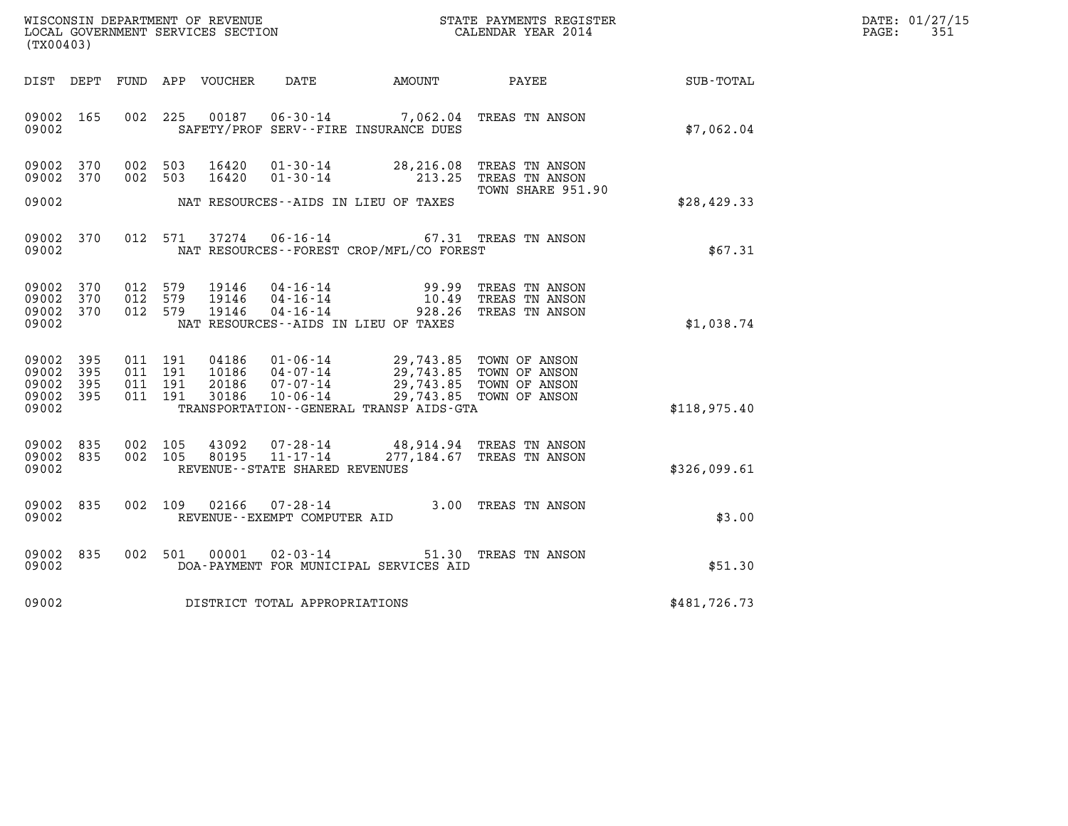WISCONSIN DEPARTMENT OF REVENUE
LOCAL GOVERNMENT SERVICES SECTION
(TX00403)

STATE PAYMENTS REGISTER
CALENDAR YEAR 2014

DATE: 01/27/15

| DIST | DEPT | FUND | APP | VOUCHER | DATE | AMOUNT | PAYEE | SUB-TOTAL |
|---|---|---|---|---|---|---|---|---|
| 09002 | 165 | 002 | 225 | 00187 | 06-30-14 | 7,062.04 | TREAS TN ANSON | |
| 09002 | | | | | SAFETY/PROF SERV--FIRE INSURANCE DUES | | | $7,062.04 |
| 09002 | 370 | 002 | 503 | 16420 | 01-30-14 | 28,216.08 | TREAS TN ANSON | |
| 09002 | 370 | 002 | 503 | 16420 | 01-30-14 | 213.25 | TREAS TN ANSON TOWN SHARE 951.90 | |
| 09002 | | | | | NAT RESOURCES--AIDS IN LIEU OF TAXES | | | $28,429.33 |
| 09002 | 370 | 012 | 571 | 37274 | 06-16-14 | 67.31 | TREAS TN ANSON | |
| 09002 | | | | | NAT RESOURCES--FOREST CROP/MFL/CO FOREST | | | $67.31 |
| 09002 | 370 | 012 | 579 | 19146 | 04-16-14 | 99.99 | TREAS TN ANSON | |
| 09002 | 370 | 012 | 579 | 19146 | 04-16-14 | 10.49 | TREAS TN ANSON | |
| 09002 | 370 | 012 | 579 | 19146 | 04-16-14 | 928.26 | TREAS TN ANSON | |
| 09002 | | | | | NAT RESOURCES--AIDS IN LIEU OF TAXES | | | $1,038.74 |
| 09002 | 395 | 011 | 191 | 04186 | 01-06-14 | 29,743.85 | TOWN OF ANSON | |
| 09002 | 395 | 011 | 191 | 10186 | 04-07-14 | 29,743.85 | TOWN OF ANSON | |
| 09002 | 395 | 011 | 191 | 20186 | 07-07-14 | 29,743.85 | TOWN OF ANSON | |
| 09002 | 395 | 011 | 191 | 30186 | 10-06-14 | 29,743.85 | TOWN OF ANSON | |
| 09002 | | | | | TRANSPORTATION--GENERAL TRANSP AIDS-GTA | | | $118,975.40 |
| 09002 | 835 | 002 | 105 | 43092 | 07-28-14 | 48,914.94 | TREAS TN ANSON | |
| 09002 | 835 | 002 | 105 | 80195 | 11-17-14 | 277,184.67 | TREAS TN ANSON | |
| 09002 | | | | | REVENUE--STATE SHARED REVENUES | | | $326,099.61 |
| 09002 | 835 | 002 | 109 | 02166 | 07-28-14 | 3.00 | TREAS TN ANSON | |
| 09002 | | | | | REVENUE--EXEMPT COMPUTER AID | | | $3.00 |
| 09002 | 835 | 002 | 501 | 00001 | 02-03-14 | 51.30 | TREAS TN ANSON | |
| 09002 | | | | | DOA-PAYMENT FOR MUNICIPAL SERVICES AID | | | $51.30 |
| 09002 | | | | | DISTRICT TOTAL APPROPRIATIONS | | | $481,726.73 |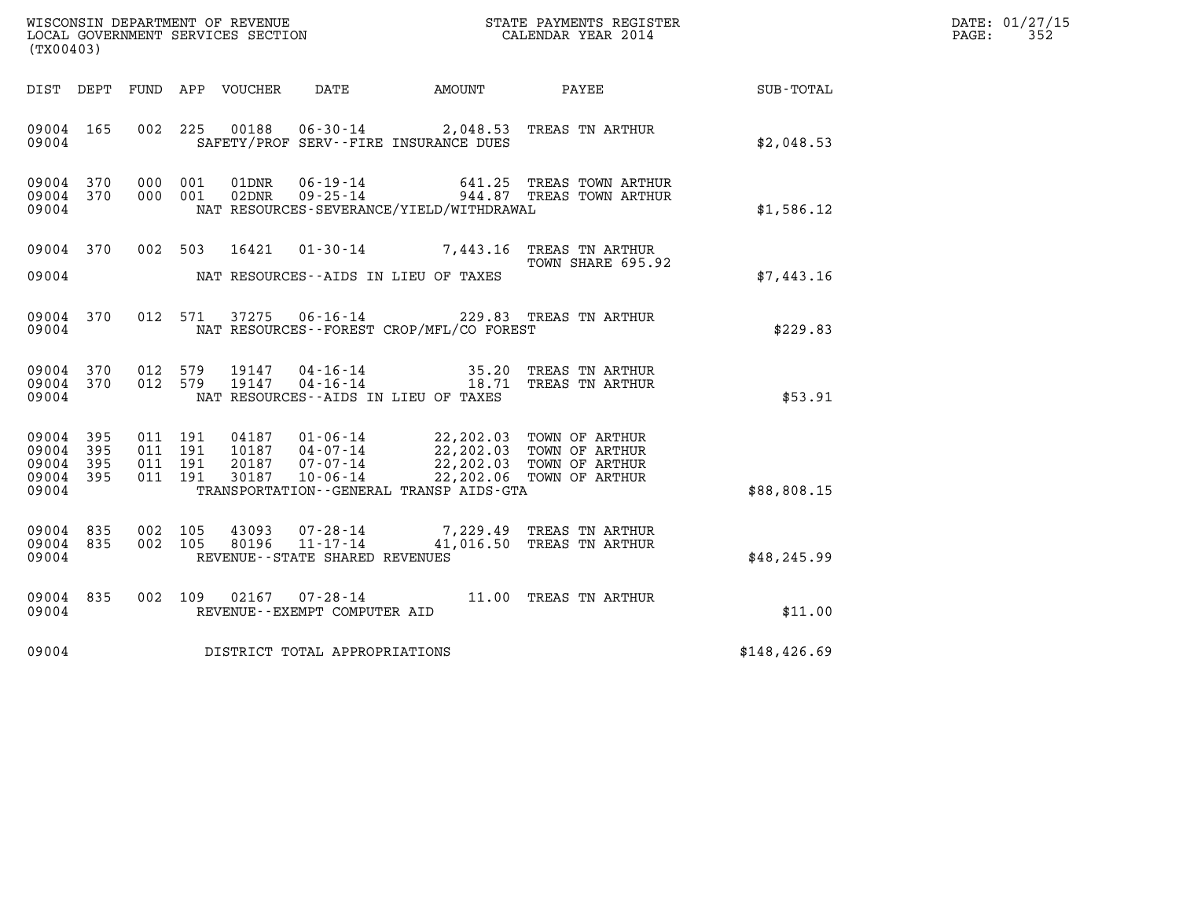WISCONSIN DEPARTMENT OF REVENUE
LOCAL GOVERNMENT SERVICES SECTION
(TX00403)

STATE PAYMENTS REGISTER
CALENDAR YEAR 2014

DATE: 01/27/15
PAGE: 352

| DIST | DEPT | FUND | APP | VOUCHER | DATE | AMOUNT | PAYEE | SUB-TOTAL |
|---|---|---|---|---|---|---|---|---|
| 09004 | 165 | 002 | 225 | 00188 | 06-30-14 | 2,048.53 | TREAS TN ARTHUR | |
| 09004 | | | | | SAFETY/PROF SERV--FIRE INSURANCE DUES | | | $2,048.53 |
| 09004 | 370 | 000 | 001 | 01DNR | 06-19-14 | 641.25 | TREAS TOWN ARTHUR | |
| 09004 | 370 | 000 | 001 | 02DNR | 09-25-14 | 944.87 | TREAS TOWN ARTHUR | |
| 09004 | | | | | NAT RESOURCES-SEVERANCE/YIELD/WITHDRAWAL | | | $1,586.12 |
| 09004 | 370 | 002 | 503 | 16421 | 01-30-14 | 7,443.16 | TREAS TN ARTHUR TOWN SHARE 695.92 | |
| 09004 | | | | | NAT RESOURCES--AIDS IN LIEU OF TAXES | | | $7,443.16 |
| 09004 | 370 | 012 | 571 | 37275 | 06-16-14 | 229.83 | TREAS TN ARTHUR | |
| 09004 | | | | | NAT RESOURCES--FOREST CROP/MFL/CO FOREST | | | $229.83 |
| 09004 | 370 | 012 | 579 | 19147 | 04-16-14 | 35.20 | TREAS TN ARTHUR | |
| 09004 | 370 | 012 | 579 | 19147 | 04-16-14 | 18.71 | TREAS TN ARTHUR | |
| 09004 | | | | | NAT RESOURCES--AIDS IN LIEU OF TAXES | | | $53.91 |
| 09004 | 395 | 011 | 191 | 04187 | 01-06-14 | 22,202.03 | TOWN OF ARTHUR | |
| 09004 | 395 | 011 | 191 | 10187 | 04-07-14 | 22,202.03 | TOWN OF ARTHUR | |
| 09004 | 395 | 011 | 191 | 20187 | 07-07-14 | 22,202.03 | TOWN OF ARTHUR | |
| 09004 | 395 | 011 | 191 | 30187 | 10-06-14 | 22,202.06 | TOWN OF ARTHUR | |
| 09004 | | | | | TRANSPORTATION--GENERAL TRANSP AIDS-GTA | | | $88,808.15 |
| 09004 | 835 | 002 | 105 | 43093 | 07-28-14 | 7,229.49 | TREAS TN ARTHUR | |
| 09004 | 835 | 002 | 105 | 80196 | 11-17-14 | 41,016.50 | TREAS TN ARTHUR | |
| 09004 | | | | | REVENUE--STATE SHARED REVENUES | | | $48,245.99 |
| 09004 | 835 | 002 | 109 | 02167 | 07-28-14 | 11.00 | TREAS TN ARTHUR | |
| 09004 | | | | | REVENUE--EXEMPT COMPUTER AID | | | $11.00 |
| 09004 | | | | | DISTRICT TOTAL APPROPRIATIONS | | | $148,426.69 |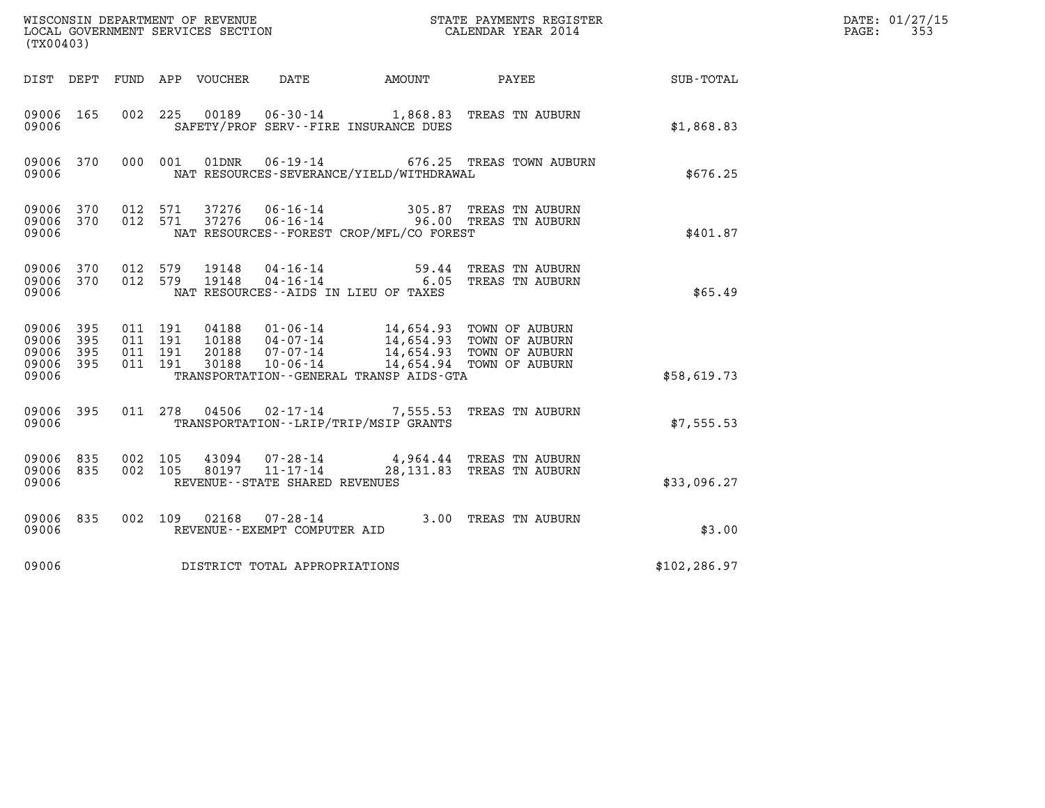WISCONSIN DEPARTMENT OF REVENUE
LOCAL GOVERNMENT SERVICES SECTION
(TX00403)

STATE PAYMENTS REGISTER
CALENDAR YEAR 2014

DATE: 01/27/15
PAGE: 353

| DIST | DEPT | FUND | APP | VOUCHER | DATE | AMOUNT | PAYEE | SUB-TOTAL |
|---|---|---|---|---|---|---|---|---|
| 09006 | 165 | 002 | 225 | 00189 | 06-30-14 | 1,868.83 | TREAS TN AUBURN | |
| 09006 | | | | SAFETY/PROF SERV--FIRE INSURANCE DUES | | | | $1,868.83 |
| 09006 | 370 | 000 | 001 | 01DNR | 06-19-14 | 676.25 | TREAS TOWN AUBURN | |
| 09006 | | | | NAT RESOURCES-SEVERANCE/YIELD/WITHDRAWAL | | | | $676.25 |
| 09006 | 370 | 012 | 571 | 37276 | 06-16-14 | 305.87 | TREAS TN AUBURN | |
| 09006 | 370 | 012 | 571 | 37276 | 06-16-14 | 96.00 | TREAS TN AUBURN | |
| 09006 | | | | NAT RESOURCES--FOREST CROP/MFL/CO FOREST | | | | $401.87 |
| 09006 | 370 | 012 | 579 | 19148 | 04-16-14 | 59.44 | TREAS TN AUBURN | |
| 09006 | 370 | 012 | 579 | 19148 | 04-16-14 | 6.05 | TREAS TN AUBURN | |
| 09006 | | | | NAT RESOURCES--AIDS IN LIEU OF TAXES | | | | $65.49 |
| 09006 | 395 | 011 | 191 | 04188 | 01-06-14 | 14,654.93 | TOWN OF AUBURN | |
| 09006 | 395 | 011 | 191 | 10188 | 04-07-14 | 14,654.93 | TOWN OF AUBURN | |
| 09006 | 395 | 011 | 191 | 20188 | 07-07-14 | 14,654.93 | TOWN OF AUBURN | |
| 09006 | 395 | 011 | 191 | 30188 | 10-06-14 | 14,654.94 | TOWN OF AUBURN | |
| 09006 | | | | TRANSPORTATION--GENERAL TRANSP AIDS-GTA | | | | $58,619.73 |
| 09006 | 395 | 011 | 278 | 04506 | 02-17-14 | 7,555.53 | TREAS TN AUBURN | |
| 09006 | | | | TRANSPORTATION--LRIP/TRIP/MSIP GRANTS | | | | $7,555.53 |
| 09006 | 835 | 002 | 105 | 43094 | 07-28-14 | 4,964.44 | TREAS TN AUBURN | |
| 09006 | 835 | 002 | 105 | 80197 | 11-17-14 | 28,131.83 | TREAS TN AUBURN | |
| 09006 | | | | REVENUE--STATE SHARED REVENUES | | | | $33,096.27 |
| 09006 | 835 | 002 | 109 | 02168 | 07-28-14 | 3.00 | TREAS TN AUBURN | |
| 09006 | | | | REVENUE--EXEMPT COMPUTER AID | | | | $3.00 |
| 09006 | | | | DISTRICT TOTAL APPROPRIATIONS | | | | $102,286.97 |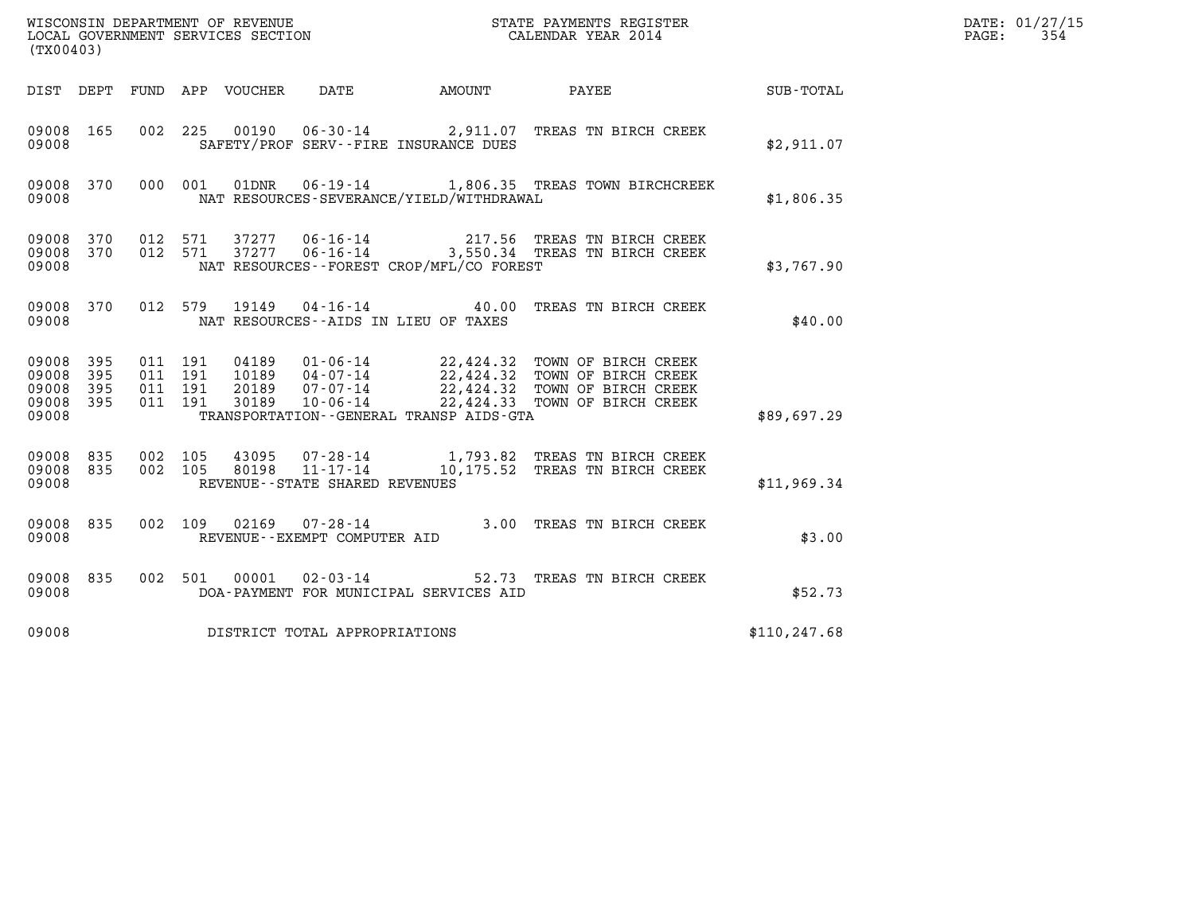WISCONSIN DEPARTMENT OF REVENUE
LOCAL GOVERNMENT SERVICES SECTION
(TX00403)

STATE PAYMENTS REGISTER
CALENDAR YEAR 2014

DATE: 01/27/15
PAGE: 354

| DIST | DEPT | FUND | APP | VOUCHER | DATE | AMOUNT | PAYEE | SUB-TOTAL |
|---|---|---|---|---|---|---|---|---|
| 09008 | 165 | 002 | 225 | 00190 | 06-30-14 | 2,911.07 | TREAS TN BIRCH CREEK | |
| 09008 | | | | | SAFETY/PROF SERV--FIRE INSURANCE DUES | | | $2,911.07 |
| 09008 | 370 | 000 | 001 | 01DNR | 06-19-14 | 1,806.35 | TREAS TOWN BIRCHCREEK | |
| 09008 | | | | | NAT RESOURCES-SEVERANCE/YIELD/WITHDRAWAL | | | $1,806.35 |
| 09008 | 370 | 012 | 571 | 37277 | 06-16-14 | 217.56 | TREAS TN BIRCH CREEK | |
| 09008 | 370 | 012 | 571 | 37277 | 06-16-14 | 3,550.34 | TREAS TN BIRCH CREEK | |
| 09008 | | | | | NAT RESOURCES--FOREST CROP/MFL/CO FOREST | | | $3,767.90 |
| 09008 | 370 | 012 | 579 | 19149 | 04-16-14 | 40.00 | TREAS TN BIRCH CREEK | |
| 09008 | | | | | NAT RESOURCES--AIDS IN LIEU OF TAXES | | | $40.00 |
| 09008 | 395 | 011 | 191 | 04189 | 01-06-14 | 22,424.32 | TOWN OF BIRCH CREEK | |
| 09008 | 395 | 011 | 191 | 10189 | 04-07-14 | 22,424.32 | TOWN OF BIRCH CREEK | |
| 09008 | 395 | 011 | 191 | 20189 | 07-07-14 | 22,424.32 | TOWN OF BIRCH CREEK | |
| 09008 | 395 | 011 | 191 | 30189 | 10-06-14 | 22,424.33 | TOWN OF BIRCH CREEK | |
| 09008 | | | | | TRANSPORTATION--GENERAL TRANSP AIDS-GTA | | | $89,697.29 |
| 09008 | 835 | 002 | 105 | 43095 | 07-28-14 | 1,793.82 | TREAS TN BIRCH CREEK | |
| 09008 | 835 | 002 | 105 | 80198 | 11-17-14 | 10,175.52 | TREAS TN BIRCH CREEK | |
| 09008 | | | | | REVENUE--STATE SHARED REVENUES | | | $11,969.34 |
| 09008 | 835 | 002 | 109 | 02169 | 07-28-14 | 3.00 | TREAS TN BIRCH CREEK | |
| 09008 | | | | | REVENUE--EXEMPT COMPUTER AID | | | $3.00 |
| 09008 | 835 | 002 | 501 | 00001 | 02-03-14 | 52.73 | TREAS TN BIRCH CREEK | |
| 09008 | | | | | DOA-PAYMENT FOR MUNICIPAL SERVICES AID | | | $52.73 |
| 09008 | | | | | DISTRICT TOTAL APPROPRIATIONS | | | $110,247.68 |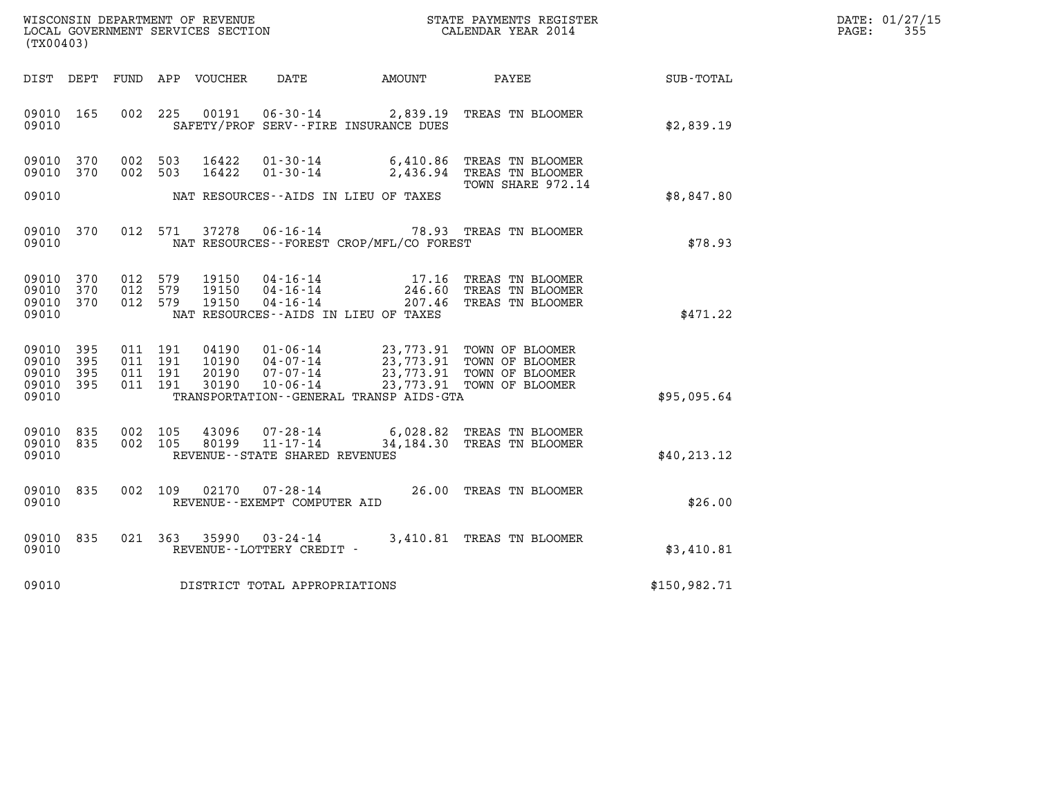WISCONSIN DEPARTMENT OF REVENUE
LOCAL GOVERNMENT SERVICES SECTION
(TX00403)

STATE PAYMENTS REGISTER
CALENDAR YEAR 2014

DATE: 01/27/15
PAGE: 355

| DIST | DEPT | FUND | APP | VOUCHER | DATE | AMOUNT | PAYEE | SUB-TOTAL |
|---|---|---|---|---|---|---|---|---|
| 09010 | 165 | 002 | 225 | 00191 | 06-30-14 | 2,839.19 | TREAS TN BLOOMER | |
| 09010 | | | | | SAFETY/PROF SERV--FIRE INSURANCE DUES | | | $2,839.19 |
| 09010 | 370 | 002 | 503 | 16422 | 01-30-14 | 6,410.86 | TREAS TN BLOOMER | |
| 09010 | 370 | 002 | 503 | 16422 | 01-30-14 | 2,436.94 | TREAS TN BLOOMER | |
| | | | | | | | TOWN SHARE 972.14 | |
| 09010 | | | | | NAT RESOURCES--AIDS IN LIEU OF TAXES | | | $8,847.80 |
| 09010 | 370 | 012 | 571 | 37278 | 06-16-14 | 78.93 | TREAS TN BLOOMER | |
| 09010 | | | | | NAT RESOURCES--FOREST CROP/MFL/CO FOREST | | | $78.93 |
| 09010 | 370 | 012 | 579 | 19150 | 04-16-14 | 17.16 | TREAS TN BLOOMER | |
| 09010 | 370 | 012 | 579 | 19150 | 04-16-14 | 246.60 | TREAS TN BLOOMER | |
| 09010 | 370 | 012 | 579 | 19150 | 04-16-14 | 207.46 | TREAS TN BLOOMER | |
| 09010 | | | | | NAT RESOURCES--AIDS IN LIEU OF TAXES | | | $471.22 |
| 09010 | 395 | 011 | 191 | 04190 | 01-06-14 | 23,773.91 | TOWN OF BLOOMER | |
| 09010 | 395 | 011 | 191 | 10190 | 04-07-14 | 23,773.91 | TOWN OF BLOOMER | |
| 09010 | 395 | 011 | 191 | 20190 | 07-07-14 | 23,773.91 | TOWN OF BLOOMER | |
| 09010 | 395 | 011 | 191 | 30190 | 10-06-14 | 23,773.91 | TOWN OF BLOOMER | |
| 09010 | | | | | TRANSPORTATION--GENERAL TRANSP AIDS-GTA | | | $95,095.64 |
| 09010 | 835 | 002 | 105 | 43096 | 07-28-14 | 6,028.82 | TREAS TN BLOOMER | |
| 09010 | 835 | 002 | 105 | 80199 | 11-17-14 | 34,184.30 | TREAS TN BLOOMER | |
| 09010 | | | | | REVENUE--STATE SHARED REVENUES | | | $40,213.12 |
| 09010 | 835 | 002 | 109 | 02170 | 07-28-14 | 26.00 | TREAS TN BLOOMER | |
| 09010 | | | | | REVENUE--EXEMPT COMPUTER AID | | | $26.00 |
| 09010 | 835 | 021 | 363 | 35990 | 03-24-14 | 3,410.81 | TREAS TN BLOOMER | |
| 09010 | | | | | REVENUE--LOTTERY CREDIT - | | | $3,410.81 |
| 09010 | | | | | DISTRICT TOTAL APPROPRIATIONS | | | $150,982.71 |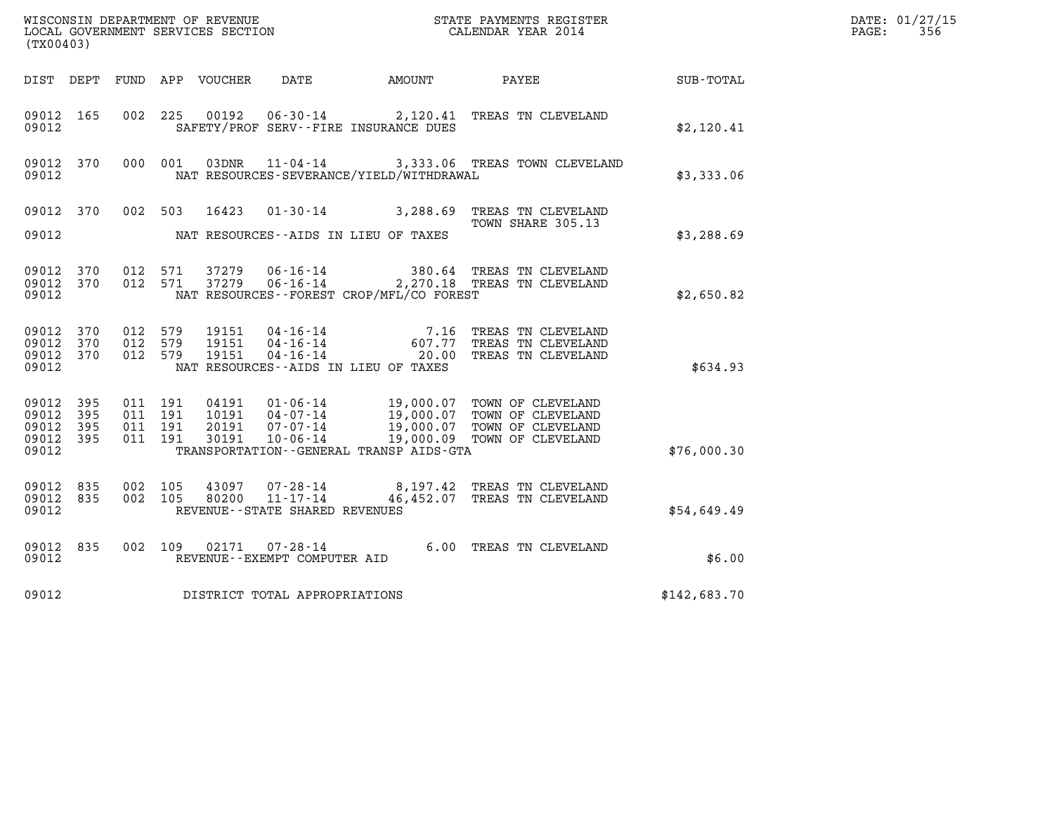WISCONSIN DEPARTMENT OF REVENUE
LOCAL GOVERNMENT SERVICES SECTION
(TX00403)

STATE PAYMENTS REGISTER
CALENDAR YEAR 2014

DATE: 01/27/15
PAGE: 356

| DIST | DEPT | FUND | APP | VOUCHER | DATE | AMOUNT | PAYEE | SUB-TOTAL |
|---|---|---|---|---|---|---|---|---|
| 09012 | 165 | 002 | 225 | 00192 | 06-30-14 | 2,120.41 | TREAS TN CLEVELAND | |
| 09012 | | | | | SAFETY/PROF SERV--FIRE INSURANCE DUES | | | $2,120.41 |
| 09012 | 370 | 000 | 001 | 03DNR | 11-04-14 | 3,333.06 | TREAS TOWN CLEVELAND | |
| 09012 | | | | | NAT RESOURCES-SEVERANCE/YIELD/WITHDRAWAL | | | $3,333.06 |
| 09012 | 370 | 002 | 503 | 16423 | 01-30-14 | 3,288.69 | TREAS TN CLEVELAND TOWN SHARE 305.13 | |
| 09012 | | | | | NAT RESOURCES--AIDS IN LIEU OF TAXES | | | $3,288.69 |
| 09012 | 370 | 012 | 571 | 37279 | 06-16-14 | 380.64 | TREAS TN CLEVELAND | |
| 09012 | 370 | 012 | 571 | 37279 | 06-16-14 | 2,270.18 | TREAS TN CLEVELAND | |
| 09012 | | | | | NAT RESOURCES--FOREST CROP/MFL/CO FOREST | | | $2,650.82 |
| 09012 | 370 | 012 | 579 | 19151 | 04-16-14 | 7.16 | TREAS TN CLEVELAND | |
| 09012 | 370 | 012 | 579 | 19151 | 04-16-14 | 607.77 | TREAS TN CLEVELAND | |
| 09012 | 370 | 012 | 579 | 19151 | 04-16-14 | 20.00 | TREAS TN CLEVELAND | |
| 09012 | | | | | NAT RESOURCES--AIDS IN LIEU OF TAXES | | | $634.93 |
| 09012 | 395 | 011 | 191 | 04191 | 01-06-14 | 19,000.07 | TOWN OF CLEVELAND | |
| 09012 | 395 | 011 | 191 | 10191 | 04-07-14 | 19,000.07 | TOWN OF CLEVELAND | |
| 09012 | 395 | 011 | 191 | 20191 | 07-07-14 | 19,000.07 | TOWN OF CLEVELAND | |
| 09012 | 395 | 011 | 191 | 30191 | 10-06-14 | 19,000.09 | TOWN OF CLEVELAND | |
| 09012 | | | | | TRANSPORTATION--GENERAL TRANSP AIDS-GTA | | | $76,000.30 |
| 09012 | 835 | 002 | 105 | 43097 | 07-28-14 | 8,197.42 | TREAS TN CLEVELAND | |
| 09012 | 835 | 002 | 105 | 80200 | 11-17-14 | 46,452.07 | TREAS TN CLEVELAND | |
| 09012 | | | | | REVENUE--STATE SHARED REVENUES | | | $54,649.49 |
| 09012 | 835 | 002 | 109 | 02171 | 07-28-14 | 6.00 | TREAS TN CLEVELAND | |
| 09012 | | | | | REVENUE--EXEMPT COMPUTER AID | | | $6.00 |
| 09012 | | | | | DISTRICT TOTAL APPROPRIATIONS | | | $142,683.70 |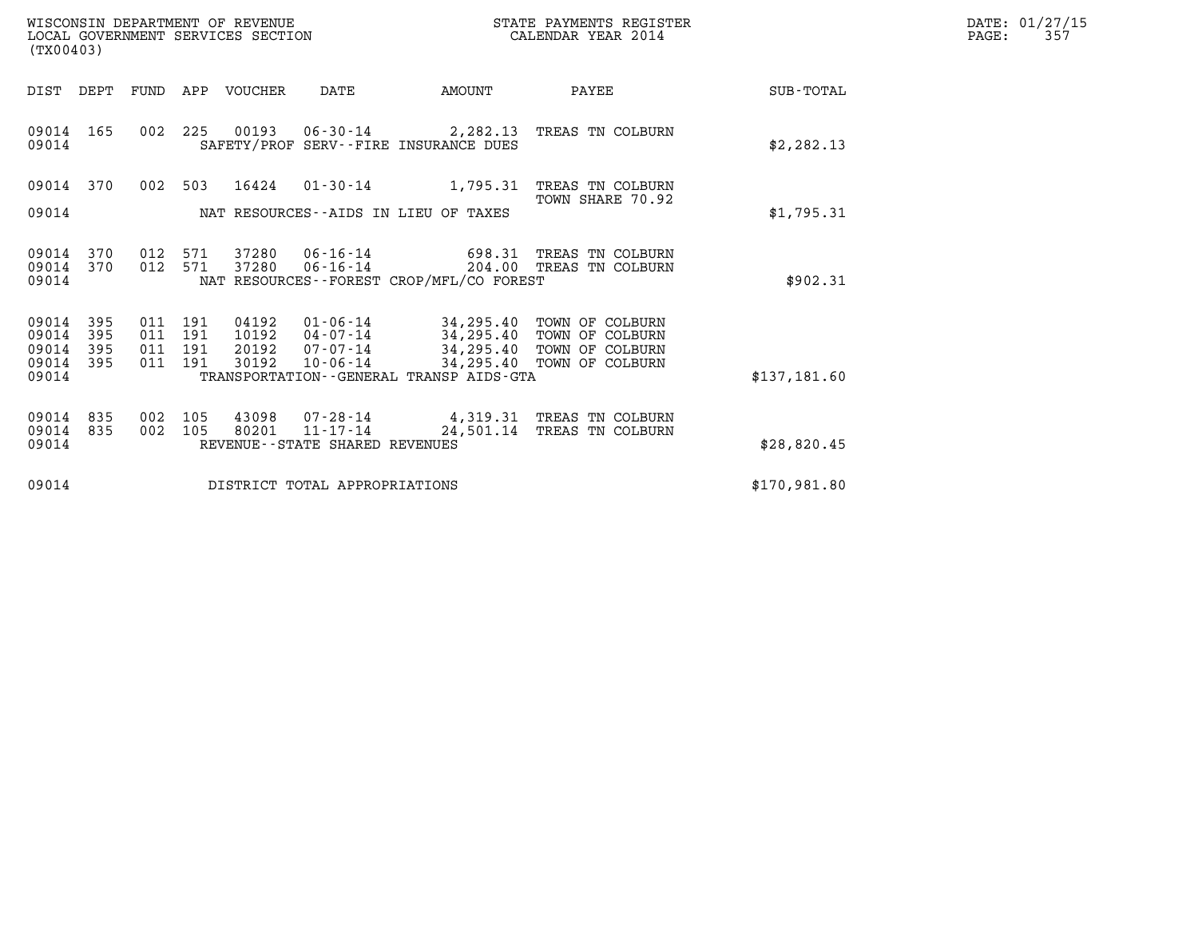WISCONSIN DEPARTMENT OF REVENUE
LOCAL GOVERNMENT SERVICES SECTION
(TX00403)

STATE PAYMENTS REGISTER
CALENDAR YEAR 2014

DATE: 01/27/15

| DIST | DEPT | FUND | APP | VOUCHER | DATE | AMOUNT | PAYEE | SUB-TOTAL |
|---|---|---|---|---|---|---|---|---|
| 09014 | 165 | 002 | 225 | 00193 | 06-30-14 | 2,282.13 | TREAS TN COLBURN | |
| 09014 | | | | | SAFETY/PROF SERV--FIRE INSURANCE DUES | | | $2,282.13 |
| 09014 | 370 | 002 | 503 | 16424 | 01-30-14 | 1,795.31 | TREAS TN COLBURN TOWN SHARE 70.92 | |
| 09014 | | | | | NAT RESOURCES--AIDS IN LIEU OF TAXES | | | $1,795.31 |
| 09014 | 370 | 012 | 571 | 37280 | 06-16-14 | 698.31 | TREAS TN COLBURN | |
| 09014 | 370 | 012 | 571 | 37280 | 06-16-14 | 204.00 | TREAS TN COLBURN | |
| 09014 | | | | | NAT RESOURCES--FOREST CROP/MFL/CO FOREST | | | $902.31 |
| 09014 | 395 | 011 | 191 | 04192 | 01-06-14 | 34,295.40 | TOWN OF COLBURN | |
| 09014 | 395 | 011 | 191 | 10192 | 04-07-14 | 34,295.40 | TOWN OF COLBURN | |
| 09014 | 395 | 011 | 191 | 20192 | 07-07-14 | 34,295.40 | TOWN OF COLBURN | |
| 09014 | 395 | 011 | 191 | 30192 | 10-06-14 | 34,295.40 | TOWN OF COLBURN | |
| 09014 | | | | | TRANSPORTATION--GENERAL TRANSP AIDS-GTA | | | $137,181.60 |
| 09014 | 835 | 002 | 105 | 43098 | 07-28-14 | 4,319.31 | TREAS TN COLBURN | |
| 09014 | 835 | 002 | 105 | 80201 | 11-17-14 | 24,501.14 | TREAS TN COLBURN | |
| 09014 | | | | | REVENUE--STATE SHARED REVENUES | | | $28,820.45 |
| 09014 | | | | | DISTRICT TOTAL APPROPRIATIONS | | | $170,981.80 |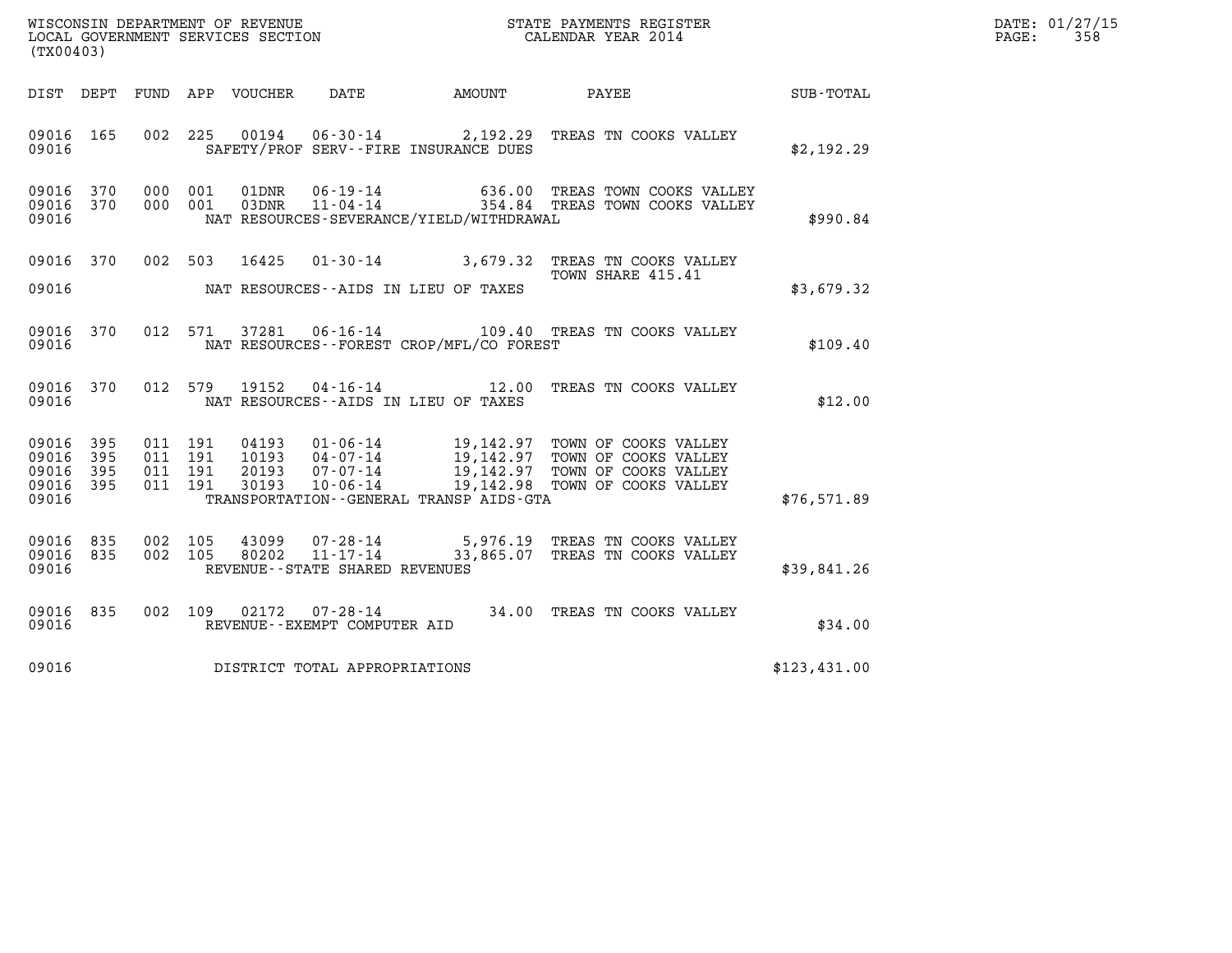WISCONSIN DEPARTMENT OF REVENUE
LOCAL GOVERNMENT SERVICES SECTION
(TX00403)

STATE PAYMENTS REGISTER
CALENDAR YEAR 2014

| DIST | DEPT | FUND | APP | VOUCHER | DATE | AMOUNT | PAYEE | SUB-TOTAL |
|---|---|---|---|---|---|---|---|---|
| 09016 | 165 | 002 | 225 | 00194 | 06-30-14 | 2,192.29 | TREAS TN COOKS VALLEY | |
| 09016 | | | | | SAFETY/PROF SERV--FIRE INSURANCE DUES | | | $2,192.29 |
| 09016 | 370 | 000 | 001 | 01DNR | 06-19-14 | 636.00 | TREAS TOWN COOKS VALLEY | |
| 09016 | 370 | 000 | 001 | 03DNR | 11-04-14 | 354.84 | TREAS TOWN COOKS VALLEY | |
| 09016 | | | | | NAT RESOURCES-SEVERANCE/YIELD/WITHDRAWAL | | | $990.84 |
| 09016 | 370 | 002 | 503 | 16425 | 01-30-14 | 3,679.32 | TREAS TN COOKS VALLEY TOWN SHARE 415.41 | |
| 09016 | | | | | NAT RESOURCES--AIDS IN LIEU OF TAXES | | | $3,679.32 |
| 09016 | 370 | 012 | 571 | 37281 | 06-16-14 | 109.40 | TREAS TN COOKS VALLEY | |
| 09016 | | | | | NAT RESOURCES--FOREST CROP/MFL/CO FOREST | | | $109.40 |
| 09016 | 370 | 012 | 579 | 19152 | 04-16-14 | 12.00 | TREAS TN COOKS VALLEY | |
| 09016 | | | | | NAT RESOURCES--AIDS IN LIEU OF TAXES | | | $12.00 |
| 09016 | 395 | 011 | 191 | 04193 | 01-06-14 | 19,142.97 | TOWN OF COOKS VALLEY | |
| 09016 | 395 | 011 | 191 | 10193 | 04-07-14 | 19,142.97 | TOWN OF COOKS VALLEY | |
| 09016 | 395 | 011 | 191 | 20193 | 07-07-14 | 19,142.97 | TOWN OF COOKS VALLEY | |
| 09016 | 395 | 011 | 191 | 30193 | 10-06-14 | 19,142.98 | TOWN OF COOKS VALLEY | |
| 09016 | | | | | TRANSPORTATION--GENERAL TRANSP AIDS-GTA | | | $76,571.89 |
| 09016 | 835 | 002 | 105 | 43099 | 07-28-14 | 5,976.19 | TREAS TN COOKS VALLEY | |
| 09016 | 835 | 002 | 105 | 80202 | 11-17-14 | 33,865.07 | TREAS TN COOKS VALLEY | |
| 09016 | | | | | REVENUE--STATE SHARED REVENUES | | | $39,841.26 |
| 09016 | 835 | 002 | 109 | 02172 | 07-28-14 | 34.00 | TREAS TN COOKS VALLEY | |
| 09016 | | | | | REVENUE--EXEMPT COMPUTER AID | | | $34.00 |
| 09016 | | | | | DISTRICT TOTAL APPROPRIATIONS | | | $123,431.00 |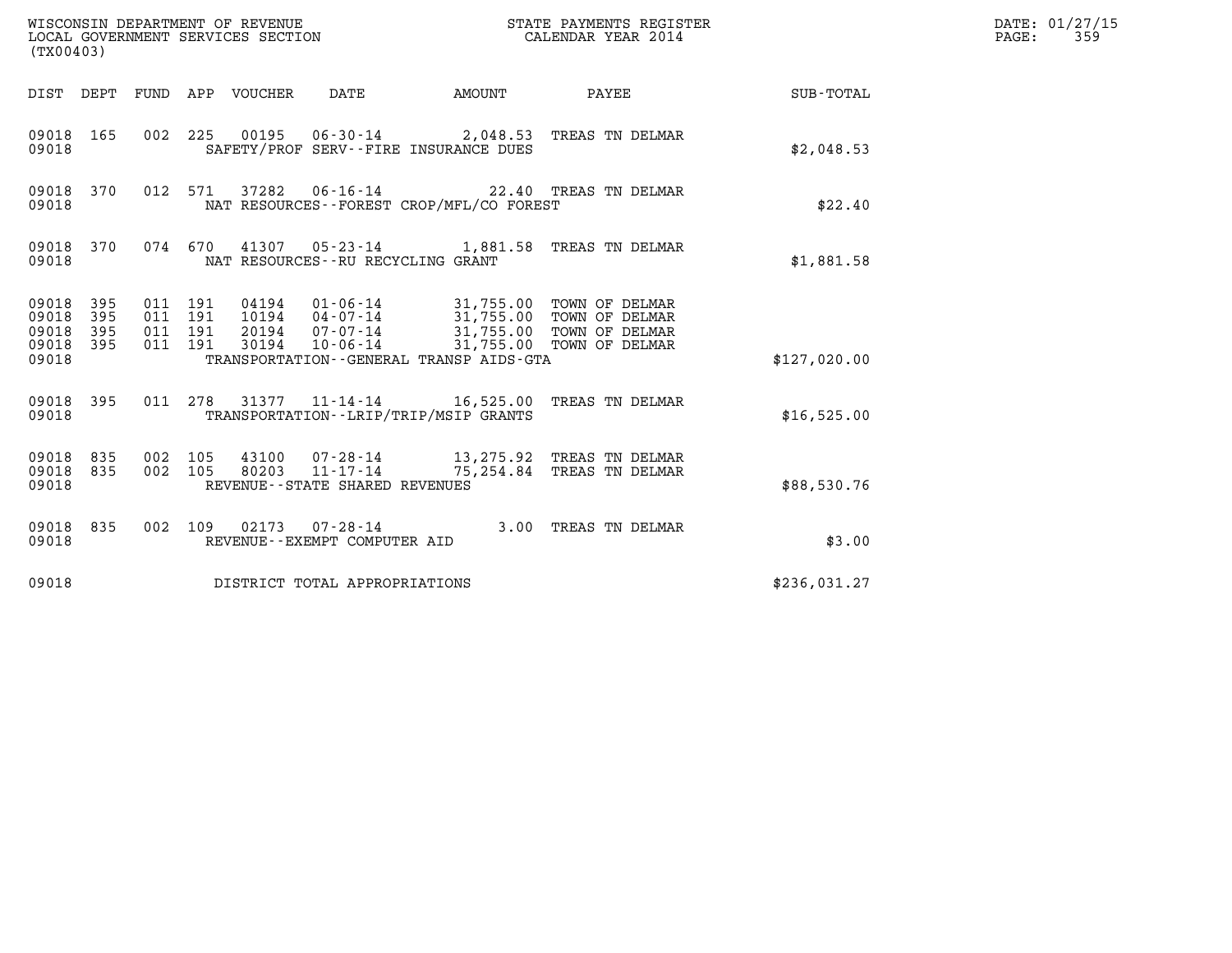WISCONSIN DEPARTMENT OF REVENUE
LOCAL GOVERNMENT SERVICES SECTION
(TX00403)

STATE PAYMENTS REGISTER
CALENDAR YEAR 2014

| DIST | DEPT | FUND | APP | VOUCHER | DATE | AMOUNT | PAYEE | SUB-TOTAL |
|---|---|---|---|---|---|---|---|---|
| 09018 | 165 | 002 | 225 | 00195 | 06-30-14 | 2,048.53 | TREAS TN DELMAR | |
| 09018 | | | | | SAFETY/PROF SERV--FIRE INSURANCE DUES | | | $2,048.53 |
| 09018 | 370 | 012 | 571 | 37282 | 06-16-14 | 22.40 | TREAS TN DELMAR | |
| 09018 | | | | | NAT RESOURCES--FOREST CROP/MFL/CO FOREST | | | $22.40 |
| 09018 | 370 | 074 | 670 | 41307 | 05-23-14 | 1,881.58 | TREAS TN DELMAR | |
| 09018 | | | | | NAT RESOURCES--RU RECYCLING GRANT | | | $1,881.58 |
| 09018 | 395 | 011 | 191 | 04194 | 01-06-14 | 31,755.00 | TOWN OF DELMAR | |
| 09018 | 395 | 011 | 191 | 10194 | 04-07-14 | 31,755.00 | TOWN OF DELMAR | |
| 09018 | 395 | 011 | 191 | 20194 | 07-07-14 | 31,755.00 | TOWN OF DELMAR | |
| 09018 | 395 | 011 | 191 | 30194 | 10-06-14 | 31,755.00 | TOWN OF DELMAR | |
| 09018 | | | | | TRANSPORTATION--GENERAL TRANSP AIDS-GTA | | | $127,020.00 |
| 09018 | 395 | 011 | 278 | 31377 | 11-14-14 | 16,525.00 | TREAS TN DELMAR | |
| 09018 | | | | | TRANSPORTATION--LRIP/TRIP/MSIP GRANTS | | | $16,525.00 |
| 09018 | 835 | 002 | 105 | 43100 | 07-28-14 | 13,275.92 | TREAS TN DELMAR | |
| 09018 | 835 | 002 | 105 | 80203 | 11-17-14 | 75,254.84 | TREAS TN DELMAR | |
| 09018 | | | | | REVENUE--STATE SHARED REVENUES | | | $88,530.76 |
| 09018 | 835 | 002 | 109 | 02173 | 07-28-14 | 3.00 | TREAS TN DELMAR | |
| 09018 | | | | | REVENUE--EXEMPT COMPUTER AID | | | $3.00 |
| 09018 | | | | | DISTRICT TOTAL APPROPRIATIONS | | | $236,031.27 |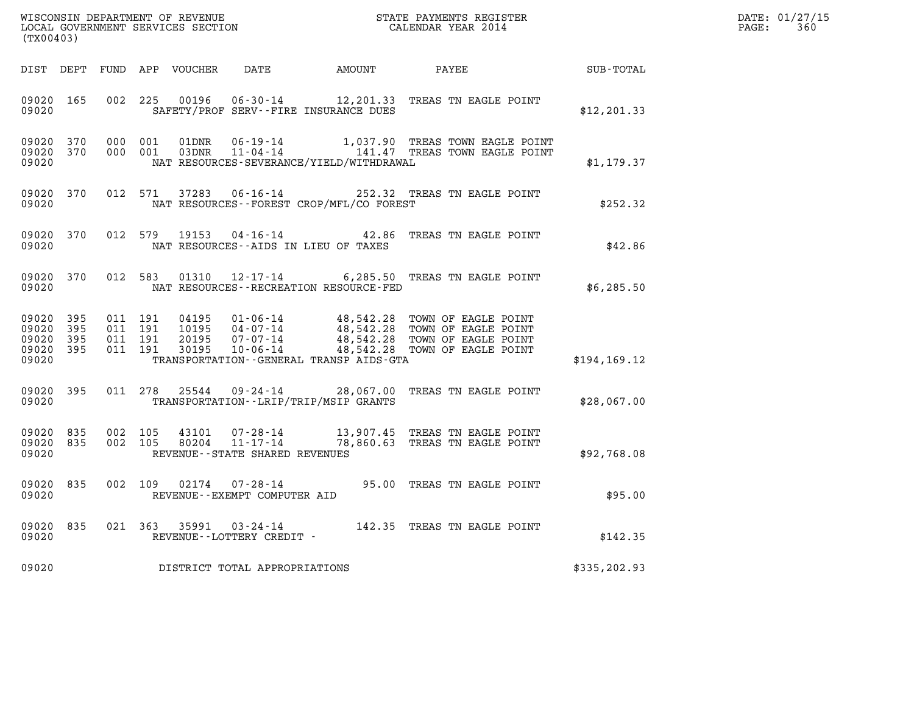WISCONSIN DEPARTMENT OF REVENUE
LOCAL GOVERNMENT SERVICES SECTION
(TX00403)

STATE PAYMENTS REGISTER
CALENDAR YEAR 2014

DATE: 01/27/15

| DIST | DEPT | FUND | APP | VOUCHER | DATE | AMOUNT | PAYEE | SUB-TOTAL |
|---|---|---|---|---|---|---|---|---|
| 09020 | 165 | 002 | 225 | 00196 | 06-30-14 | 12,201.33 | TREAS TN EAGLE POINT | |
| 09020 | | | | | SAFETY/PROF SERV--FIRE INSURANCE DUES | | | $12,201.33 |
| 09020 | 370 | 000 | 001 | 01DNR | 06-19-14 | 1,037.90 | TREAS TOWN EAGLE POINT | |
| 09020 | 370 | 000 | 001 | 03DNR | 11-04-14 | 141.47 | TREAS TOWN EAGLE POINT | |
| 09020 | | | | | NAT RESOURCES-SEVERANCE/YIELD/WITHDRAWAL | | | $1,179.37 |
| 09020 | 370 | 012 | 571 | 37283 | 06-16-14 | 252.32 | TREAS TN EAGLE POINT | |
| 09020 | | | | | NAT RESOURCES--FOREST CROP/MFL/CO FOREST | | | $252.32 |
| 09020 | 370 | 012 | 579 | 19153 | 04-16-14 | 42.86 | TREAS TN EAGLE POINT | |
| 09020 | | | | | NAT RESOURCES--AIDS IN LIEU OF TAXES | | | $42.86 |
| 09020 | 370 | 012 | 583 | 01310 | 12-17-14 | 6,285.50 | TREAS TN EAGLE POINT | |
| 09020 | | | | | NAT RESOURCES--RECREATION RESOURCE-FED | | | $6,285.50 |
| 09020 | 395 | 011 | 191 | 04195 | 01-06-14 | 48,542.28 | TOWN OF EAGLE POINT | |
| 09020 | 395 | 011 | 191 | 10195 | 04-07-14 | 48,542.28 | TOWN OF EAGLE POINT | |
| 09020 | 395 | 011 | 191 | 20195 | 07-07-14 | 48,542.28 | TOWN OF EAGLE POINT | |
| 09020 | 395 | 011 | 191 | 30195 | 10-06-14 | 48,542.28 | TOWN OF EAGLE POINT | |
| 09020 | | | | | TRANSPORTATION--GENERAL TRANSP AIDS-GTA | | | $194,169.12 |
| 09020 | 395 | 011 | 278 | 25544 | 09-24-14 | 28,067.00 | TREAS TN EAGLE POINT | |
| 09020 | | | | | TRANSPORTATION--LRIP/TRIP/MSIP GRANTS | | | $28,067.00 |
| 09020 | 835 | 002 | 105 | 43101 | 07-28-14 | 13,907.45 | TREAS TN EAGLE POINT | |
| 09020 | 835 | 002 | 105 | 80204 | 11-17-14 | 78,860.63 | TREAS TN EAGLE POINT | |
| 09020 | | | | | REVENUE--STATE SHARED REVENUES | | | $92,768.08 |
| 09020 | 835 | 002 | 109 | 02174 | 07-28-14 | 95.00 | TREAS TN EAGLE POINT | |
| 09020 | | | | | REVENUE--EXEMPT COMPUTER AID | | | $95.00 |
| 09020 | 835 | 021 | 363 | 35991 | 03-24-14 | 142.35 | TREAS TN EAGLE POINT | |
| 09020 | | | | | REVENUE--LOTTERY CREDIT - | | | $142.35 |
| 09020 | | | | | DISTRICT TOTAL APPROPRIATIONS | | | $335,202.93 |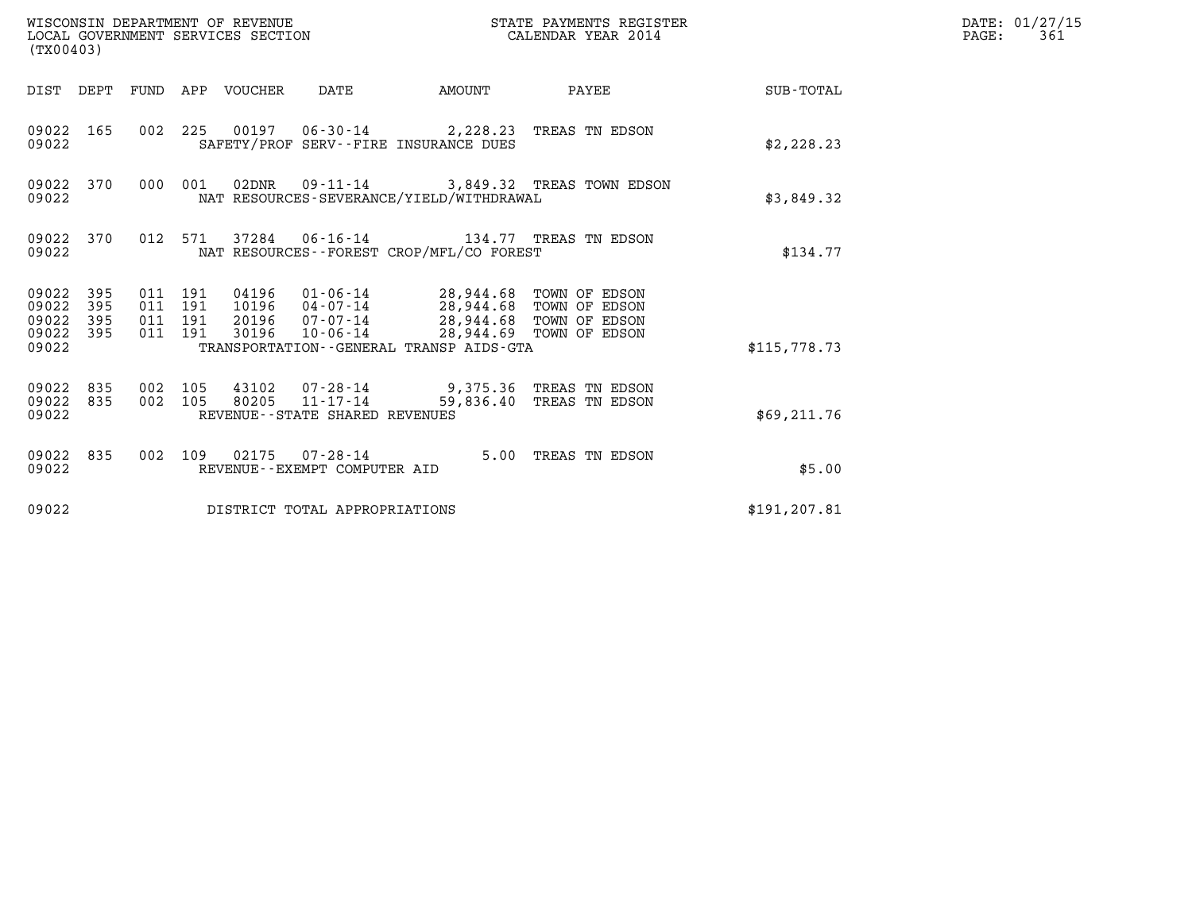WISCONSIN DEPARTMENT OF REVENUE
LOCAL GOVERNMENT SERVICES SECTION
(TX00403)

STATE PAYMENTS REGISTER
CALENDAR YEAR 2014

DATE: 01/27/15
PAGE: 361

| DIST | DEPT | FUND | APP | VOUCHER | DATE | AMOUNT | PAYEE | SUB-TOTAL |
|---|---|---|---|---|---|---|---|---|
| 09022 | 165 | 002 | 225 | 00197 | 06-30-14 | 2,228.23 | TREAS TN EDSON | |
| 09022 | | | | | SAFETY/PROF SERV--FIRE INSURANCE DUES | | | $2,228.23 |
| 09022 | 370 | 000 | 001 | 02DNR | 09-11-14 | 3,849.32 | TREAS TOWN EDSON | |
| 09022 | | | | | NAT RESOURCES-SEVERANCE/YIELD/WITHDRAWAL | | | $3,849.32 |
| 09022 | 370 | 012 | 571 | 37284 | 06-16-14 | 134.77 | TREAS TN EDSON | |
| 09022 | | | | | NAT RESOURCES--FOREST CROP/MFL/CO FOREST | | | $134.77 |
| 09022 | 395 | 011 | 191 | 04196 | 01-06-14 | 28,944.68 | TOWN OF EDSON | |
| 09022 | 395 | 011 | 191 | 10196 | 04-07-14 | 28,944.68 | TOWN OF EDSON | |
| 09022 | 395 | 011 | 191 | 20196 | 07-07-14 | 28,944.68 | TOWN OF EDSON | |
| 09022 | 395 | 011 | 191 | 30196 | 10-06-14 | 28,944.69 | TOWN OF EDSON | |
| 09022 | | | | | TRANSPORTATION--GENERAL TRANSP AIDS-GTA | | | $115,778.73 |
| 09022 | 835 | 002 | 105 | 43102 | 07-28-14 | 9,375.36 | TREAS TN EDSON | |
| 09022 | 835 | 002 | 105 | 80205 | 11-17-14 | 59,836.40 | TREAS TN EDSON | |
| 09022 | | | | | REVENUE--STATE SHARED REVENUES | | | $69,211.76 |
| 09022 | 835 | 002 | 109 | 02175 | 07-28-14 | 5.00 | TREAS TN EDSON | |
| 09022 | | | | | REVENUE--EXEMPT COMPUTER AID | | | $5.00 |
| 09022 | | | | | DISTRICT TOTAL APPROPRIATIONS | | | $191,207.81 |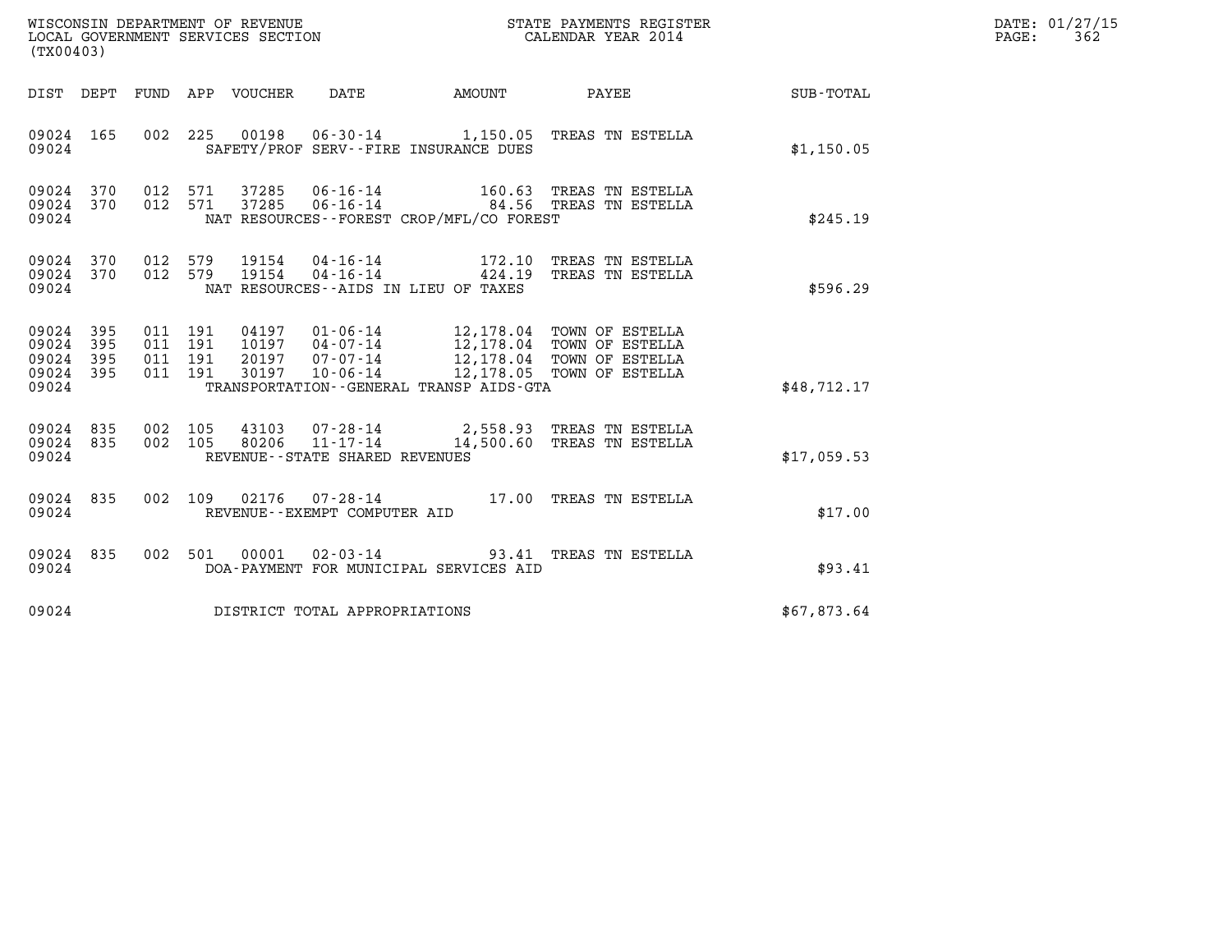WISCONSIN DEPARTMENT OF REVENUE
LOCAL GOVERNMENT SERVICES SECTION
(TX00403)

STATE PAYMENTS REGISTER
CALENDAR YEAR 2014

DATE: 01/27/15

| DIST | DEPT | FUND | APP | VOUCHER | DATE | AMOUNT | PAYEE | SUB-TOTAL |
|---|---|---|---|---|---|---|---|---|
| 09024 | 165 | 002 | 225 | 00198 | 06-30-14 | 1,150.05 | TREAS TN ESTELLA | |
| 09024 | | | | | SAFETY/PROF SERV--FIRE INSURANCE DUES | | | $1,150.05 |
| 09024 | 370 | 012 | 571 | 37285 | 06-16-14 | 160.63 | TREAS TN ESTELLA | |
| 09024 | 370 | 012 | 571 | 37285 | 06-16-14 | 84.56 | TREAS TN ESTELLA | |
| 09024 | | | | | NAT RESOURCES--FOREST CROP/MFL/CO FOREST | | | $245.19 |
| 09024 | 370 | 012 | 579 | 19154 | 04-16-14 | 172.10 | TREAS TN ESTELLA | |
| 09024 | 370 | 012 | 579 | 19154 | 04-16-14 | 424.19 | TREAS TN ESTELLA | |
| 09024 | | | | | NAT RESOURCES--AIDS IN LIEU OF TAXES | | | $596.29 |
| 09024 | 395 | 011 | 191 | 04197 | 01-06-14 | 12,178.04 | TOWN OF ESTELLA | |
| 09024 | 395 | 011 | 191 | 10197 | 04-07-14 | 12,178.04 | TOWN OF ESTELLA | |
| 09024 | 395 | 011 | 191 | 20197 | 07-07-14 | 12,178.04 | TOWN OF ESTELLA | |
| 09024 | 395 | 011 | 191 | 30197 | 10-06-14 | 12,178.05 | TOWN OF ESTELLA | |
| 09024 | | | | | TRANSPORTATION--GENERAL TRANSP AIDS-GTA | | | $48,712.17 |
| 09024 | 835 | 002 | 105 | 43103 | 07-28-14 | 2,558.93 | TREAS TN ESTELLA | |
| 09024 | 835 | 002 | 105 | 80206 | 11-17-14 | 14,500.60 | TREAS TN ESTELLA | |
| 09024 | | | | | REVENUE--STATE SHARED REVENUES | | | $17,059.53 |
| 09024 | 835 | 002 | 109 | 02176 | 07-28-14 | 17.00 | TREAS TN ESTELLA | |
| 09024 | | | | | REVENUE--EXEMPT COMPUTER AID | | | $17.00 |
| 09024 | 835 | 002 | 501 | 00001 | 02-03-14 | 93.41 | TREAS TN ESTELLA | |
| 09024 | | | | | DOA-PAYMENT FOR MUNICIPAL SERVICES AID | | | $93.41 |
| 09024 | | | | | DISTRICT TOTAL APPROPRIATIONS | | | $67,873.64 |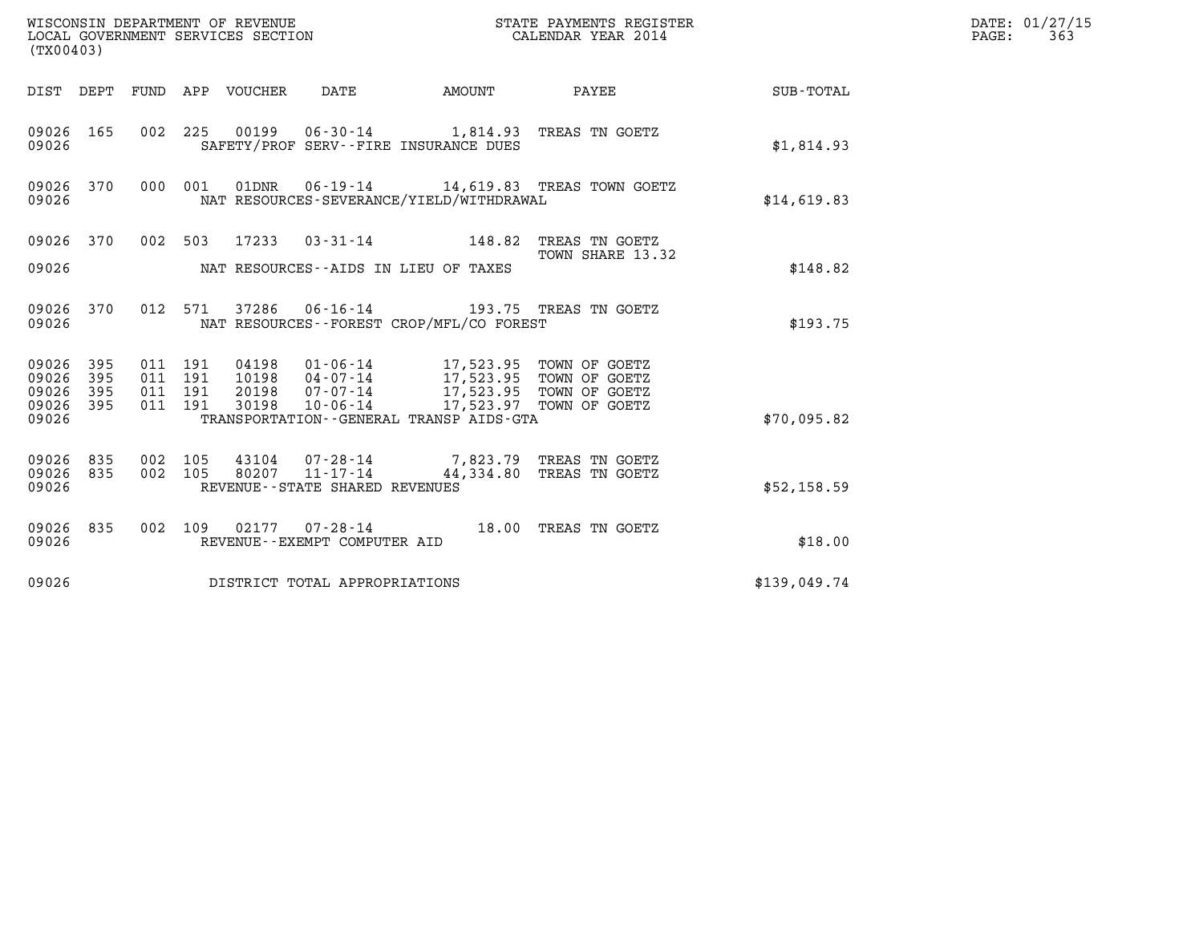WISCONSIN DEPARTMENT OF REVENUE
LOCAL GOVERNMENT SERVICES SECTION
(TX00403)

STATE PAYMENTS REGISTER
CALENDAR YEAR 2014

DATE: 01/27/15

| DIST | DEPT | FUND | APP | VOUCHER | DATE | AMOUNT | PAYEE | SUB-TOTAL |
|---|---|---|---|---|---|---|---|---|
| 09026 | 165 | 002 | 225 | 00199 | 06-30-14 | 1,814.93 | TREAS TN GOETZ | |
| 09026 | | | | SAFETY/PROF SERV--FIRE INSURANCE DUES | | | | $1,814.93 |
| 09026 | 370 | 000 | 001 | 01DNR | 06-19-14 | 14,619.83 | TREAS TOWN GOETZ | |
| 09026 | | | | NAT RESOURCES-SEVERANCE/YIELD/WITHDRAWAL | | | | $14,619.83 |
| 09026 | 370 | 002 | 503 | 17233 | 03-31-14 | 148.82 | TREAS TN GOETZ TOWN SHARE 13.32 | |
| 09026 | | | | NAT RESOURCES--AIDS IN LIEU OF TAXES | | | | $148.82 |
| 09026 | 370 | 012 | 571 | 37286 | 06-16-14 | 193.75 | TREAS TN GOETZ | |
| 09026 | | | | NAT RESOURCES--FOREST CROP/MFL/CO FOREST | | | | $193.75 |
| 09026 | 395 | 011 | 191 | 04198 | 01-06-14 | 17,523.95 | TOWN OF GOETZ | |
| 09026 | 395 | 011 | 191 | 10198 | 04-07-14 | 17,523.95 | TOWN OF GOETZ | |
| 09026 | 395 | 011 | 191 | 20198 | 07-07-14 | 17,523.95 | TOWN OF GOETZ | |
| 09026 | 395 | 011 | 191 | 30198 | 10-06-14 | 17,523.97 | TOWN OF GOETZ | |
| 09026 | | | | TRANSPORTATION--GENERAL TRANSP AIDS-GTA | | | | $70,095.82 |
| 09026 | 835 | 002 | 105 | 43104 | 07-28-14 | 7,823.79 | TREAS TN GOETZ | |
| 09026 | 835 | 002 | 105 | 80207 | 11-17-14 | 44,334.80 | TREAS TN GOETZ | |
| 09026 | | | | REVENUE--STATE SHARED REVENUES | | | | $52,158.59 |
| 09026 | 835 | 002 | 109 | 02177 | 07-28-14 | 18.00 | TREAS TN GOETZ | |
| 09026 | | | | REVENUE--EXEMPT COMPUTER AID | | | | $18.00 |
| 09026 | | | | DISTRICT TOTAL APPROPRIATIONS | | | | $139,049.74 |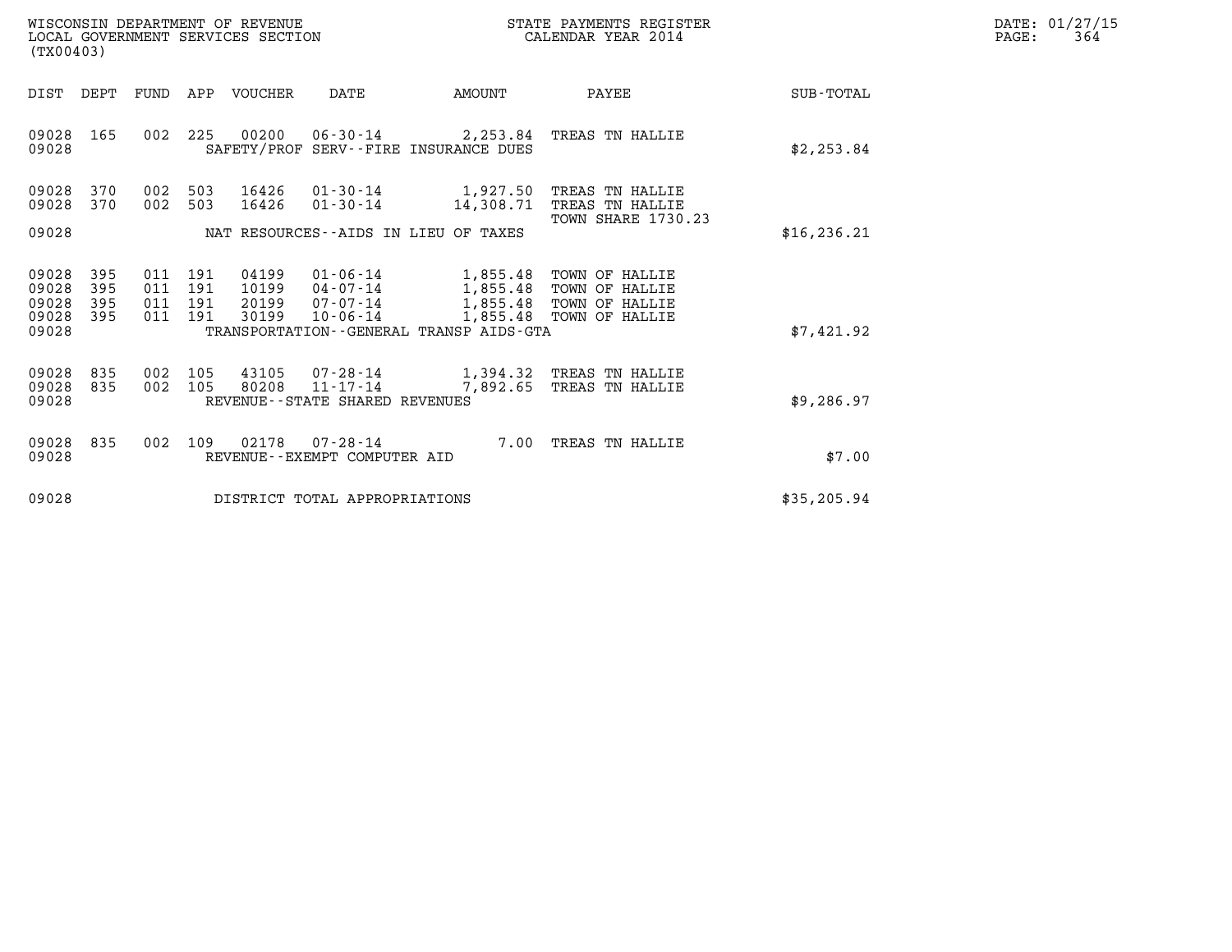WISCONSIN DEPARTMENT OF REVENUE
LOCAL GOVERNMENT SERVICES SECTION
(TX00403)

STATE PAYMENTS REGISTER
CALENDAR YEAR 2014

DATE: 01/27/15
PAGE: 364

| DIST | DEPT | FUND | APP | VOUCHER | DATE | AMOUNT | PAYEE | SUB-TOTAL |
|---|---|---|---|---|---|---|---|---|
| 09028 | 165 | 002 | 225 | 00200 | 06-30-14 | 2,253.84 | TREAS TN HALLIE | |
| 09028 | | | | SAFETY/PROF SERV--FIRE INSURANCE DUES | | | | $2,253.84 |
| 09028 | 370 | 002 | 503 | 16426 | 01-30-14 | 1,927.50 | TREAS TN HALLIE | |
| 09028 | 370 | 002 | 503 | 16426 | 01-30-14 | 14,308.71 | TREAS TN HALLIE TOWN SHARE 1730.23 | |
| 09028 | | | | NAT RESOURCES--AIDS IN LIEU OF TAXES | | | | $16,236.21 |
| 09028 | 395 | 011 | 191 | 04199 | 01-06-14 | 1,855.48 | TOWN OF HALLIE | |
| 09028 | 395 | 011 | 191 | 10199 | 04-07-14 | 1,855.48 | TOWN OF HALLIE | |
| 09028 | 395 | 011 | 191 | 20199 | 07-07-14 | 1,855.48 | TOWN OF HALLIE | |
| 09028 | 395 | 011 | 191 | 30199 | 10-06-14 | 1,855.48 | TOWN OF HALLIE | |
| 09028 | | | | TRANSPORTATION--GENERAL TRANSP AIDS-GTA | | | | $7,421.92 |
| 09028 | 835 | 002 | 105 | 43105 | 07-28-14 | 1,394.32 | TREAS TN HALLIE | |
| 09028 | 835 | 002 | 105 | 80208 | 11-17-14 | 7,892.65 | TREAS TN HALLIE | |
| 09028 | | | | REVENUE--STATE SHARED REVENUES | | | | $9,286.97 |
| 09028 | 835 | 002 | 109 | 02178 | 07-28-14 | 7.00 | TREAS TN HALLIE | |
| 09028 | | | | REVENUE--EXEMPT COMPUTER AID | | | | $7.00 |
| 09028 | | | | DISTRICT TOTAL APPROPRIATIONS | | | | $35,205.94 |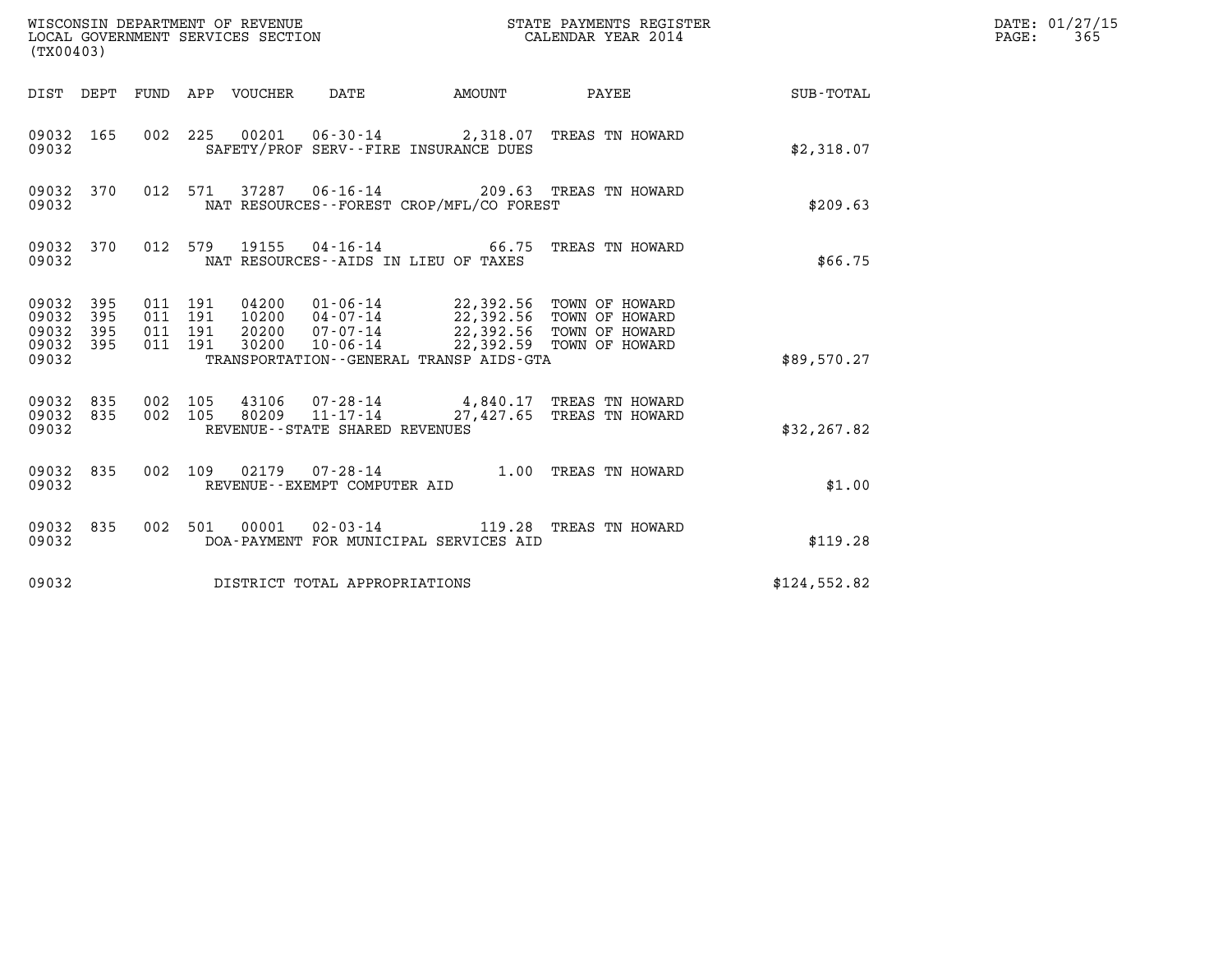WISCONSIN DEPARTMENT OF REVENUE
LOCAL GOVERNMENT SERVICES SECTION
(TX00403)

STATE PAYMENTS REGISTER
CALENDAR YEAR 2014

DATE: 01/27/15
PAGE: 365

| DIST | DEPT | FUND | APP | VOUCHER | DATE | AMOUNT | PAYEE | SUB-TOTAL |
|---|---|---|---|---|---|---|---|---|
| 09032 | 165 | 002 | 225 | 00201 | 06-30-14 | 2,318.07 | TREAS TN HOWARD | |
| 09032 | | | | | SAFETY/PROF SERV--FIRE INSURANCE DUES | | | $2,318.07 |
| 09032 | 370 | 012 | 571 | 37287 | 06-16-14 | 209.63 | TREAS TN HOWARD | |
| 09032 | | | | | NAT RESOURCES--FOREST CROP/MFL/CO FOREST | | | $209.63 |
| 09032 | 370 | 012 | 579 | 19155 | 04-16-14 | 66.75 | TREAS TN HOWARD | |
| 09032 | | | | | NAT RESOURCES--AIDS IN LIEU OF TAXES | | | $66.75 |
| 09032 | 395 | 011 | 191 | 04200 | 01-06-14 | 22,392.56 | TOWN OF HOWARD | |
| 09032 | 395 | 011 | 191 | 10200 | 04-07-14 | 22,392.56 | TOWN OF HOWARD | |
| 09032 | 395 | 011 | 191 | 20200 | 07-07-14 | 22,392.56 | TOWN OF HOWARD | |
| 09032 | 395 | 011 | 191 | 30200 | 10-06-14 | 22,392.59 | TOWN OF HOWARD | |
| 09032 | | | | | TRANSPORTATION--GENERAL TRANSP AIDS-GTA | | | $89,570.27 |
| 09032 | 835 | 002 | 105 | 43106 | 07-28-14 | 4,840.17 | TREAS TN HOWARD | |
| 09032 | 835 | 002 | 105 | 80209 | 11-17-14 | 27,427.65 | TREAS TN HOWARD | |
| 09032 | | | | | REVENUE--STATE SHARED REVENUES | | | $32,267.82 |
| 09032 | 835 | 002 | 109 | 02179 | 07-28-14 | 1.00 | TREAS TN HOWARD | |
| 09032 | | | | | REVENUE--EXEMPT COMPUTER AID | | | $1.00 |
| 09032 | 835 | 002 | 501 | 00001 | 02-03-14 | 119.28 | TREAS TN HOWARD | |
| 09032 | | | | | DOA-PAYMENT FOR MUNICIPAL SERVICES AID | | | $119.28 |
| 09032 | | | | | DISTRICT TOTAL APPROPRIATIONS | | | $124,552.82 |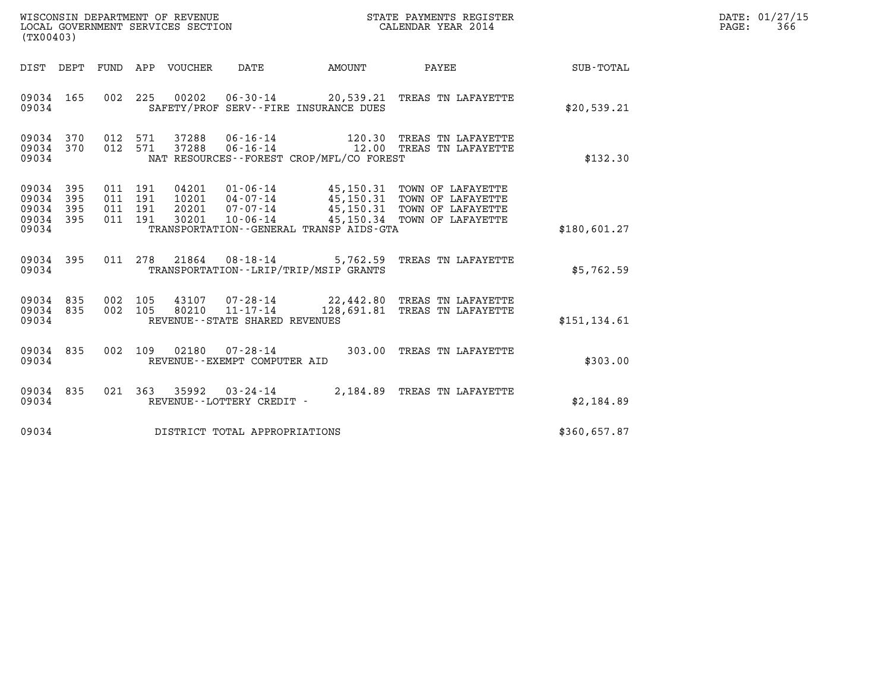WISCONSIN DEPARTMENT OF REVENUE
LOCAL GOVERNMENT SERVICES SECTION
(TX00403)

STATE PAYMENTS REGISTER
CALENDAR YEAR 2014

DATE: 01/27/15

| DIST | DEPT | FUND | APP | VOUCHER | DATE | AMOUNT | PAYEE | SUB-TOTAL |
|---|---|---|---|---|---|---|---|---|
| 09034 | 165 | 002 | 225 | 00202 | 06-30-14 | 20,539.21 | TREAS TN LAFAYETTE | |
| 09034 | | | | | SAFETY/PROF SERV--FIRE INSURANCE DUES | | | $20,539.21 |
| 09034 | 370 | 012 | 571 | 37288 | 06-16-14 | 120.30 | TREAS TN LAFAYETTE | |
| 09034 | 370 | 012 | 571 | 37288 | 06-16-14 | 12.00 | TREAS TN LAFAYETTE | |
| 09034 | | | | | NAT RESOURCES--FOREST CROP/MFL/CO FOREST | | | $132.30 |
| 09034 | 395 | 011 | 191 | 04201 | 01-06-14 | 45,150.31 | TOWN OF LAFAYETTE | |
| 09034 | 395 | 011 | 191 | 10201 | 04-07-14 | 45,150.31 | TOWN OF LAFAYETTE | |
| 09034 | 395 | 011 | 191 | 20201 | 07-07-14 | 45,150.31 | TOWN OF LAFAYETTE | |
| 09034 | 395 | 011 | 191 | 30201 | 10-06-14 | 45,150.34 | TOWN OF LAFAYETTE | |
| 09034 | | | | | TRANSPORTATION--GENERAL TRANSP AIDS-GTA | | | $180,601.27 |
| 09034 | 395 | 011 | 278 | 21864 | 08-18-14 | 5,762.59 | TREAS TN LAFAYETTE | |
| 09034 | | | | | TRANSPORTATION--LRIP/TRIP/MSIP GRANTS | | | $5,762.59 |
| 09034 | 835 | 002 | 105 | 43107 | 07-28-14 | 22,442.80 | TREAS TN LAFAYETTE | |
| 09034 | 835 | 002 | 105 | 80210 | 11-17-14 | 128,691.81 | TREAS TN LAFAYETTE | |
| 09034 | | | | | REVENUE--STATE SHARED REVENUES | | | $151,134.61 |
| 09034 | 835 | 002 | 109 | 02180 | 07-28-14 | 303.00 | TREAS TN LAFAYETTE | |
| 09034 | | | | | REVENUE--EXEMPT COMPUTER AID | | | $303.00 |
| 09034 | 835 | 021 | 363 | 35992 | 03-24-14 | 2,184.89 | TREAS TN LAFAYETTE | |
| 09034 | | | | | REVENUE--LOTTERY CREDIT - | | | $2,184.89 |
| 09034 | | | | | DISTRICT TOTAL APPROPRIATIONS | | | $360,657.87 |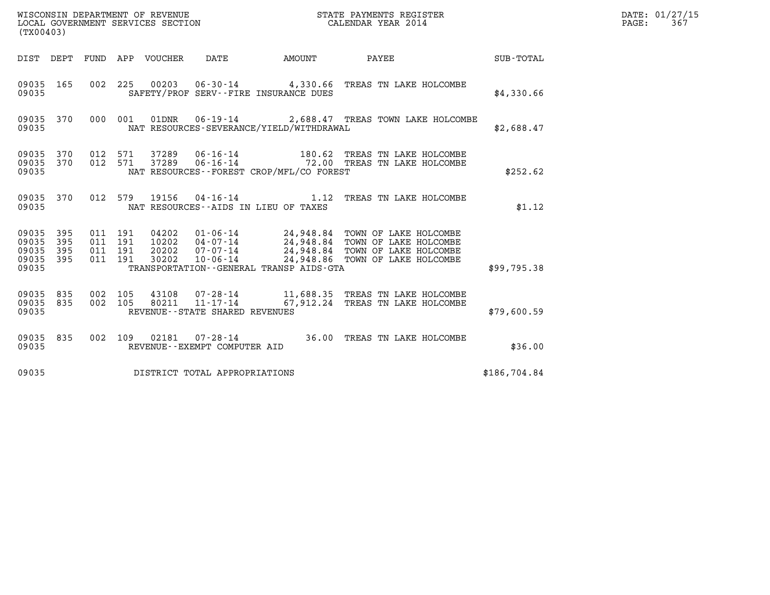WISCONSIN DEPARTMENT OF REVENUE
LOCAL GOVERNMENT SERVICES SECTION
(TX00403)

STATE PAYMENTS REGISTER
CALENDAR YEAR 2014

DATE: 01/27/15
PAGE: 367

| DIST | DEPT | FUND | APP | VOUCHER | DATE | AMOUNT | PAYEE | SUB-TOTAL |
|---|---|---|---|---|---|---|---|---|
| 09035 | 165 | 002 | 225 | 00203 | 06-30-14 | 4,330.66 | TREAS TN LAKE HOLCOMBE | |
| 09035 | | | | SAFETY/PROF SERV--FIRE INSURANCE DUES | | | | $4,330.66 |
| 09035 | 370 | 000 | 001 | 01DNR | 06-19-14 | 2,688.47 | TREAS TOWN LAKE HOLCOMBE | |
| 09035 | | | | NAT RESOURCES-SEVERANCE/YIELD/WITHDRAWAL | | | | $2,688.47 |
| 09035 | 370 | 012 | 571 | 37289 | 06-16-14 | 180.62 | TREAS TN LAKE HOLCOMBE | |
| 09035 | 370 | 012 | 571 | 37289 | 06-16-14 | 72.00 | TREAS TN LAKE HOLCOMBE | |
| 09035 | | | | NAT RESOURCES--FOREST CROP/MFL/CO FOREST | | | | $252.62 |
| 09035 | 370 | 012 | 579 | 19156 | 04-16-14 | 1.12 | TREAS TN LAKE HOLCOMBE | |
| 09035 | | | | NAT RESOURCES--AIDS IN LIEU OF TAXES | | | | $1.12 |
| 09035 | 395 | 011 | 191 | 04202 | 01-06-14 | 24,948.84 | TOWN OF LAKE HOLCOMBE | |
| 09035 | 395 | 011 | 191 | 10202 | 04-07-14 | 24,948.84 | TOWN OF LAKE HOLCOMBE | |
| 09035 | 395 | 011 | 191 | 20202 | 07-07-14 | 24,948.84 | TOWN OF LAKE HOLCOMBE | |
| 09035 | 395 | 011 | 191 | 30202 | 10-06-14 | 24,948.86 | TOWN OF LAKE HOLCOMBE | |
| 09035 | | | | TRANSPORTATION--GENERAL TRANSP AIDS-GTA | | | | $99,795.38 |
| 09035 | 835 | 002 | 105 | 43108 | 07-28-14 | 11,688.35 | TREAS TN LAKE HOLCOMBE | |
| 09035 | 835 | 002 | 105 | 80211 | 11-17-14 | 67,912.24 | TREAS TN LAKE HOLCOMBE | |
| 09035 | | | | REVENUE--STATE SHARED REVENUES | | | | $79,600.59 |
| 09035 | 835 | 002 | 109 | 02181 | 07-28-14 | 36.00 | TREAS TN LAKE HOLCOMBE | |
| 09035 | | | | REVENUE--EXEMPT COMPUTER AID | | | | $36.00 |
| 09035 | | | | DISTRICT TOTAL APPROPRIATIONS | | | | $186,704.84 |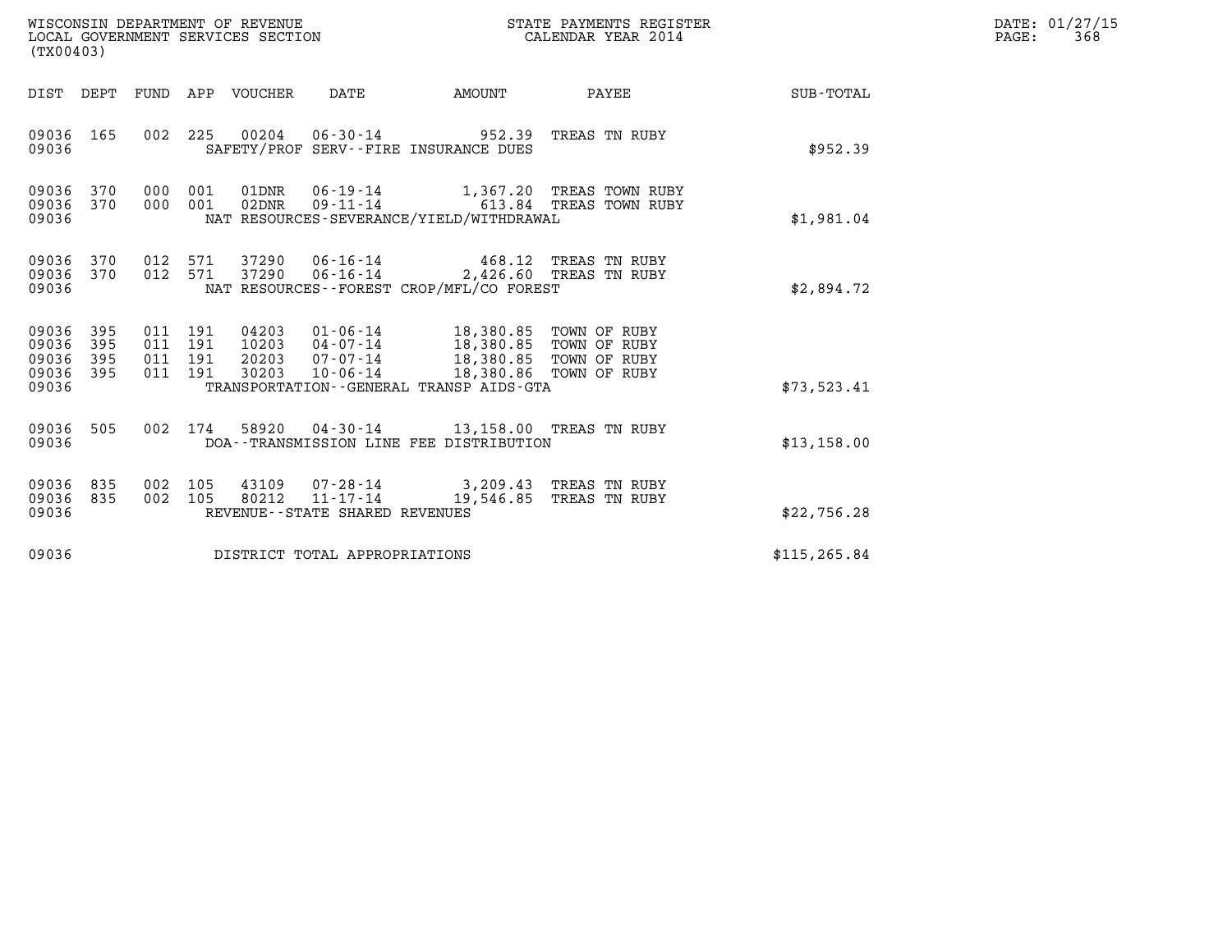WISCONSIN DEPARTMENT OF REVENUE
LOCAL GOVERNMENT SERVICES SECTION
(TX00403)

STATE PAYMENTS REGISTER
CALENDAR YEAR 2014

| DIST | DEPT | FUND | APP | VOUCHER | DATE | AMOUNT | PAYEE | SUB-TOTAL |
|---|---|---|---|---|---|---|---|---|
| 09036 | 165 | 002 | 225 | 00204 | 06-30-14 | 952.39 | TREAS TN RUBY | |
| 09036 | | | | | SAFETY/PROF SERV--FIRE INSURANCE DUES | | | $952.39 |
| 09036 | 370 | 000 | 001 | 01DNR | 06-19-14 | 1,367.20 | TREAS TOWN RUBY | |
| 09036 | 370 | 000 | 001 | 02DNR | 09-11-14 | 613.84 | TREAS TOWN RUBY | |
| 09036 | | | | | NAT RESOURCES-SEVERANCE/YIELD/WITHDRAWAL | | | $1,981.04 |
| 09036 | 370 | 012 | 571 | 37290 | 06-16-14 | 468.12 | TREAS TN RUBY | |
| 09036 | 370 | 012 | 571 | 37290 | 06-16-14 | 2,426.60 | TREAS TN RUBY | |
| 09036 | | | | | NAT RESOURCES--FOREST CROP/MFL/CO FOREST | | | $2,894.72 |
| 09036 | 395 | 011 | 191 | 04203 | 01-06-14 | 18,380.85 | TOWN OF RUBY | |
| 09036 | 395 | 011 | 191 | 10203 | 04-07-14 | 18,380.85 | TOWN OF RUBY | |
| 09036 | 395 | 011 | 191 | 20203 | 07-07-14 | 18,380.85 | TOWN OF RUBY | |
| 09036 | 395 | 011 | 191 | 30203 | 10-06-14 | 18,380.86 | TOWN OF RUBY | |
| 09036 | | | | | TRANSPORTATION--GENERAL TRANSP AIDS-GTA | | | $73,523.41 |
| 09036 | 505 | 002 | 174 | 58920 | 04-30-14 | 13,158.00 | TREAS TN RUBY | |
| 09036 | | | | | DOA--TRANSMISSION LINE FEE DISTRIBUTION | | | $13,158.00 |
| 09036 | 835 | 002 | 105 | 43109 | 07-28-14 | 3,209.43 | TREAS TN RUBY | |
| 09036 | 835 | 002 | 105 | 80212 | 11-17-14 | 19,546.85 | TREAS TN RUBY | |
| 09036 | | | | | REVENUE--STATE SHARED REVENUES | | | $22,756.28 |
| 09036 | | | | | DISTRICT TOTAL APPROPRIATIONS | | | $115,265.84 |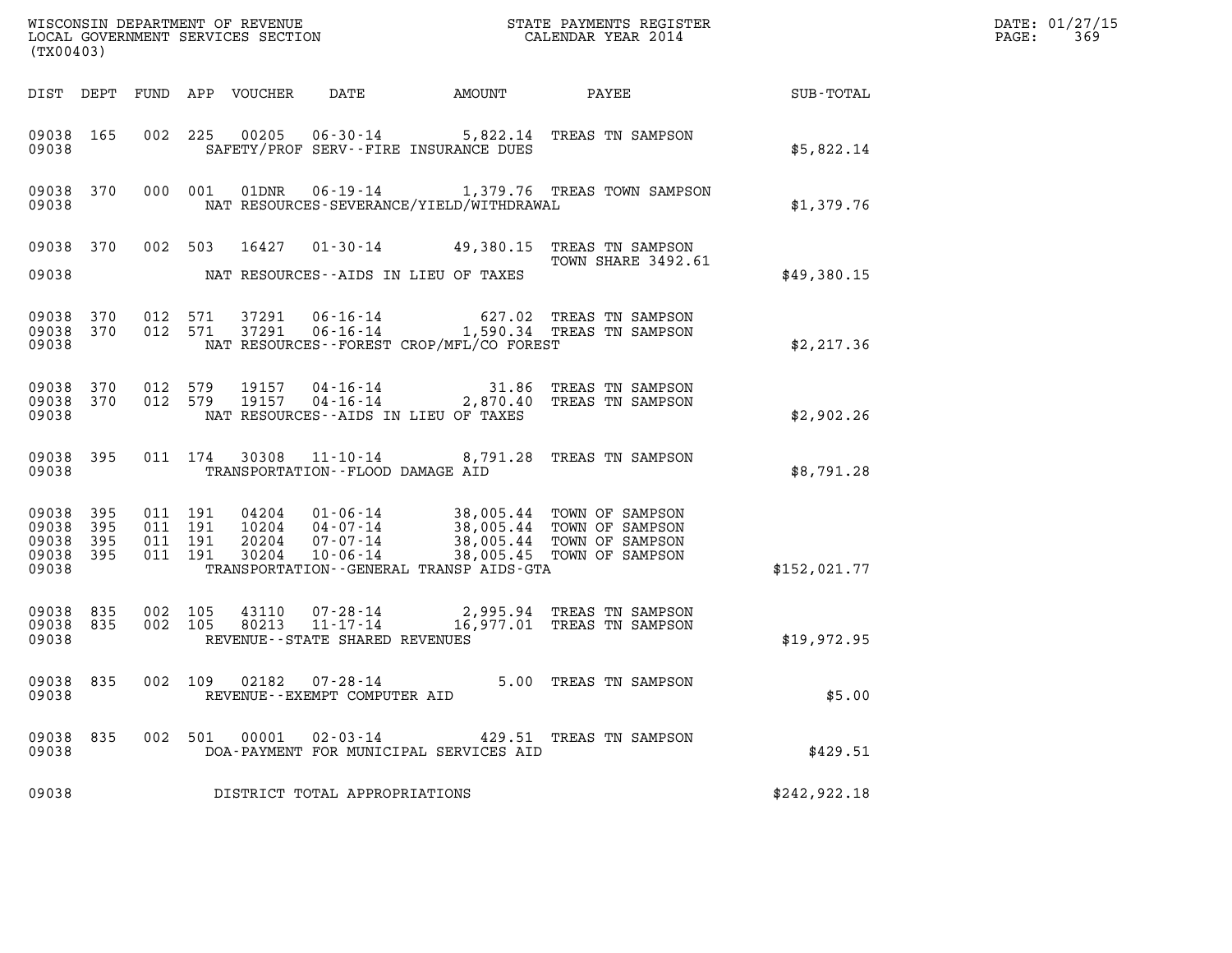WISCONSIN DEPARTMENT OF REVENUE
LOCAL GOVERNMENT SERVICES SECTION
(TX00403)

STATE PAYMENTS REGISTER
CALENDAR YEAR 2014

DATE: 01/27/15

| DIST | DEPT | FUND | APP | VOUCHER | DATE | AMOUNT | PAYEE | SUB-TOTAL |
|---|---|---|---|---|---|---|---|---|
| 09038 | 165 | 002 | 225 | 00205 | 06-30-14 | 5,822.14 | TREAS TN SAMPSON | |
| 09038 | | | | | SAFETY/PROF SERV--FIRE INSURANCE DUES | | | $5,822.14 |
| 09038 | 370 | 000 | 001 | 01DNR | 06-19-14 | 1,379.76 | TREAS TOWN SAMPSON | |
| 09038 | | | | | NAT RESOURCES-SEVERANCE/YIELD/WITHDRAWAL | | | $1,379.76 |
| 09038 | 370 | 002 | 503 | 16427 | 01-30-14 | 49,380.15 | TREAS TN SAMPSON TOWN SHARE 3492.61 | |
| 09038 | | | | | NAT RESOURCES--AIDS IN LIEU OF TAXES | | | $49,380.15 |
| 09038 | 370 | 012 | 571 | 37291 | 06-16-14 | 627.02 | TREAS TN SAMPSON | |
| 09038 | 370 | 012 | 571 | 37291 | 06-16-14 | 1,590.34 | TREAS TN SAMPSON | |
| 09038 | | | | | NAT RESOURCES--FOREST CROP/MFL/CO FOREST | | | $2,217.36 |
| 09038 | 370 | 012 | 579 | 19157 | 04-16-14 | 31.86 | TREAS TN SAMPSON | |
| 09038 | 370 | 012 | 579 | 19157 | 04-16-14 | 2,870.40 | TREAS TN SAMPSON | |
| 09038 | | | | | NAT RESOURCES--AIDS IN LIEU OF TAXES | | | $2,902.26 |
| 09038 | 395 | 011 | 174 | 30308 | 11-10-14 | 8,791.28 | TREAS TN SAMPSON | |
| 09038 | | | | | TRANSPORTATION--FLOOD DAMAGE AID | | | $8,791.28 |
| 09038 | 395 | 011 | 191 | 04204 | 01-06-14 | 38,005.44 | TOWN OF SAMPSON | |
| 09038 | 395 | 011 | 191 | 10204 | 04-07-14 | 38,005.44 | TOWN OF SAMPSON | |
| 09038 | 395 | 011 | 191 | 20204 | 07-07-14 | 38,005.44 | TOWN OF SAMPSON | |
| 09038 | 395 | 011 | 191 | 30204 | 10-06-14 | 38,005.45 | TOWN OF SAMPSON | |
| 09038 | | | | | TRANSPORTATION--GENERAL TRANSP AIDS-GTA | | | $152,021.77 |
| 09038 | 835 | 002 | 105 | 43110 | 07-28-14 | 2,995.94 | TREAS TN SAMPSON | |
| 09038 | 835 | 002 | 105 | 80213 | 11-17-14 | 16,977.01 | TREAS TN SAMPSON | |
| 09038 | | | | | REVENUE--STATE SHARED REVENUES | | | $19,972.95 |
| 09038 | 835 | 002 | 109 | 02182 | 07-28-14 | 5.00 | TREAS TN SAMPSON | |
| 09038 | | | | | REVENUE--EXEMPT COMPUTER AID | | | $5.00 |
| 09038 | 835 | 002 | 501 | 00001 | 02-03-14 | 429.51 | TREAS TN SAMPSON | |
| 09038 | | | | | DOA-PAYMENT FOR MUNICIPAL SERVICES AID | | | $429.51 |
| 09038 | | | | | DISTRICT TOTAL APPROPRIATIONS | | | $242,922.18 |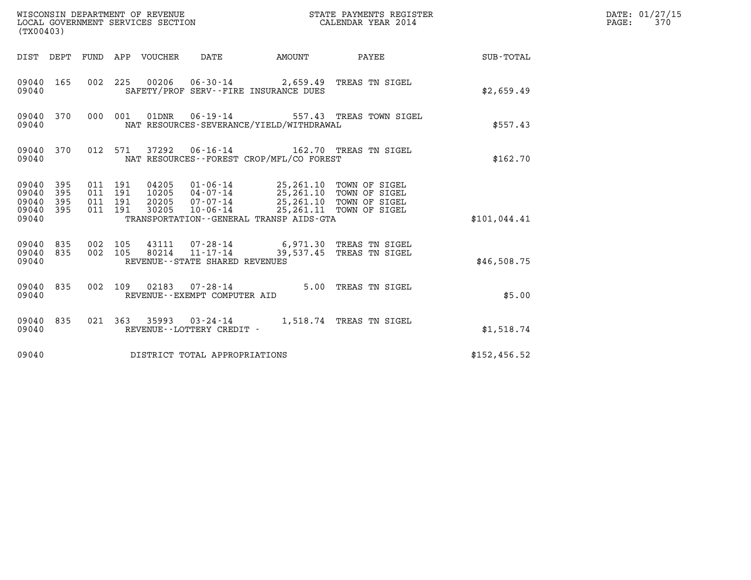WISCONSIN DEPARTMENT OF REVENUE
LOCAL GOVERNMENT SERVICES SECTION
(TX00403)

STATE PAYMENTS REGISTER
CALENDAR YEAR 2014

DATE: 01/27/15
PAGE: 370

| DIST | DEPT | FUND | APP | VOUCHER | DATE | AMOUNT | PAYEE | SUB-TOTAL |
|---|---|---|---|---|---|---|---|---|
| 09040 | 165 | 002 | 225 | 00206 | 06-30-14 | 2,659.49 | TREAS TN SIGEL | |
| 09040 | | | | SAFETY/PROF SERV--FIRE INSURANCE DUES | | | | $2,659.49 |
| 09040 | 370 | 000 | 001 | 01DNR | 06-19-14 | 557.43 | TREAS TOWN SIGEL | |
| 09040 | | | | NAT RESOURCES-SEVERANCE/YIELD/WITHDRAWAL | | | | $557.43 |
| 09040 | 370 | 012 | 571 | 37292 | 06-16-14 | 162.70 | TREAS TN SIGEL | |
| 09040 | | | | NAT RESOURCES--FOREST CROP/MFL/CO FOREST | | | | $162.70 |
| 09040 | 395 | 011 | 191 | 04205 | 01-06-14 | 25,261.10 | TOWN OF SIGEL | |
| 09040 | 395 | 011 | 191 | 10205 | 04-07-14 | 25,261.10 | TOWN OF SIGEL | |
| 09040 | 395 | 011 | 191 | 20205 | 07-07-14 | 25,261.10 | TOWN OF SIGEL | |
| 09040 | 395 | 011 | 191 | 30205 | 10-06-14 | 25,261.11 | TOWN OF SIGEL | |
| 09040 | | | | TRANSPORTATION--GENERAL TRANSP AIDS-GTA | | | | $101,044.41 |
| 09040 | 835 | 002 | 105 | 43111 | 07-28-14 | 6,971.30 | TREAS TN SIGEL | |
| 09040 | 835 | 002 | 105 | 80214 | 11-17-14 | 39,537.45 | TREAS TN SIGEL | |
| 09040 | | | | REVENUE--STATE SHARED REVENUES | | | | $46,508.75 |
| 09040 | 835 | 002 | 109 | 02183 | 07-28-14 | 5.00 | TREAS TN SIGEL | |
| 09040 | | | | REVENUE--EXEMPT COMPUTER AID | | | | $5.00 |
| 09040 | 835 | 021 | 363 | 35993 | 03-24-14 | 1,518.74 | TREAS TN SIGEL | |
| 09040 | | | | REVENUE--LOTTERY CREDIT - | | | | $1,518.74 |
| 09040 | | | | DISTRICT TOTAL APPROPRIATIONS | | | | $152,456.52 |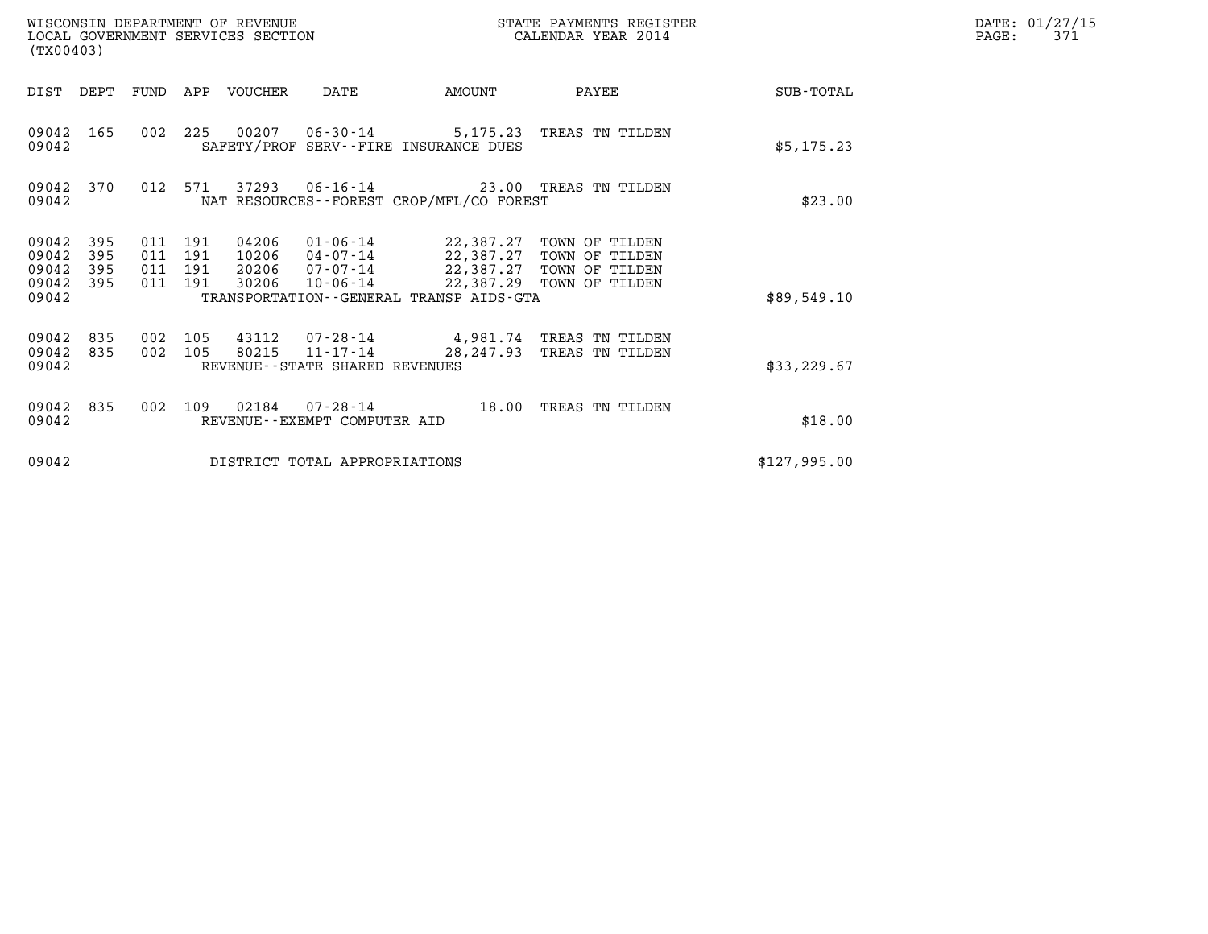WISCONSIN DEPARTMENT OF REVENUE
LOCAL GOVERNMENT SERVICES SECTION
(TX00403)

STATE PAYMENTS REGISTER
CALENDAR YEAR 2014

| DIST | DEPT | FUND | APP | VOUCHER | DATE | AMOUNT | PAYEE | SUB-TOTAL |
|---|---|---|---|---|---|---|---|---|
| 09042 | 165 | 002 | 225 | 00207 | 06-30-14 | 5,175.23 | TREAS TN TILDEN | |
| 09042 | | | | | SAFETY/PROF SERV--FIRE INSURANCE DUES | | | $5,175.23 |
| 09042 | 370 | 012 | 571 | 37293 | 06-16-14 | 23.00 | TREAS TN TILDEN | |
| 09042 | | | | | NAT RESOURCES--FOREST CROP/MFL/CO FOREST | | | $23.00 |
| 09042 | 395 | 011 | 191 | 04206 | 01-06-14 | 22,387.27 | TOWN OF TILDEN | |
| 09042 | 395 | 011 | 191 | 10206 | 04-07-14 | 22,387.27 | TOWN OF TILDEN | |
| 09042 | 395 | 011 | 191 | 20206 | 07-07-14 | 22,387.27 | TOWN OF TILDEN | |
| 09042 | 395 | 011 | 191 | 30206 | 10-06-14 | 22,387.29 | TOWN OF TILDEN | |
| 09042 | | | | | TRANSPORTATION--GENERAL TRANSP AIDS-GTA | | | $89,549.10 |
| 09042 | 835 | 002 | 105 | 43112 | 07-28-14 | 4,981.74 | TREAS TN TILDEN | |
| 09042 | 835 | 002 | 105 | 80215 | 11-17-14 | 28,247.93 | TREAS TN TILDEN | |
| 09042 | | | | | REVENUE--STATE SHARED REVENUES | | | $33,229.67 |
| 09042 | 835 | 002 | 109 | 02184 | 07-28-14 | 18.00 | TREAS TN TILDEN | |
| 09042 | | | | | REVENUE--EXEMPT COMPUTER AID | | | $18.00 |
| 09042 | | | | | DISTRICT TOTAL APPROPRIATIONS | | | $127,995.00 |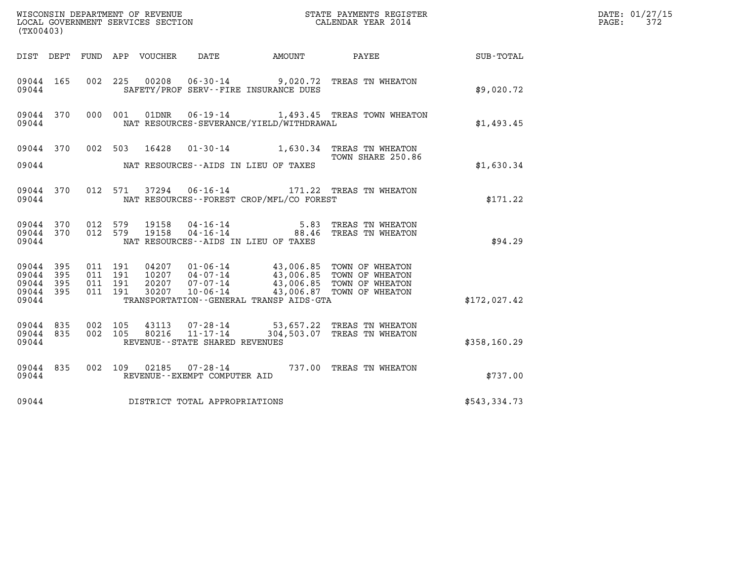WISCONSIN DEPARTMENT OF REVENUE
LOCAL GOVERNMENT SERVICES SECTION
(TX00403)

STATE PAYMENTS REGISTER
CALENDAR YEAR 2014

DATE: 01/27/15
PAGE: 372

| DIST | DEPT | FUND | APP | VOUCHER | DATE | AMOUNT | PAYEE | SUB-TOTAL |
|---|---|---|---|---|---|---|---|---|
| 09044 | 165 | 002 | 225 | 00208 | 06-30-14 | 9,020.72 | TREAS TN WHEATON | |
| 09044 | | | | | SAFETY/PROF SERV--FIRE INSURANCE DUES | | | $9,020.72 |
| 09044 | 370 | 000 | 001 | 01DNR | 06-19-14 | 1,493.45 | TREAS TOWN WHEATON | |
| 09044 | | | | | NAT RESOURCES-SEVERANCE/YIELD/WITHDRAWAL | | | $1,493.45 |
| 09044 | 370 | 002 | 503 | 16428 | 01-30-14 | 1,630.34 | TREAS TN WHEATON | |
| | | | | | | | TOWN SHARE 250.86 | |
| 09044 | | | | | NAT RESOURCES--AIDS IN LIEU OF TAXES | | | $1,630.34 |
| 09044 | 370 | 012 | 571 | 37294 | 06-16-14 | 171.22 | TREAS TN WHEATON | |
| 09044 | | | | | NAT RESOURCES--FOREST CROP/MFL/CO FOREST | | | $171.22 |
| 09044 | 370 | 012 | 579 | 19158 | 04-16-14 | 5.83 | TREAS TN WHEATON | |
| 09044 | 370 | 012 | 579 | 19158 | 04-16-14 | 88.46 | TREAS TN WHEATON | |
| 09044 | | | | | NAT RESOURCES--AIDS IN LIEU OF TAXES | | | $94.29 |
| 09044 | 395 | 011 | 191 | 04207 | 01-06-14 | 43,006.85 | TOWN OF WHEATON | |
| 09044 | 395 | 011 | 191 | 10207 | 04-07-14 | 43,006.85 | TOWN OF WHEATON | |
| 09044 | 395 | 011 | 191 | 20207 | 07-07-14 | 43,006.85 | TOWN OF WHEATON | |
| 09044 | 395 | 011 | 191 | 30207 | 10-06-14 | 43,006.87 | TOWN OF WHEATON | |
| 09044 | | | | | TRANSPORTATION--GENERAL TRANSP AIDS-GTA | | | $172,027.42 |
| 09044 | 835 | 002 | 105 | 43113 | 07-28-14 | 53,657.22 | TREAS TN WHEATON | |
| 09044 | 835 | 002 | 105 | 80216 | 11-17-14 | 304,503.07 | TREAS TN WHEATON | |
| 09044 | | | | | REVENUE--STATE SHARED REVENUES | | | $358,160.29 |
| 09044 | 835 | 002 | 109 | 02185 | 07-28-14 | 737.00 | TREAS TN WHEATON | |
| 09044 | | | | | REVENUE--EXEMPT COMPUTER AID | | | $737.00 |
| 09044 | | | | | DISTRICT TOTAL APPROPRIATIONS | | | $543,334.73 |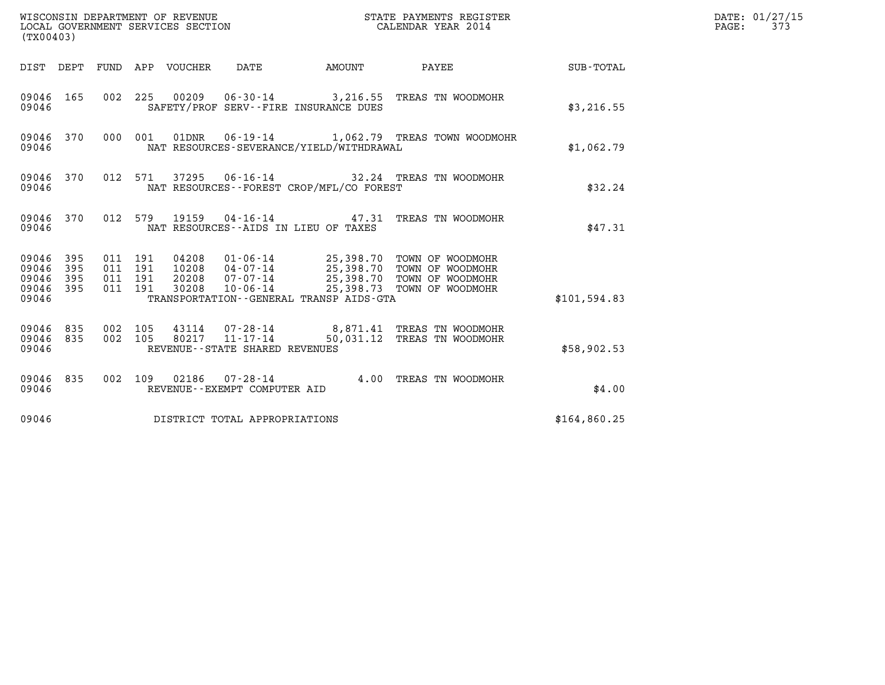WISCONSIN DEPARTMENT OF REVENUE
LOCAL GOVERNMENT SERVICES SECTION
(TX00403)

STATE PAYMENTS REGISTER
CALENDAR YEAR 2014

DATE: 01/27/15

| DIST | DEPT | FUND | APP | VOUCHER | DATE | AMOUNT | PAYEE | SUB-TOTAL |
|---|---|---|---|---|---|---|---|---|
| 09046 | 165 | 002 | 225 | 00209 | 06-30-14 | 3,216.55 | TREAS TN WOODMOHR | |
| 09046 | | | | SAFETY/PROF SERV--FIRE INSURANCE DUES | | | | $3,216.55 |
| 09046 | 370 | 000 | 001 | 01DNR | 06-19-14 | 1,062.79 | TREAS TOWN WOODMOHR | |
| 09046 | | | | NAT RESOURCES-SEVERANCE/YIELD/WITHDRAWAL | | | | $1,062.79 |
| 09046 | 370 | 012 | 571 | 37295 | 06-16-14 | 32.24 | TREAS TN WOODMOHR | |
| 09046 | | | | NAT RESOURCES--FOREST CROP/MFL/CO FOREST | | | | $32.24 |
| 09046 | 370 | 012 | 579 | 19159 | 04-16-14 | 47.31 | TREAS TN WOODMOHR | |
| 09046 | | | | NAT RESOURCES--AIDS IN LIEU OF TAXES | | | | $47.31 |
| 09046 | 395 | 011 | 191 | 04208 | 01-06-14 | 25,398.70 | TOWN OF WOODMOHR | |
| 09046 | 395 | 011 | 191 | 10208 | 04-07-14 | 25,398.70 | TOWN OF WOODMOHR | |
| 09046 | 395 | 011 | 191 | 20208 | 07-07-14 | 25,398.70 | TOWN OF WOODMOHR | |
| 09046 | 395 | 011 | 191 | 30208 | 10-06-14 | 25,398.73 | TOWN OF WOODMOHR | |
| 09046 | | | | TRANSPORTATION--GENERAL TRANSP AIDS-GTA | | | | $101,594.83 |
| 09046 | 835 | 002 | 105 | 43114 | 07-28-14 | 8,871.41 | TREAS TN WOODMOHR | |
| 09046 | 835 | 002 | 105 | 80217 | 11-17-14 | 50,031.12 | TREAS TN WOODMOHR | |
| 09046 | | | | REVENUE--STATE SHARED REVENUES | | | | $58,902.53 |
| 09046 | 835 | 002 | 109 | 02186 | 07-28-14 | 4.00 | TREAS TN WOODMOHR | |
| 09046 | | | | REVENUE--EXEMPT COMPUTER AID | | | | $4.00 |
| 09046 | | | | DISTRICT TOTAL APPROPRIATIONS | | | | $164,860.25 |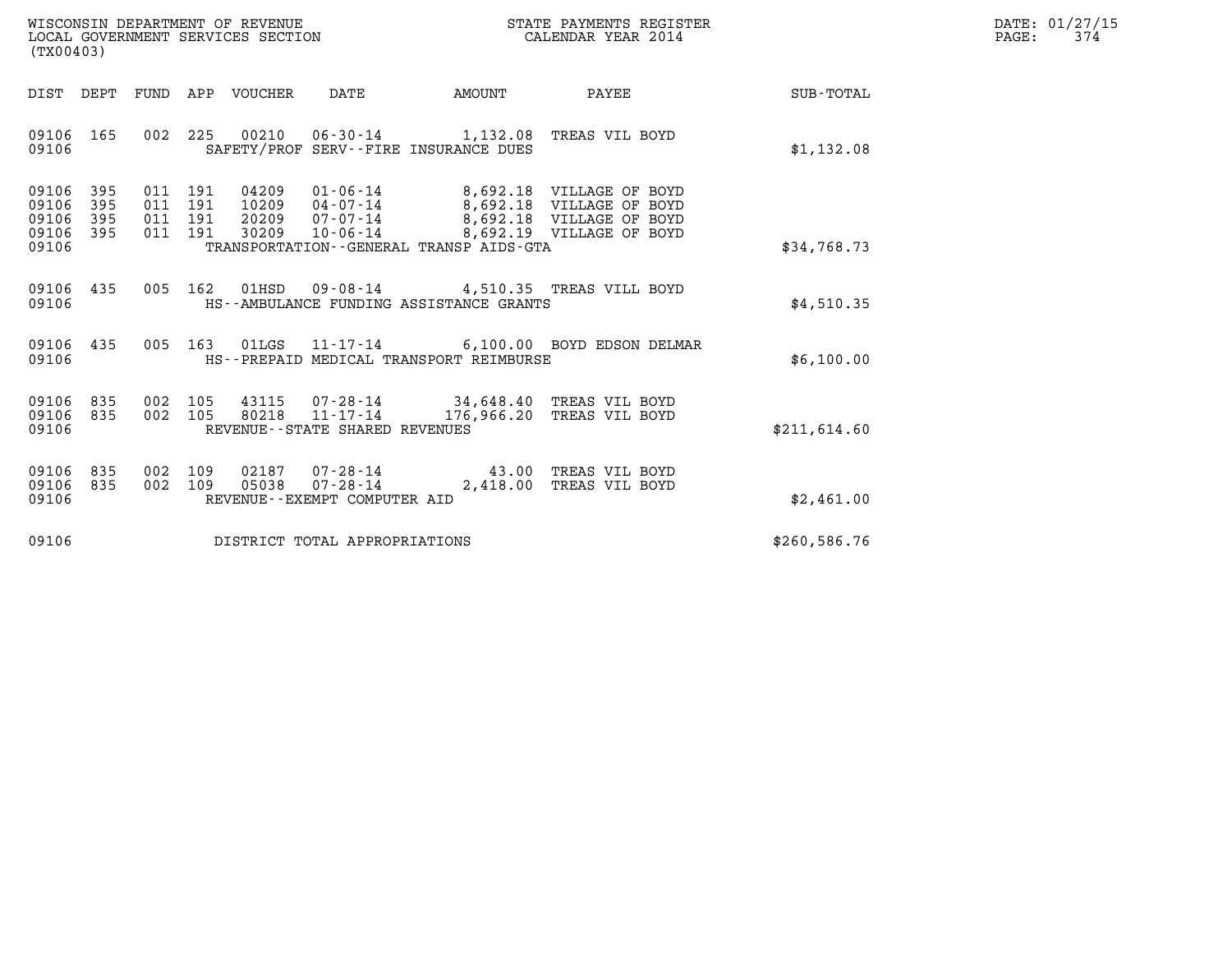WISCONSIN DEPARTMENT OF REVENUE
LOCAL GOVERNMENT SERVICES SECTION
(TX00403)

STATE PAYMENTS REGISTER
CALENDAR YEAR 2014

DATE: 01/27/15
PAGE: 374

| DIST | DEPT | FUND | APP | VOUCHER | DATE | AMOUNT | PAYEE | SUB-TOTAL |
|---|---|---|---|---|---|---|---|---|
| 09106 | 165 | 002 | 225 | 00210 | 06-30-14 | 1,132.08 | TREAS VIL BOYD | |
| 09106 | | | | | SAFETY/PROF SERV--FIRE INSURANCE DUES | | | $1,132.08 |
| 09106 | 395 | 011 | 191 | 04209 | 01-06-14 | 8,692.18 | VILLAGE OF BOYD | |
| 09106 | 395 | 011 | 191 | 10209 | 04-07-14 | 8,692.18 | VILLAGE OF BOYD | |
| 09106 | 395 | 011 | 191 | 20209 | 07-07-14 | 8,692.18 | VILLAGE OF BOYD | |
| 09106 | 395 | 011 | 191 | 30209 | 10-06-14 | 8,692.19 | VILLAGE OF BOYD | |
| 09106 | | | | | TRANSPORTATION--GENERAL TRANSP AIDS-GTA | | | $34,768.73 |
| 09106 | 435 | 005 | 162 | 01HSD | 09-08-14 | 4,510.35 | TREAS VILL BOYD | |
| 09106 | | | | | HS--AMBULANCE FUNDING ASSISTANCE GRANTS | | | $4,510.35 |
| 09106 | 435 | 005 | 163 | 01LGS | 11-17-14 | 6,100.00 | BOYD EDSON DELMAR | |
| 09106 | | | | | HS--PREPAID MEDICAL TRANSPORT REIMBURSE | | | $6,100.00 |
| 09106 | 835 | 002 | 105 | 43115 | 07-28-14 | 34,648.40 | TREAS VIL BOYD | |
| 09106 | 835 | 002 | 105 | 80218 | 11-17-14 | 176,966.20 | TREAS VIL BOYD | |
| 09106 | | | | | REVENUE--STATE SHARED REVENUES | | | $211,614.60 |
| 09106 | 835 | 002 | 109 | 02187 | 07-28-14 | 43.00 | TREAS VIL BOYD | |
| 09106 | 835 | 002 | 109 | 05038 | 07-28-14 | 2,418.00 | TREAS VIL BOYD | |
| 09106 | | | | | REVENUE--EXEMPT COMPUTER AID | | | $2,461.00 |
| 09106 | | | | | DISTRICT TOTAL APPROPRIATIONS | | | $260,586.76 |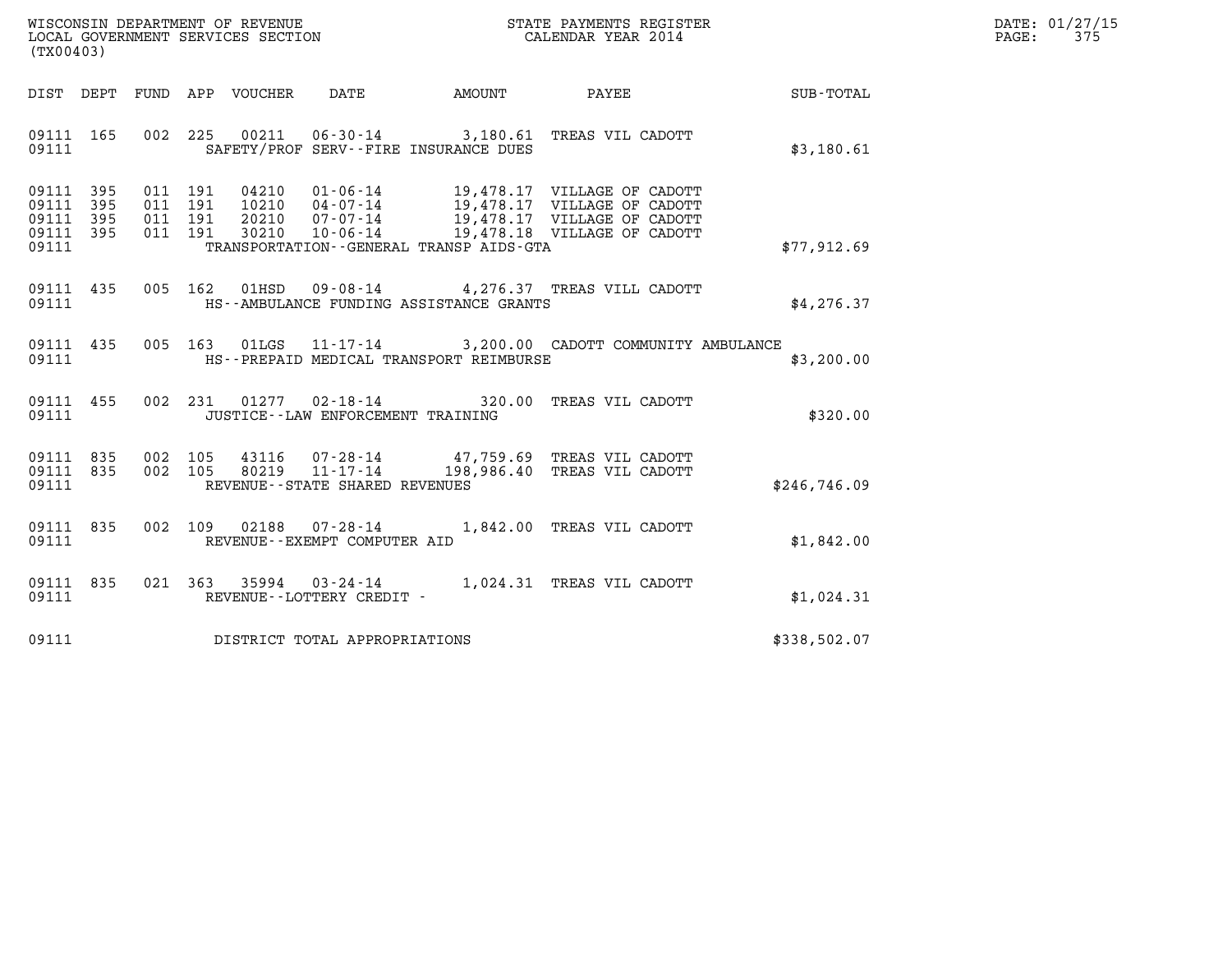WISCONSIN DEPARTMENT OF REVENUE
LOCAL GOVERNMENT SERVICES SECTION
(TX00403)

STATE PAYMENTS REGISTER
CALENDAR YEAR 2014

DATE: 01/27/15
PAGE: 375

| DIST | DEPT | FUND | APP | VOUCHER | DATE | AMOUNT | PAYEE | SUB-TOTAL |
|---|---|---|---|---|---|---|---|---|
| 09111 | 165 | 002 | 225 | 00211 | 06-30-14 | 3,180.61 | TREAS VIL CADOTT | |
| 09111 | | | | SAFETY/PROF SERV--FIRE INSURANCE DUES | | | | $3,180.61 |
| 09111 | 395 | 011 | 191 | 04210 | 01-06-14 | 19,478.17 | VILLAGE OF CADOTT | |
| 09111 | 395 | 011 | 191 | 10210 | 04-07-14 | 19,478.17 | VILLAGE OF CADOTT | |
| 09111 | 395 | 011 | 191 | 20210 | 07-07-14 | 19,478.17 | VILLAGE OF CADOTT | |
| 09111 | 395 | 011 | 191 | 30210 | 10-06-14 | 19,478.18 | VILLAGE OF CADOTT | |
| 09111 | | | | TRANSPORTATION--GENERAL TRANSP AIDS-GTA | | | | $77,912.69 |
| 09111 | 435 | 005 | 162 | 01HSD | 09-08-14 | 4,276.37 | TREAS VILL CADOTT | |
| 09111 | | | | HS--AMBULANCE FUNDING ASSISTANCE GRANTS | | | | $4,276.37 |
| 09111 | 435 | 005 | 163 | 01LGS | 11-17-14 | 3,200.00 | CADOTT COMMUNITY AMBULANCE | |
| 09111 | | | | HS--PREPAID MEDICAL TRANSPORT REIMBURSE | | | | $3,200.00 |
| 09111 | 455 | 002 | 231 | 01277 | 02-18-14 | 320.00 | TREAS VIL CADOTT | |
| 09111 | | | | JUSTICE--LAW ENFORCEMENT TRAINING | | | | $320.00 |
| 09111 | 835 | 002 | 105 | 43116 | 07-28-14 | 47,759.69 | TREAS VIL CADOTT | |
| 09111 | 835 | 002 | 105 | 80219 | 11-17-14 | 198,986.40 | TREAS VIL CADOTT | |
| 09111 | | | | REVENUE--STATE SHARED REVENUES | | | | $246,746.09 |
| 09111 | 835 | 002 | 109 | 02188 | 07-28-14 | 1,842.00 | TREAS VIL CADOTT | |
| 09111 | | | | REVENUE--EXEMPT COMPUTER AID | | | | $1,842.00 |
| 09111 | 835 | 021 | 363 | 35994 | 03-24-14 | 1,024.31 | TREAS VIL CADOTT | |
| 09111 | | | | REVENUE--LOTTERY CREDIT - | | | | $1,024.31 |
| 09111 | | | | DISTRICT TOTAL APPROPRIATIONS | | | | $338,502.07 |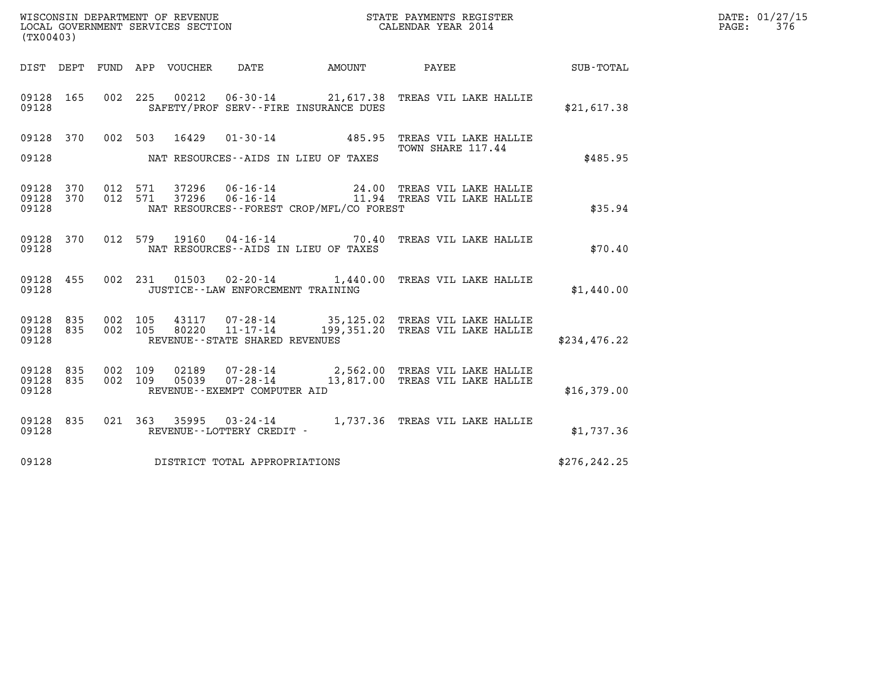WISCONSIN DEPARTMENT OF REVENUE
LOCAL GOVERNMENT SERVICES SECTION
(TX00403)

STATE PAYMENTS REGISTER
CALENDAR YEAR 2014

DATE: 01/27/15
PAGE: 376

| DIST | DEPT | FUND | APP | VOUCHER | DATE | AMOUNT | PAYEE | SUB-TOTAL |
|---|---|---|---|---|---|---|---|---|
| 09128 | 165 | 002 | 225 | 00212 | 06-30-14 | 21,617.38 | TREAS VIL LAKE HALLIE | |
| 09128 | | | | | SAFETY/PROF SERV--FIRE INSURANCE DUES | | | $21,617.38 |
| 09128 | 370 | 002 | 503 | 16429 | 01-30-14 | 485.95 | TREAS VIL LAKE HALLIE TOWN SHARE 117.44 | |
| 09128 | | | | | NAT RESOURCES--AIDS IN LIEU OF TAXES | | | $485.95 |
| 09128 | 370 | 012 | 571 | 37296 | 06-16-14 | 24.00 | TREAS VIL LAKE HALLIE | |
| 09128 | 370 | 012 | 571 | 37296 | 06-16-14 | 11.94 | TREAS VIL LAKE HALLIE | |
| 09128 | | | | | NAT RESOURCES--FOREST CROP/MFL/CO FOREST | | | $35.94 |
| 09128 | 370 | 012 | 579 | 19160 | 04-16-14 | 70.40 | TREAS VIL LAKE HALLIE | |
| 09128 | | | | | NAT RESOURCES--AIDS IN LIEU OF TAXES | | | $70.40 |
| 09128 | 455 | 002 | 231 | 01503 | 02-20-14 | 1,440.00 | TREAS VIL LAKE HALLIE | |
| 09128 | | | | | JUSTICE--LAW ENFORCEMENT TRAINING | | | $1,440.00 |
| 09128 | 835 | 002 | 105 | 43117 | 07-28-14 | 35,125.02 | TREAS VIL LAKE HALLIE | |
| 09128 | 835 | 002 | 105 | 80220 | 11-17-14 | 199,351.20 | TREAS VIL LAKE HALLIE | |
| 09128 | | | | | REVENUE--STATE SHARED REVENUES | | | $234,476.22 |
| 09128 | 835 | 002 | 109 | 02189 | 07-28-14 | 2,562.00 | TREAS VIL LAKE HALLIE | |
| 09128 | 835 | 002 | 109 | 05039 | 07-28-14 | 13,817.00 | TREAS VIL LAKE HALLIE | |
| 09128 | | | | | REVENUE--EXEMPT COMPUTER AID | | | $16,379.00 |
| 09128 | 835 | 021 | 363 | 35995 | 03-24-14 | 1,737.36 | TREAS VIL LAKE HALLIE | |
| 09128 | | | | | REVENUE--LOTTERY CREDIT - | | | $1,737.36 |
| 09128 | | | | | DISTRICT TOTAL APPROPRIATIONS | | | $276,242.25 |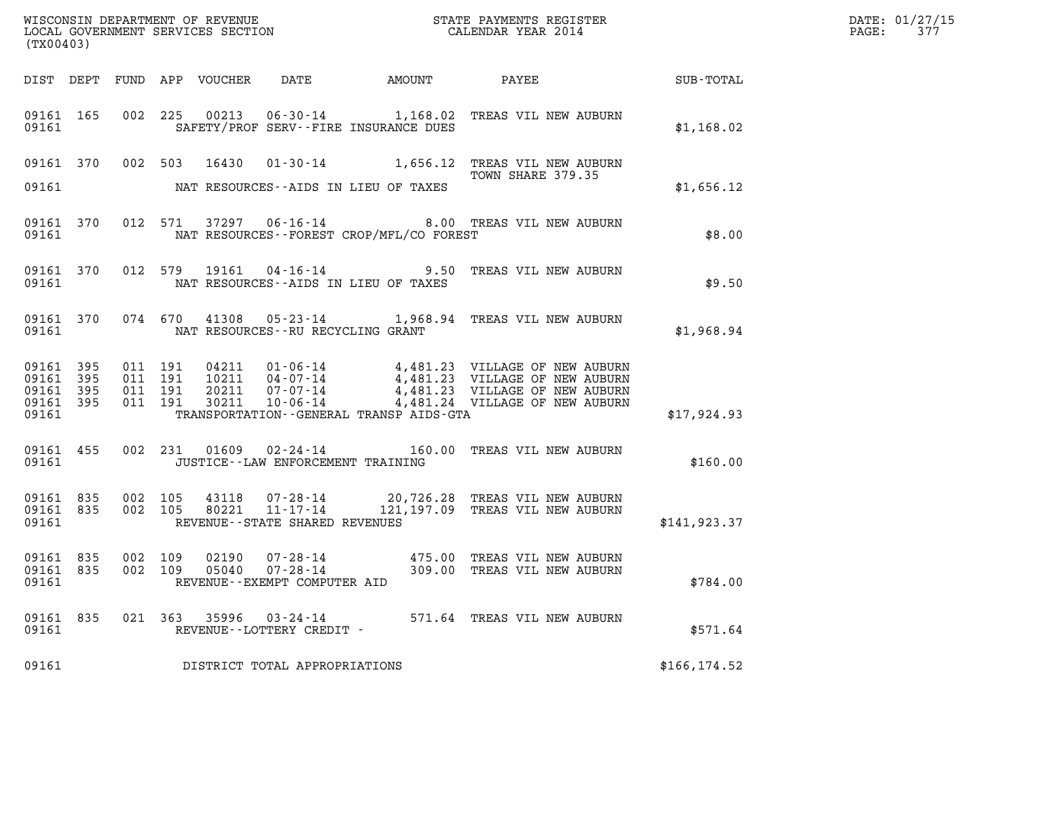WISCONSIN DEPARTMENT OF REVENUE
LOCAL GOVERNMENT SERVICES SECTION
(TX00403)

STATE PAYMENTS REGISTER
CALENDAR YEAR 2014

DATE: 01/27/15
PAGE: 377

| DIST | DEPT | FUND | APP | VOUCHER | DATE | AMOUNT | PAYEE | SUB-TOTAL |
|---|---|---|---|---|---|---|---|---|
| 09161 | 165 | 002 | 225 | 00213 | 06-30-14 | 1,168.02 | TREAS VIL NEW AUBURN | |
| 09161 | | | | | SAFETY/PROF SERV--FIRE INSURANCE DUES | | | $1,168.02 |
| 09161 | 370 | 002 | 503 | 16430 | 01-30-14 | 1,656.12 | TREAS VIL NEW AUBURN TOWN SHARE 379.35 | |
| 09161 | | | | | NAT RESOURCES--AIDS IN LIEU OF TAXES | | | $1,656.12 |
| 09161 | 370 | 012 | 571 | 37297 | 06-16-14 | 8.00 | TREAS VIL NEW AUBURN | |
| 09161 | | | | | NAT RESOURCES--FOREST CROP/MFL/CO FOREST | | | $8.00 |
| 09161 | 370 | 012 | 579 | 19161 | 04-16-14 | 9.50 | TREAS VIL NEW AUBURN | |
| 09161 | | | | | NAT RESOURCES--AIDS IN LIEU OF TAXES | | | $9.50 |
| 09161 | 370 | 074 | 670 | 41308 | 05-23-14 | 1,968.94 | TREAS VIL NEW AUBURN | |
| 09161 | | | | | NAT RESOURCES--RU RECYCLING GRANT | | | $1,968.94 |
| 09161 | 395 | 011 | 191 | 04211 | 01-06-14 | 4,481.23 | VILLAGE OF NEW AUBURN | |
| 09161 | 395 | 011 | 191 | 10211 | 04-07-14 | 4,481.23 | VILLAGE OF NEW AUBURN | |
| 09161 | 395 | 011 | 191 | 20211 | 07-07-14 | 4,481.23 | VILLAGE OF NEW AUBURN | |
| 09161 | 395 | 011 | 191 | 30211 | 10-06-14 | 4,481.24 | VILLAGE OF NEW AUBURN | |
| 09161 | | | | | TRANSPORTATION--GENERAL TRANSP AIDS-GTA | | | $17,924.93 |
| 09161 | 455 | 002 | 231 | 01609 | 02-24-14 | 160.00 | TREAS VIL NEW AUBURN | |
| 09161 | | | | | JUSTICE--LAW ENFORCEMENT TRAINING | | | $160.00 |
| 09161 | 835 | 002 | 105 | 43118 | 07-28-14 | 20,726.28 | TREAS VIL NEW AUBURN | |
| 09161 | 835 | 002 | 105 | 80221 | 11-17-14 | 121,197.09 | TREAS VIL NEW AUBURN | |
| 09161 | | | | | REVENUE--STATE SHARED REVENUES | | | $141,923.37 |
| 09161 | 835 | 002 | 109 | 02190 | 07-28-14 | 475.00 | TREAS VIL NEW AUBURN | |
| 09161 | 835 | 002 | 109 | 05040 | 07-28-14 | 309.00 | TREAS VIL NEW AUBURN | |
| 09161 | | | | | REVENUE--EXEMPT COMPUTER AID | | | $784.00 |
| 09161 | 835 | 021 | 363 | 35996 | 03-24-14 | 571.64 | TREAS VIL NEW AUBURN | |
| 09161 | | | | | REVENUE--LOTTERY CREDIT - | | | $571.64 |
| 09161 | | | | | DISTRICT TOTAL APPROPRIATIONS | | | $166,174.52 |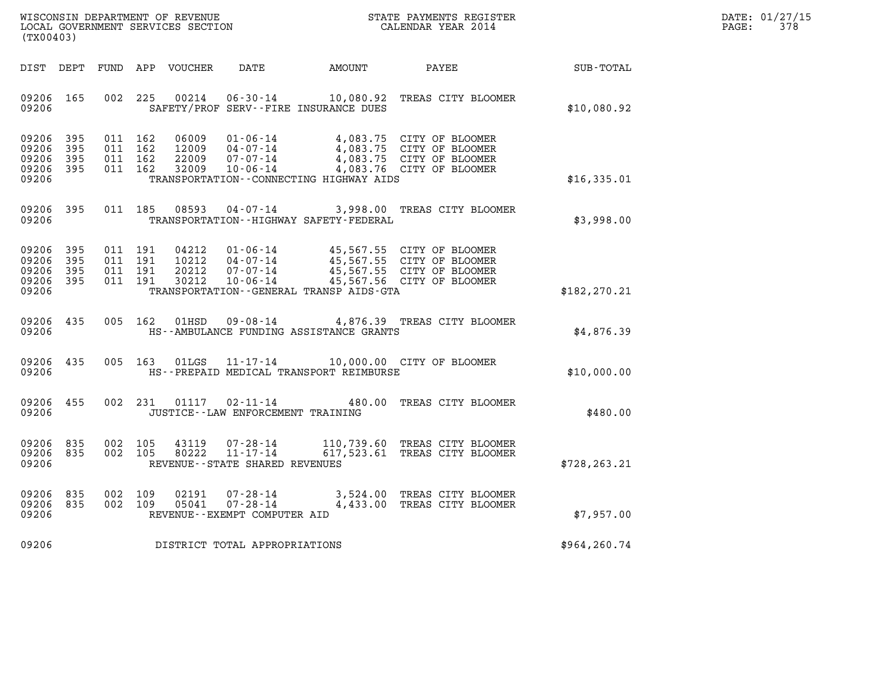WISCONSIN DEPARTMENT OF REVENUE
LOCAL GOVERNMENT SERVICES SECTION
(TX00403)

STATE PAYMENTS REGISTER
CALENDAR YEAR 2014

DATE: 01/27/15
PAGE: 378

| DIST | DEPT | FUND | APP | VOUCHER | DATE | AMOUNT | PAYEE | SUB-TOTAL |
|---|---|---|---|---|---|---|---|---|
| 09206 | 165 | 002 | 225 | 00214 | 06-30-14 | 10,080.92 | TREAS CITY BLOOMER | |
| 09206 | | | | | SAFETY/PROF SERV--FIRE INSURANCE DUES | | | $10,080.92 |
| 09206 | 395 | 011 | 162 | 06009 | 01-06-14 | 4,083.75 | CITY OF BLOOMER | |
| 09206 | 395 | 011 | 162 | 12009 | 04-07-14 | 4,083.75 | CITY OF BLOOMER | |
| 09206 | 395 | 011 | 162 | 22009 | 07-07-14 | 4,083.75 | CITY OF BLOOMER | |
| 09206 | 395 | 011 | 162 | 32009 | 10-06-14 | 4,083.76 | CITY OF BLOOMER | |
| 09206 | | | | | TRANSPORTATION--CONNECTING HIGHWAY AIDS | | | $16,335.01 |
| 09206 | 395 | 011 | 185 | 08593 | 04-07-14 | 3,998.00 | TREAS CITY BLOOMER | |
| 09206 | | | | | TRANSPORTATION--HIGHWAY SAFETY-FEDERAL | | | $3,998.00 |
| 09206 | 395 | 011 | 191 | 04212 | 01-06-14 | 45,567.55 | CITY OF BLOOMER | |
| 09206 | 395 | 011 | 191 | 10212 | 04-07-14 | 45,567.55 | CITY OF BLOOMER | |
| 09206 | 395 | 011 | 191 | 20212 | 07-07-14 | 45,567.55 | CITY OF BLOOMER | |
| 09206 | 395 | 011 | 191 | 30212 | 10-06-14 | 45,567.56 | CITY OF BLOOMER | |
| 09206 | | | | | TRANSPORTATION--GENERAL TRANSP AIDS-GTA | | | $182,270.21 |
| 09206 | 435 | 005 | 162 | 01HSD | 09-08-14 | 4,876.39 | TREAS CITY BLOOMER | |
| 09206 | | | | | HS--AMBULANCE FUNDING ASSISTANCE GRANTS | | | $4,876.39 |
| 09206 | 435 | 005 | 163 | 01LGS | 11-17-14 | 10,000.00 | CITY OF BLOOMER | |
| 09206 | | | | | HS--PREPAID MEDICAL TRANSPORT REIMBURSE | | | $10,000.00 |
| 09206 | 455 | 002 | 231 | 01117 | 02-11-14 | 480.00 | TREAS CITY BLOOMER | |
| 09206 | | | | | JUSTICE--LAW ENFORCEMENT TRAINING | | | $480.00 |
| 09206 | 835 | 002 | 105 | 43119 | 07-28-14 | 110,739.60 | TREAS CITY BLOOMER | |
| 09206 | 835 | 002 | 105 | 80222 | 11-17-14 | 617,523.61 | TREAS CITY BLOOMER | |
| 09206 | | | | | REVENUE--STATE SHARED REVENUES | | | $728,263.21 |
| 09206 | 835 | 002 | 109 | 02191 | 07-28-14 | 3,524.00 | TREAS CITY BLOOMER | |
| 09206 | 835 | 002 | 109 | 05041 | 07-28-14 | 4,433.00 | TREAS CITY BLOOMER | |
| 09206 | | | | | REVENUE--EXEMPT COMPUTER AID | | | $7,957.00 |
| 09206 | | | | | DISTRICT TOTAL APPROPRIATIONS | | | $964,260.74 |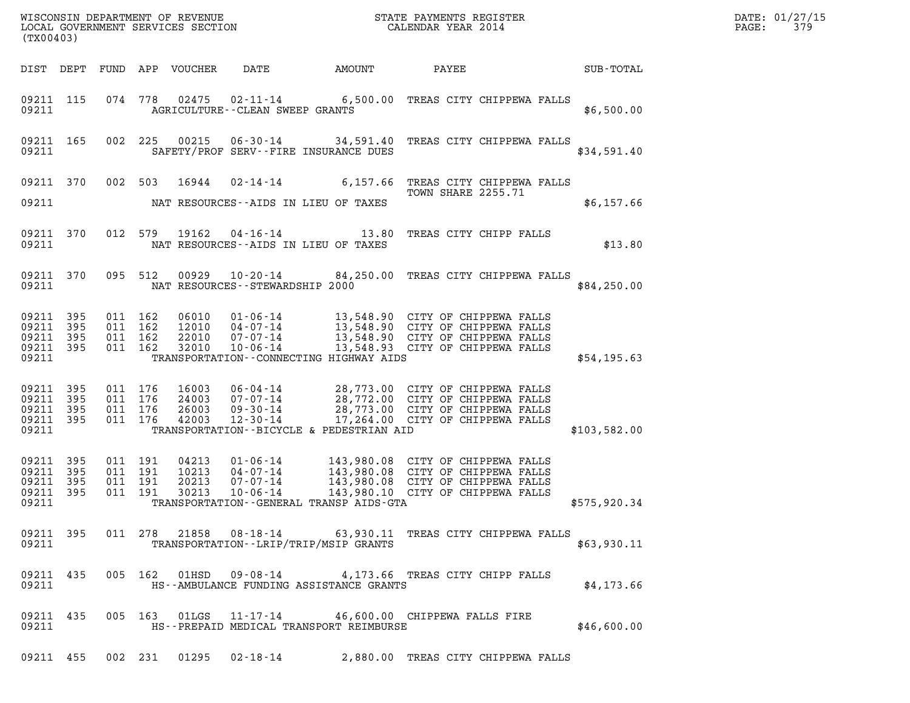WISCONSIN DEPARTMENT OF REVENUE
LOCAL GOVERNMENT SERVICES SECTION
(TX00403)

STATE PAYMENTS REGISTER
CALENDAR YEAR 2014

DATE: 01/27/15
PAGE: 379

| DIST | DEPT | FUND | APP | VOUCHER | DATE | AMOUNT | PAYEE | SUB-TOTAL |
|---|---|---|---|---|---|---|---|---|
| 09211 | 115 | 074 | 778 | 02475 | 02-11-14 | 6,500.00 | TREAS CITY CHIPPEWA FALLS | |
| 09211 | | | | AGRICULTURE--CLEAN SWEEP GRANTS | | | | $6,500.00 |
| 09211 | 165 | 002 | 225 | 00215 | 06-30-14 | 34,591.40 | TREAS CITY CHIPPEWA FALLS | |
| 09211 | | | | SAFETY/PROF SERV--FIRE INSURANCE DUES | | | | $34,591.40 |
| 09211 | 370 | 002 | 503 | 16944 | 02-14-14 | 6,157.66 | TREAS CITY CHIPPEWA FALLS TOWN SHARE 2255.71 | |
| 09211 | | | | NAT RESOURCES--AIDS IN LIEU OF TAXES | | | | $6,157.66 |
| 09211 | 370 | 012 | 579 | 19162 | 04-16-14 | 13.80 | TREAS CITY CHIPP FALLS | |
| 09211 | | | | NAT RESOURCES--AIDS IN LIEU OF TAXES | | | | $13.80 |
| 09211 | 370 | 095 | 512 | 00929 | 10-20-14 | 84,250.00 | TREAS CITY CHIPPEWA FALLS | |
| 09211 | | | | NAT RESOURCES--STEWARDSHIP 2000 | | | | $84,250.00 |
| 09211 | 395 | 011 | 162 | 06010 | 01-06-14 | 13,548.90 | CITY OF CHIPPEWA FALLS | |
| 09211 | 395 | 011 | 162 | 12010 | 04-07-14 | 13,548.90 | CITY OF CHIPPEWA FALLS | |
| 09211 | 395 | 011 | 162 | 22010 | 07-07-14 | 13,548.90 | CITY OF CHIPPEWA FALLS | |
| 09211 | 395 | 011 | 162 | 32010 | 10-06-14 | 13,548.93 | CITY OF CHIPPEWA FALLS | |
| 09211 | | | | TRANSPORTATION--CONNECTING HIGHWAY AIDS | | | | $54,195.63 |
| 09211 | 395 | 011 | 176 | 16003 | 06-04-14 | 28,773.00 | CITY OF CHIPPEWA FALLS | |
| 09211 | 395 | 011 | 176 | 24003 | 07-07-14 | 28,772.00 | CITY OF CHIPPEWA FALLS | |
| 09211 | 395 | 011 | 176 | 26003 | 09-30-14 | 28,773.00 | CITY OF CHIPPEWA FALLS | |
| 09211 | 395 | 011 | 176 | 42003 | 12-30-14 | 17,264.00 | CITY OF CHIPPEWA FALLS | |
| 09211 | | | | TRANSPORTATION--BICYCLE & PEDESTRIAN AID | | | | $103,582.00 |
| 09211 | 395 | 011 | 191 | 04213 | 01-06-14 | 143,980.08 | CITY OF CHIPPEWA FALLS | |
| 09211 | 395 | 011 | 191 | 10213 | 04-07-14 | 143,980.08 | CITY OF CHIPPEWA FALLS | |
| 09211 | 395 | 011 | 191 | 20213 | 07-07-14 | 143,980.08 | CITY OF CHIPPEWA FALLS | |
| 09211 | 395 | 011 | 191 | 30213 | 10-06-14 | 143,980.10 | CITY OF CHIPPEWA FALLS | |
| 09211 | | | | TRANSPORTATION--GENERAL TRANSP AIDS-GTA | | | | $575,920.34 |
| 09211 | 395 | 011 | 278 | 21858 | 08-18-14 | 63,930.11 | TREAS CITY CHIPPEWA FALLS | |
| 09211 | | | | TRANSPORTATION--LRIP/TRIP/MSIP GRANTS | | | | $63,930.11 |
| 09211 | 435 | 005 | 162 | 01HSD | 09-08-14 | 4,173.66 | TREAS CITY CHIPP FALLS | |
| 09211 | | | | HS--AMBULANCE FUNDING ASSISTANCE GRANTS | | | | $4,173.66 |
| 09211 | 435 | 005 | 163 | 01LGS | 11-17-14 | 46,600.00 | CHIPPEWA FALLS FIRE | |
| 09211 | | | | HS--PREPAID MEDICAL TRANSPORT REIMBURSE | | | | $46,600.00 |
| 09211 | 455 | 002 | 231 | 01295 | 02-18-14 | 2,880.00 | TREAS CITY CHIPPEWA FALLS | |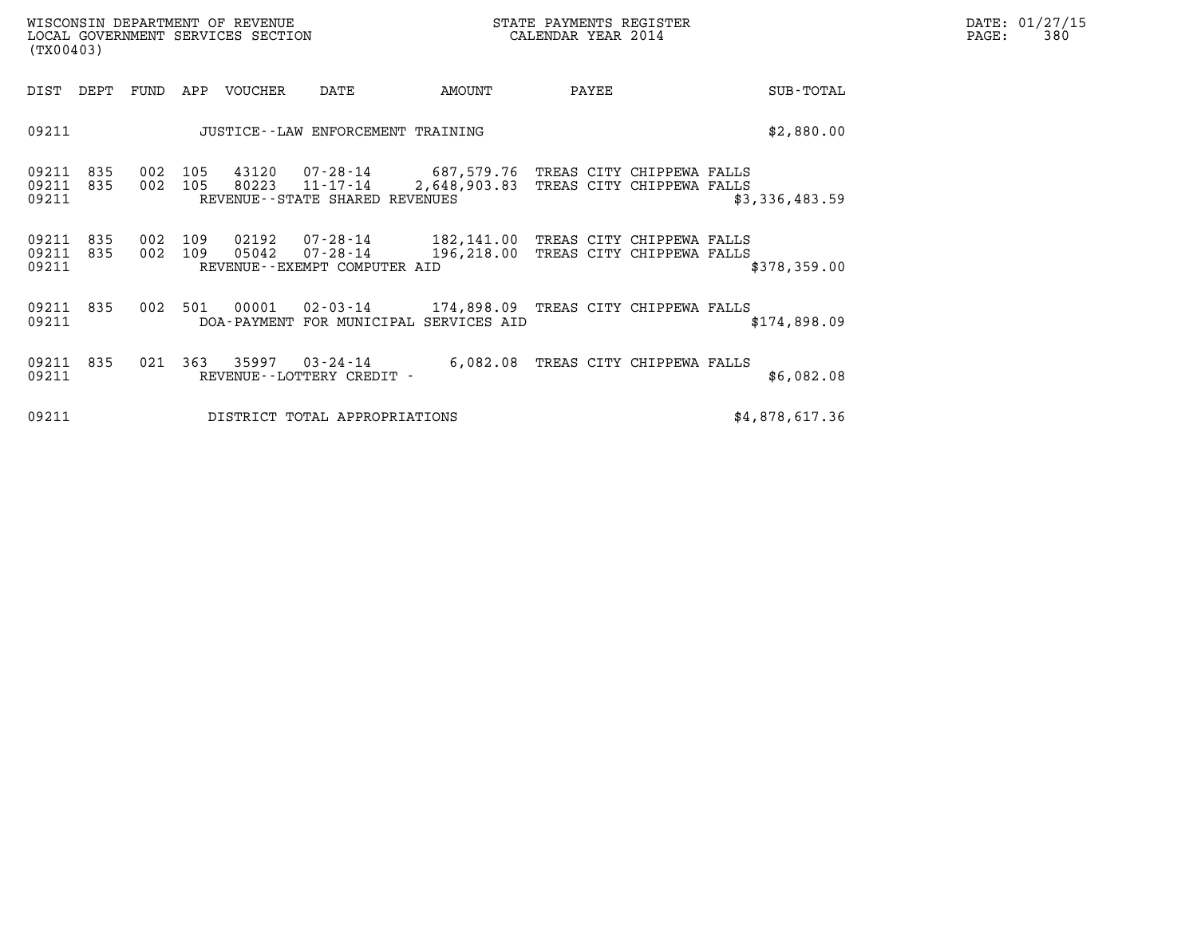WISCONSIN DEPARTMENT OF REVENUE
LOCAL GOVERNMENT SERVICES SECTION
(TX00403)

STATE PAYMENTS REGISTER
CALENDAR YEAR 2014

DATE: 01/27/15
PAGE: 380

| DIST | DEPT | FUND | APP | VOUCHER | DATE | AMOUNT | PAYEE | SUB-TOTAL |
|---|---|---|---|---|---|---|---|---|
| 09211 | | | | | JUSTICE--LAW ENFORCEMENT TRAINING | | | $2,880.00 |
| 09211 | 835 | 002 | 105 | 43120 | 07-28-14 | 687,579.76 | TREAS CITY CHIPPEWA FALLS | |
| 09211 | 835 | 002 | 105 | 80223 | 11-17-14 | 2,648,903.83 | TREAS CITY CHIPPEWA FALLS | |
| 09211 | | | | | REVENUE--STATE SHARED REVENUES | | | $3,336,483.59 |
| 09211 | 835 | 002 | 109 | 02192 | 07-28-14 | 182,141.00 | TREAS CITY CHIPPEWA FALLS | |
| 09211 | 835 | 002 | 109 | 05042 | 07-28-14 | 196,218.00 | TREAS CITY CHIPPEWA FALLS | |
| 09211 | | | | | REVENUE--EXEMPT COMPUTER AID | | | $378,359.00 |
| 09211 | 835 | 002 | 501 | 00001 | 02-03-14 | 174,898.09 | TREAS CITY CHIPPEWA FALLS | |
| 09211 | | | | | DOA-PAYMENT FOR MUNICIPAL SERVICES AID | | | $174,898.09 |
| 09211 | 835 | 021 | 363 | 35997 | 03-24-14 | 6,082.08 | TREAS CITY CHIPPEWA FALLS | |
| 09211 | | | | | REVENUE--LOTTERY CREDIT - | | | $6,082.08 |
| 09211 | | | | | DISTRICT TOTAL APPROPRIATIONS | | | $4,878,617.36 |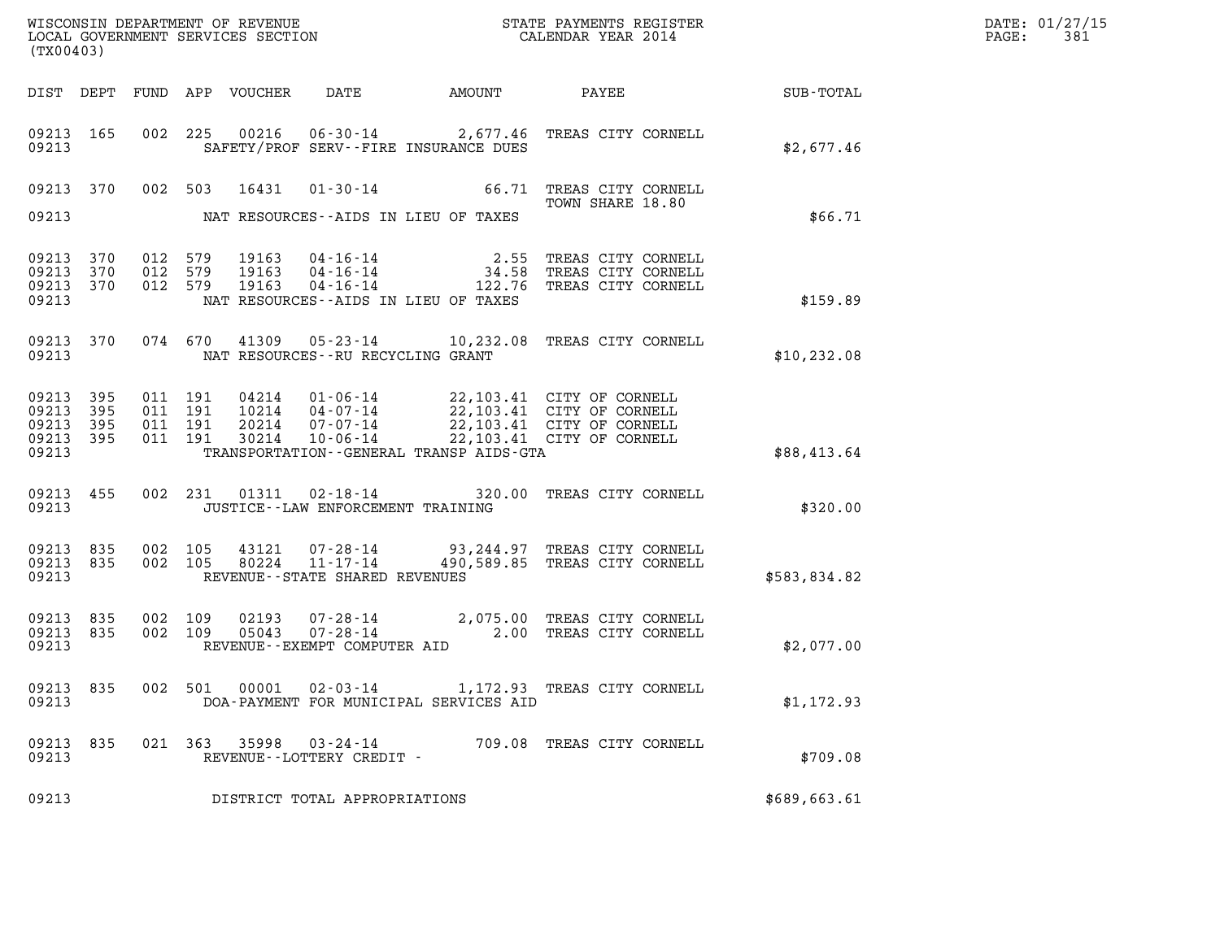WISCONSIN DEPARTMENT OF REVENUE
LOCAL GOVERNMENT SERVICES SECTION
(TX00403)

STATE PAYMENTS REGISTER
CALENDAR YEAR 2014

DATE: 01/27/15
PAGE: 381

| DIST | DEPT | FUND | APP | VOUCHER | DATE | AMOUNT | PAYEE | SUB-TOTAL |
|---|---|---|---|---|---|---|---|---|
| 09213 | 165 | 002 | 225 | 00216 | 06-30-14 | 2,677.46 | TREAS CITY CORNELL | |
| 09213 | | | | | SAFETY/PROF SERV--FIRE INSURANCE DUES | | | $2,677.46 |
| 09213 | 370 | 002 | 503 | 16431 | 01-30-14 | 66.71 | TREAS CITY CORNELL TOWN SHARE 18.80 | |
| 09213 | | | | | NAT RESOURCES--AIDS IN LIEU OF TAXES | | | $66.71 |
| 09213 | 370 | 012 | 579 | 19163 | 04-16-14 | 2.55 | TREAS CITY CORNELL | |
| 09213 | 370 | 012 | 579 | 19163 | 04-16-14 | 34.58 | TREAS CITY CORNELL | |
| 09213 | 370 | 012 | 579 | 19163 | 04-16-14 | 122.76 | TREAS CITY CORNELL | |
| 09213 | | | | | NAT RESOURCES--AIDS IN LIEU OF TAXES | | | $159.89 |
| 09213 | 370 | 074 | 670 | 41309 | 05-23-14 | 10,232.08 | TREAS CITY CORNELL | |
| 09213 | | | | | NAT RESOURCES--RU RECYCLING GRANT | | | $10,232.08 |
| 09213 | 395 | 011 | 191 | 04214 | 01-06-14 | 22,103.41 | CITY OF CORNELL | |
| 09213 | 395 | 011 | 191 | 10214 | 04-07-14 | 22,103.41 | CITY OF CORNELL | |
| 09213 | 395 | 011 | 191 | 20214 | 07-07-14 | 22,103.41 | CITY OF CORNELL | |
| 09213 | 395 | 011 | 191 | 30214 | 10-06-14 | 22,103.41 | CITY OF CORNELL | |
| 09213 | | | | | TRANSPORTATION--GENERAL TRANSP AIDS-GTA | | | $88,413.64 |
| 09213 | 455 | 002 | 231 | 01311 | 02-18-14 | 320.00 | TREAS CITY CORNELL | |
| 09213 | | | | | JUSTICE--LAW ENFORCEMENT TRAINING | | | $320.00 |
| 09213 | 835 | 002 | 105 | 43121 | 07-28-14 | 93,244.97 | TREAS CITY CORNELL | |
| 09213 | 835 | 002 | 105 | 80224 | 11-17-14 | 490,589.85 | TREAS CITY CORNELL | |
| 09213 | | | | | REVENUE--STATE SHARED REVENUES | | | $583,834.82 |
| 09213 | 835 | 002 | 109 | 02193 | 07-28-14 | 2,075.00 | TREAS CITY CORNELL | |
| 09213 | 835 | 002 | 109 | 05043 | 07-28-14 | 2.00 | TREAS CITY CORNELL | |
| 09213 | | | | | REVENUE--EXEMPT COMPUTER AID | | | $2,077.00 |
| 09213 | 835 | 002 | 501 | 00001 | 02-03-14 | 1,172.93 | TREAS CITY CORNELL | |
| 09213 | | | | | DOA-PAYMENT FOR MUNICIPAL SERVICES AID | | | $1,172.93 |
| 09213 | 835 | 021 | 363 | 35998 | 03-24-14 | 709.08 | TREAS CITY CORNELL | |
| 09213 | | | | | REVENUE--LOTTERY CREDIT - | | | $709.08 |
| 09213 | | | | | DISTRICT TOTAL APPROPRIATIONS | | | $689,663.61 |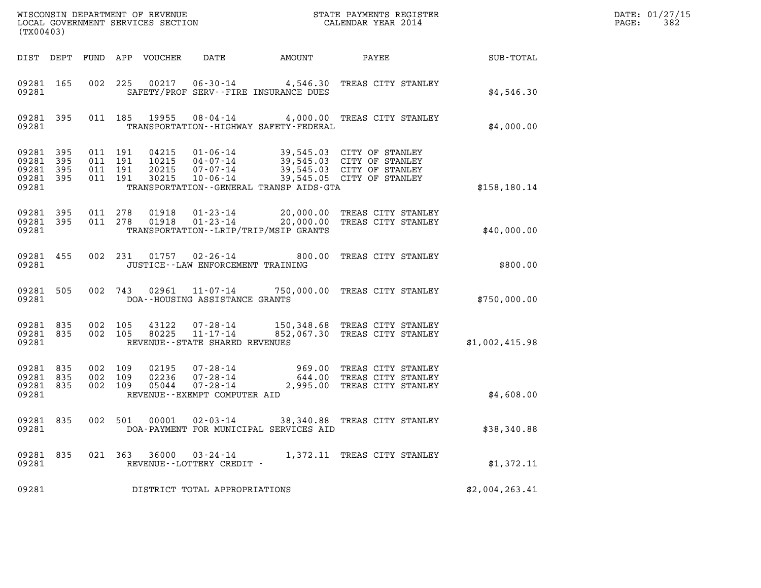WISCONSIN DEPARTMENT OF REVENUE
LOCAL GOVERNMENT SERVICES SECTION
(TX00403)

STATE PAYMENTS REGISTER
CALENDAR YEAR 2014

DATE: 01/27/15
PAGE: 382

| DIST | DEPT | FUND | APP | VOUCHER | DATE | AMOUNT | PAYEE | SUB-TOTAL |
|---|---|---|---|---|---|---|---|---|
| 09281 | 165 | 002 | 225 | 00217 | 06-30-14 | 4,546.30 | TREAS CITY STANLEY | |
| 09281 | | | | | SAFETY/PROF SERV--FIRE INSURANCE DUES | | | $4,546.30 |
| 09281 | 395 | 011 | 185 | 19955 | 08-04-14 | 4,000.00 | TREAS CITY STANLEY | |
| 09281 | | | | | TRANSPORTATION--HIGHWAY SAFETY-FEDERAL | | | $4,000.00 |
| 09281 | 395 | 011 | 191 | 04215 | 01-06-14 | 39,545.03 | CITY OF STANLEY | |
| 09281 | 395 | 011 | 191 | 10215 | 04-07-14 | 39,545.03 | CITY OF STANLEY | |
| 09281 | 395 | 011 | 191 | 20215 | 07-07-14 | 39,545.03 | CITY OF STANLEY | |
| 09281 | 395 | 011 | 191 | 30215 | 10-06-14 | 39,545.05 | CITY OF STANLEY | |
| 09281 | | | | | TRANSPORTATION--GENERAL TRANSP AIDS-GTA | | | $158,180.14 |
| 09281 | 395 | 011 | 278 | 01918 | 01-23-14 | 20,000.00 | TREAS CITY STANLEY | |
| 09281 | 395 | 011 | 278 | 01918 | 01-23-14 | 20,000.00 | TREAS CITY STANLEY | |
| 09281 | | | | | TRANSPORTATION--LRIP/TRIP/MSIP GRANTS | | | $40,000.00 |
| 09281 | 455 | 002 | 231 | 01757 | 02-26-14 | 800.00 | TREAS CITY STANLEY | |
| 09281 | | | | | JUSTICE--LAW ENFORCEMENT TRAINING | | | $800.00 |
| 09281 | 505 | 002 | 743 | 02961 | 11-07-14 | 750,000.00 | TREAS CITY STANLEY | |
| 09281 | | | | | DOA--HOUSING ASSISTANCE GRANTS | | | $750,000.00 |
| 09281 | 835 | 002 | 105 | 43122 | 07-28-14 | 150,348.68 | TREAS CITY STANLEY | |
| 09281 | 835 | 002 | 105 | 80225 | 11-17-14 | 852,067.30 | TREAS CITY STANLEY | |
| 09281 | | | | | REVENUE--STATE SHARED REVENUES | | | $1,002,415.98 |
| 09281 | 835 | 002 | 109 | 02195 | 07-28-14 | 969.00 | TREAS CITY STANLEY | |
| 09281 | 835 | 002 | 109 | 02236 | 07-28-14 | 644.00 | TREAS CITY STANLEY | |
| 09281 | 835 | 002 | 109 | 05044 | 07-28-14 | 2,995.00 | TREAS CITY STANLEY | |
| 09281 | | | | | REVENUE--EXEMPT COMPUTER AID | | | $4,608.00 |
| 09281 | 835 | 002 | 501 | 00001 | 02-03-14 | 38,340.88 | TREAS CITY STANLEY | |
| 09281 | | | | | DOA-PAYMENT FOR MUNICIPAL SERVICES AID | | | $38,340.88 |
| 09281 | 835 | 021 | 363 | 36000 | 03-24-14 | 1,372.11 | TREAS CITY STANLEY | |
| 09281 | | | | | REVENUE--LOTTERY CREDIT - | | | $1,372.11 |
| 09281 | | | | | DISTRICT TOTAL APPROPRIATIONS | | | $2,004,263.41 |